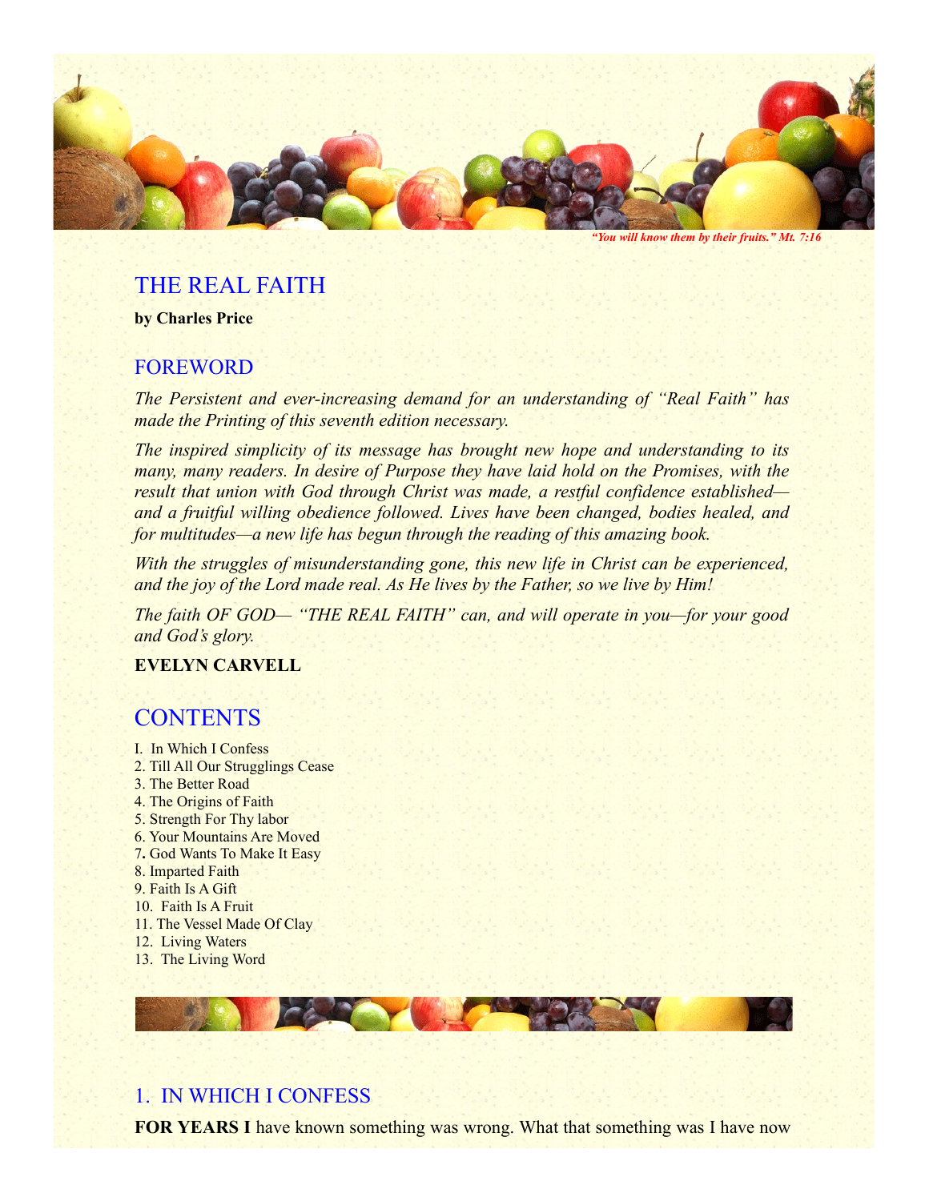*"You will know them by their fruits." Mt. 7:16*

# THE REAL FAITH

**by Charles Price**

## FOREWORD

*The Persistent and ever-increasing demand for an understanding of "Real Faith" has made the Printing of this seventh edition necessary.*

*The inspired simplicity of its message has brought new hope and understanding to its many, many readers. In desire of Purpose they have laid hold on the Promises, with the result that union with God through Christ was made, a restful confidence established—and a fruitful willing obedience followed. Lives have been changed, bodies healed, and for multitudes—a new life has begun through the reading of this amazing book.*

*With the struggles of misunderstanding gone, this new life in Christ can be experienced, and the joy of the Lord made real. As He lives by the Father, so we live by Him!*

*The faith OF GOD— "THE REAL FAITH" can, and will operate in you—for your good and God's glory.*

**EVELYN CARVELL**

## CONTENTS

I. In Which I Confess
2. Till All Our Strugglings Cease
3. The Better Road
4. The Origins of Faith
5. Strength For Thy labor
6. Your Mountains Are Moved
7. God Wants To Make It Easy
8. Imparted Faith
9. Faith Is A Gift
10. Faith Is A Fruit
11. The Vessel Made Of Clay
12. Living Waters
13. The Living Word

## 1. IN WHICH I CONFESS

**FOR YEARS I** have known something was wrong. What that something was I have now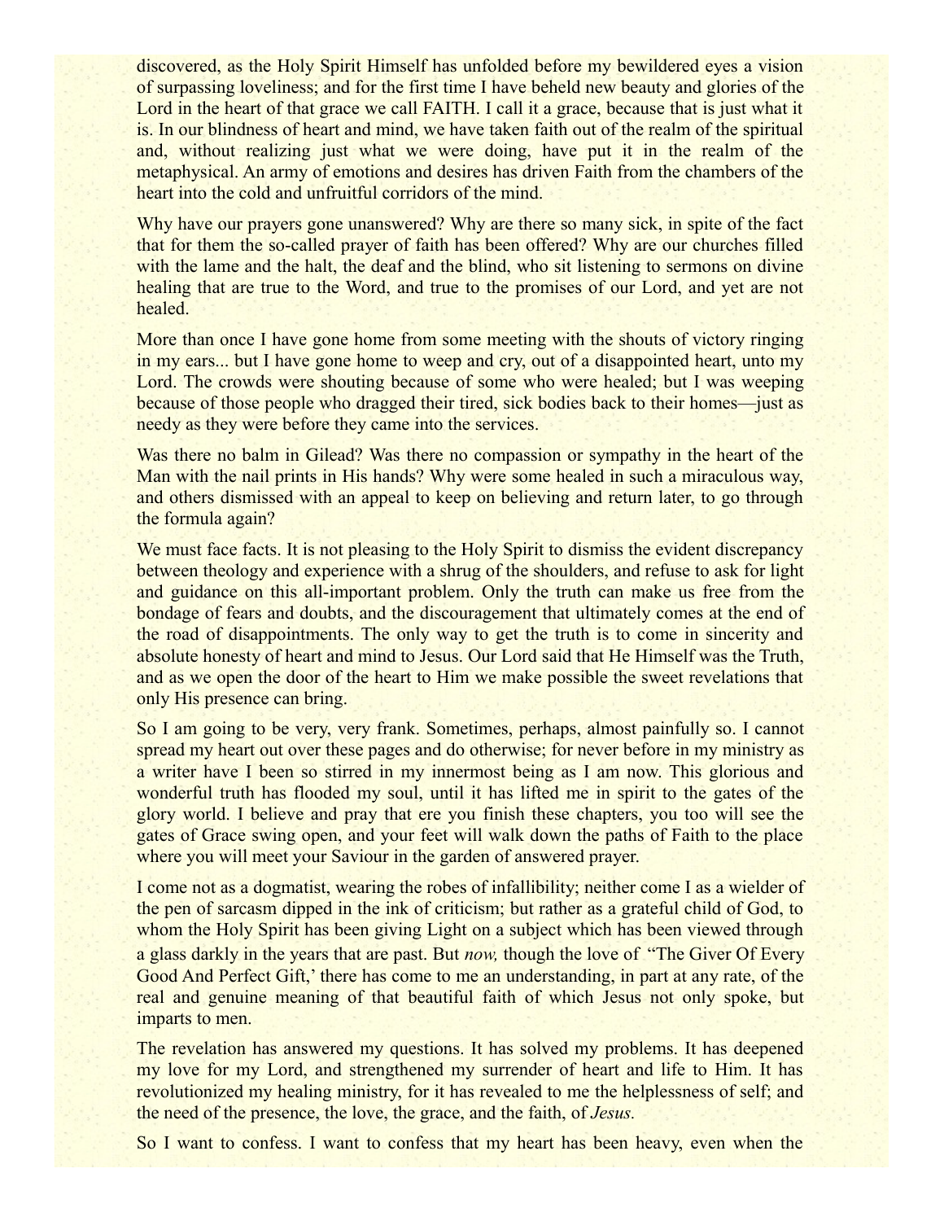discovered, as the Holy Spirit Himself has unfolded before my bewildered eyes a vision of surpassing loveliness; and for the first time I have beheld new beauty and glories of the Lord in the heart of that grace we call FAITH. I call it a grace, because that is just what it is. In our blindness of heart and mind, we have taken faith out of the realm of the spiritual and, without realizing just what we were doing, have put it in the realm of the metaphysical. An army of emotions and desires has driven Faith from the chambers of the heart into the cold and unfruitful corridors of the mind.

Why have our prayers gone unanswered? Why are there so many sick, in spite of the fact that for them the so-called prayer of faith has been offered? Why are our churches filled with the lame and the halt, the deaf and the blind, who sit listening to sermons on divine healing that are true to the Word, and true to the promises of our Lord, and yet are not healed.

More than once I have gone home from some meeting with the shouts of victory ringing in my ears... but I have gone home to weep and cry, out of a disappointed heart, unto my Lord. The crowds were shouting because of some who were healed; but I was weeping because of those people who dragged their tired, sick bodies back to their homes—just as needy as they were before they came into the services.

Was there no balm in Gilead? Was there no compassion or sympathy in the heart of the Man with the nail prints in His hands? Why were some healed in such a miraculous way, and others dismissed with an appeal to keep on believing and return later, to go through the formula again?

We must face facts. It is not pleasing to the Holy Spirit to dismiss the evident discrepancy between theology and experience with a shrug of the shoulders, and refuse to ask for light and guidance on this all-important problem. Only the truth can make us free from the bondage of fears and doubts, and the discouragement that ultimately comes at the end of the road of disappointments. The only way to get the truth is to come in sincerity and absolute honesty of heart and mind to Jesus. Our Lord said that He Himself was the Truth, and as we open the door of the heart to Him we make possible the sweet revelations that only His presence can bring.

So I am going to be very, very frank. Sometimes, perhaps, almost painfully so. I cannot spread my heart out over these pages and do otherwise; for never before in my ministry as a writer have I been so stirred in my innermost being as I am now. This glorious and wonderful truth has flooded my soul, until it has lifted me in spirit to the gates of the glory world. I believe and pray that ere you finish these chapters, you too will see the gates of Grace swing open, and your feet will walk down the paths of Faith to the place where you will meet your Saviour in the garden of answered prayer.

I come not as a dogmatist, wearing the robes of infallibility; neither come I as a wielder of the pen of sarcasm dipped in the ink of criticism; but rather as a grateful child of God, to whom the Holy Spirit has been giving Light on a subject which has been viewed through a glass darkly in the years that are past. But *now,* though the love of "The Giver Of Every Good And Perfect Gift,' there has come to me an understanding, in part at any rate, of the real and genuine meaning of that beautiful faith of which Jesus not only spoke, but imparts to men.

The revelation has answered my questions. It has solved my problems. It has deepened my love for my Lord, and strengthened my surrender of heart and life to Him. It has revolutionized my healing ministry, for it has revealed to me the helplessness of self; and the need of the presence, the love, the grace, and the faith, of *Jesus.*

So I want to confess. I want to confess that my heart has been heavy, even when the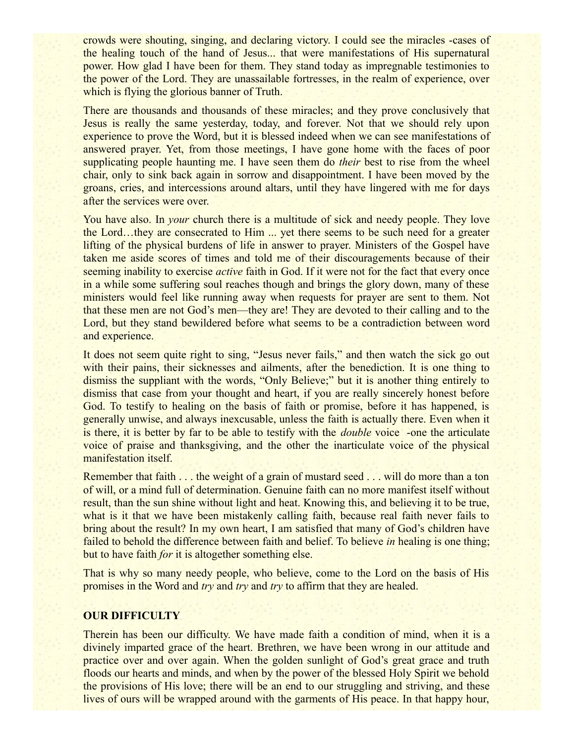crowds were shouting, singing, and declaring victory. I could see the miracles -cases of the healing touch of the hand of Jesus... that were manifestations of His supernatural power. How glad I have been for them. They stand today as impregnable testimonies to the power of the Lord. They are unassailable fortresses, in the realm of experience, over which is flying the glorious banner of Truth.

There are thousands and thousands of these miracles; and they prove conclusively that Jesus is really the same yesterday, today, and forever. Not that we should rely upon experience to prove the Word, but it is blessed indeed when we can see manifestations of answered prayer. Yet, from those meetings, I have gone home with the faces of poor supplicating people haunting me. I have seen them do *their* best to rise from the wheel chair, only to sink back again in sorrow and disappointment. I have been moved by the groans, cries, and intercessions around altars, until they have lingered with me for days after the services were over.

You have also. In *your* church there is a multitude of sick and needy people. They love the Lord…they are consecrated to Him ... yet there seems to be such need for a greater lifting of the physical burdens of life in answer to prayer. Ministers of the Gospel have taken me aside scores of times and told me of their discouragements because of their seeming inability to exercise *active* faith in God. If it were not for the fact that every once in a while some suffering soul reaches though and brings the glory down, many of these ministers would feel like running away when requests for prayer are sent to them. Not that these men are not God's men—they are! They are devoted to their calling and to the Lord, but they stand bewildered before what seems to be a contradiction between word and experience.

It does not seem quite right to sing, "Jesus never fails," and then watch the sick go out with their pains, their sicknesses and ailments, after the benediction. It is one thing to dismiss the suppliant with the words, "Only Believe;" but it is another thing entirely to dismiss that case from your thought and heart, if you are really sincerely honest before God. To testify to healing on the basis of faith or promise, before it has happened, is generally unwise, and always inexcusable, unless the faith is actually there. Even when it is there, it is better by far to be able to testify with the *double* voice -one the articulate voice of praise and thanksgiving, and the other the inarticulate voice of the physical manifestation itself.

Remember that faith . . . the weight of a grain of mustard seed . . . will do more than a ton of will, or a mind full of determination. Genuine faith can no more manifest itself without result, than the sun shine without light and heat. Knowing this, and believing it to be true, what is it that we have been mistakenly calling faith, because real faith never fails to bring about the result? In my own heart, I am satisfied that many of God's children have failed to behold the difference between faith and belief. To believe *in* healing is one thing; but to have faith *for* it is altogether something else.

That is why so many needy people, who believe, come to the Lord on the basis of His promises in the Word and *try* and *try* and *try* to affirm that they are healed.

**OUR DIFFICULTY**

Therein has been our difficulty. We have made faith a condition of mind, when it is a divinely imparted grace of the heart. Brethren, we have been wrong in our attitude and practice over and over again. When the golden sunlight of God's great grace and truth floods our hearts and minds, and when by the power of the blessed Holy Spirit we behold the provisions of His love; there will be an end to our struggling and striving, and these lives of ours will be wrapped around with the garments of His peace. In that happy hour,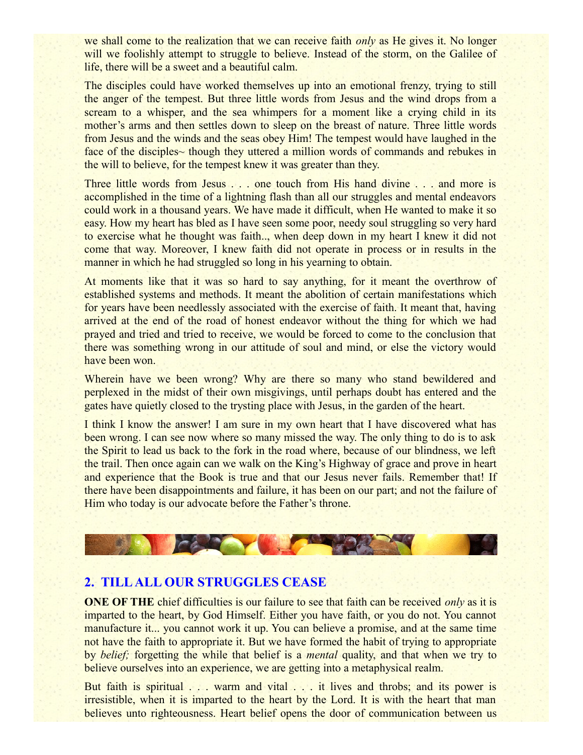we shall come to the realization that we can receive faith *only* as He gives it. No longer will we foolishly attempt to struggle to believe. Instead of the storm, on the Galilee of life, there will be a sweet and a beautiful calm.

The disciples could have worked themselves up into an emotional frenzy, trying to still the anger of the tempest. But three little words from Jesus and the wind drops from a scream to a whisper, and the sea whimpers for a moment like a crying child in its mother's arms and then settles down to sleep on the breast of nature. Three little words from Jesus and the winds and the seas obey Him! The tempest would have laughed in the face of the disciples~ though they uttered a million words of commands and rebukes in the will to believe, for the tempest knew it was greater than they.

Three little words from Jesus . . . one touch from His hand divine . . . and more is accomplished in the time of a lightning flash than all our struggles and mental endeavors could work in a thousand years. We have made it difficult, when He wanted to make it so easy. How my heart has bled as I have seen some poor, needy soul struggling so very hard to exercise what he thought was faith.., when deep down in my heart I knew it did not come that way. Moreover, I knew faith did not operate in process or in results in the manner in which he had struggled so long in his yearning to obtain.

At moments like that it was so hard to say anything, for it meant the overthrow of established systems and methods. It meant the abolition of certain manifestations which for years have been needlessly associated with the exercise of faith. It meant that, having arrived at the end of the road of honest endeavor without the thing for which we had prayed and tried and tried to receive, we would be forced to come to the conclusion that there was something wrong in our attitude of soul and mind, or else the victory would have been won.

Wherein have we been wrong? Why are there so many who stand bewildered and perplexed in the midst of their own misgivings, until perhaps doubt has entered and the gates have quietly closed to the trysting place with Jesus, in the garden of the heart.

I think I know the answer! I am sure in my own heart that I have discovered what has been wrong. I can see now where so many missed the way. The only thing to do is to ask the Spirit to lead us back to the fork in the road where, because of our blindness, we left the trail. Then once again can we walk on the King's Highway of grace and prove in heart and experience that the Book is true and that our Jesus never fails. Remember that! If there have been disappointments and failure, it has been on our part; and not the failure of Him who today is our advocate before the Father's throne.

## 2. TILL ALL OUR STRUGGLES CEASE

**ONE OF THE** chief difficulties is our failure to see that faith can be received *only* as it is imparted to the heart, by God Himself. Either you have faith, or you do not. You cannot manufacture it... you cannot work it up. You can believe a promise, and at the same time not have the faith to appropriate it. But we have formed the habit of trying to appropriate by *belief;* forgetting the while that belief is a *mental* quality, and that when we try to believe ourselves into an experience, we are getting into a metaphysical realm.

But faith is spiritual . . . warm and vital . . . it lives and throbs; and its power is irresistible, when it is imparted to the heart by the Lord. It is with the heart that man believes unto righteousness. Heart belief opens the door of communication between us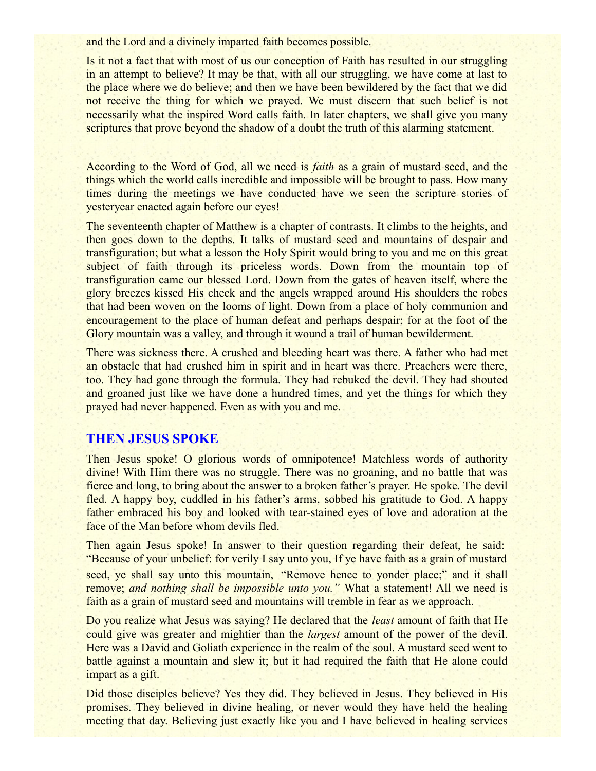and the Lord and a divinely imparted faith becomes possible.

Is it not a fact that with most of us our conception of Faith has resulted in our struggling in an attempt to believe? It may be that, with all our struggling, we have come at last to the place where we do believe; and then we have been bewildered by the fact that we did not receive the thing for which we prayed. We must discern that such belief is not necessarily what the inspired Word calls faith. In later chapters, we shall give you many scriptures that prove beyond the shadow of a doubt the truth of this alarming statement.

According to the Word of God, all we need is *faith* as a grain of mustard seed, and the things which the world calls incredible and impossible will be brought to pass. How many times during the meetings we have conducted have we seen the scripture stories of yesteryear enacted again before our eyes!

The seventeenth chapter of Matthew is a chapter of contrasts. It climbs to the heights, and then goes down to the depths. It talks of mustard seed and mountains of despair and transfiguration; but what a lesson the Holy Spirit would bring to you and me on this great subject of faith through its priceless words. Down from the mountain top of transfiguration came our blessed Lord. Down from the gates of heaven itself, where the glory breezes kissed His cheek and the angels wrapped around His shoulders the robes that had been woven on the looms of light. Down from a place of holy communion and encouragement to the place of human defeat and perhaps despair; for at the foot of the Glory mountain was a valley, and through it wound a trail of human bewilderment.

There was sickness there. A crushed and bleeding heart was there. A father who had met an obstacle that had crushed him in spirit and in heart was there. Preachers were there, too. They had gone through the formula. They had rebuked the devil. They had shouted and groaned just like we have done a hundred times, and yet the things for which they prayed had never happened. Even as with you and me.

## THEN JESUS SPOKE

Then Jesus spoke! O glorious words of omnipotence! Matchless words of authority divine! With Him there was no struggle. There was no groaning, and no battle that was fierce and long, to bring about the answer to a broken father's prayer. He spoke. The devil fled. A happy boy, cuddled in his father's arms, sobbed his gratitude to God. A happy father embraced his boy and looked with tear-stained eyes of love and adoration at the face of the Man before whom devils fled.

Then again Jesus spoke! In answer to their question regarding their defeat, he said: "Because of your unbelief: for verily I say unto you, If ye have faith as a grain of mustard seed, ye shall say unto this mountain, "Remove hence to yonder place;" and it shall remove; *and nothing shall be impossible unto you."* What a statement! All we need is faith as a grain of mustard seed and mountains will tremble in fear as we approach.

Do you realize what Jesus was saying? He declared that the *least* amount of faith that He could give was greater and mightier than the *largest* amount of the power of the devil. Here was a David and Goliath experience in the realm of the soul. A mustard seed went to battle against a mountain and slew it; but it had required the faith that He alone could impart as a gift.

Did those disciples believe? Yes they did. They believed in Jesus. They believed in His promises. They believed in divine healing, or never would they have held the healing meeting that day. Believing just exactly like you and I have believed in healing services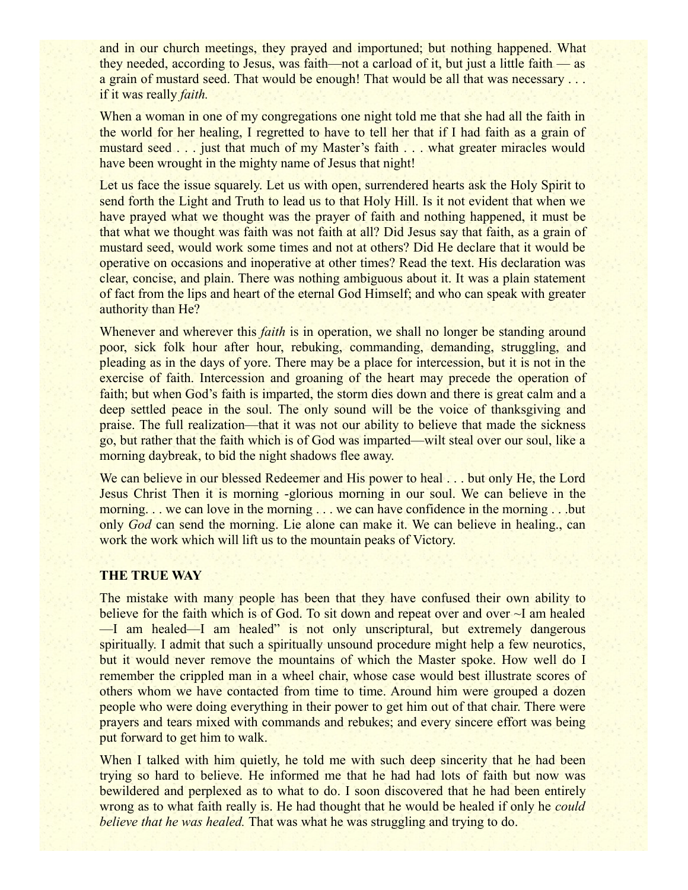and in our church meetings, they prayed and importuned; but nothing happened. What they needed, according to Jesus, was faith—not a carload of it, but just a little faith — as a grain of mustard seed. That would be enough! That would be all that was necessary . . . if it was really *faith.*

When a woman in one of my congregations one night told me that she had all the faith in the world for her healing, I regretted to have to tell her that if I had faith as a grain of mustard seed . . . just that much of my Master's faith . . . what greater miracles would have been wrought in the mighty name of Jesus that night!

Let us face the issue squarely. Let us with open, surrendered hearts ask the Holy Spirit to send forth the Light and Truth to lead us to that Holy Hill. Is it not evident that when we have prayed what we thought was the prayer of faith and nothing happened, it must be that what we thought was faith was not faith at all? Did Jesus say that faith, as a grain of mustard seed, would work some times and not at others? Did He declare that it would be operative on occasions and inoperative at other times? Read the text. His declaration was clear, concise, and plain. There was nothing ambiguous about it. It was a plain statement of fact from the lips and heart of the eternal God Himself; and who can speak with greater authority than He?

Whenever and wherever this *faith* is in operation, we shall no longer be standing around poor, sick folk hour after hour, rebuking, commanding, demanding, struggling, and pleading as in the days of yore. There may be a place for intercession, but it is not in the exercise of faith. Intercession and groaning of the heart may precede the operation of faith; but when God's faith is imparted, the storm dies down and there is great calm and a deep settled peace in the soul. The only sound will be the voice of thanksgiving and praise. The full realization—that it was not our ability to believe that made the sickness go, but rather that the faith which is of God was imparted—wilt steal over our soul, like a morning daybreak, to bid the night shadows flee away.

We can believe in our blessed Redeemer and His power to heal . . . but only He, the Lord Jesus Christ Then it is morning -glorious morning in our soul. We can believe in the morning. . . we can love in the morning . . . we can have confidence in the morning . . .but only *God* can send the morning. Lie alone can make it. We can believe in healing., can work the work which will lift us to the mountain peaks of Victory.

**THE TRUE WAY**

The mistake with many people has been that they have confused their own ability to believe for the faith which is of God. To sit down and repeat over and over ~I am healed —I am healed—I am healed" is not only unscriptural, but extremely dangerous spiritually. I admit that such a spiritually unsound procedure might help a few neurotics, but it would never remove the mountains of which the Master spoke. How well do I remember the crippled man in a wheel chair, whose case would best illustrate scores of others whom we have contacted from time to time. Around him were grouped a dozen people who were doing everything in their power to get him out of that chair. There were prayers and tears mixed with commands and rebukes; and every sincere effort was being put forward to get him to walk.

When I talked with him quietly, he told me with such deep sincerity that he had been trying so hard to believe. He informed me that he had had lots of faith but now was bewildered and perplexed as to what to do. I soon discovered that he had been entirely wrong as to what faith really is. He had thought that he would be healed if only he *could believe that he was healed.* That was what he was struggling and trying to do.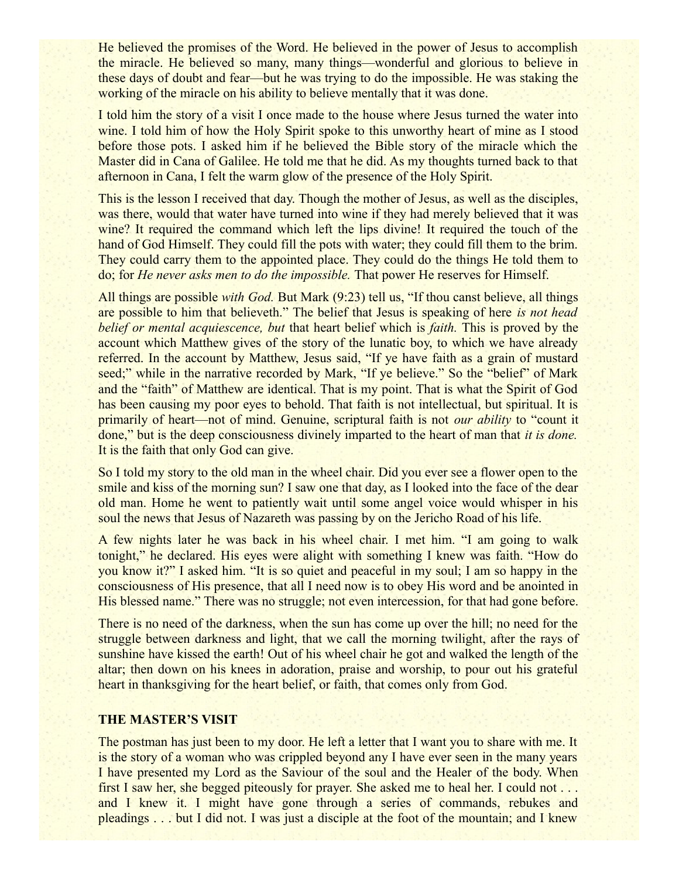He believed the promises of the Word. He believed in the power of Jesus to accomplish the miracle. He believed so many, many things—wonderful and glorious to believe in these days of doubt and fear—but he was trying to do the impossible. He was staking the working of the miracle on his ability to believe mentally that it was done.

I told him the story of a visit I once made to the house where Jesus turned the water into wine. I told him of how the Holy Spirit spoke to this unworthy heart of mine as I stood before those pots. I asked him if he believed the Bible story of the miracle which the Master did in Cana of Galilee. He told me that he did. As my thoughts turned back to that afternoon in Cana, I felt the warm glow of the presence of the Holy Spirit.

This is the lesson I received that day. Though the mother of Jesus, as well as the disciples, was there, would that water have turned into wine if they had merely believed that it was wine? It required the command which left the lips divine! It required the touch of the hand of God Himself. They could fill the pots with water; they could fill them to the brim. They could carry them to the appointed place. They could do the things He told them to do; for *He never asks men to do the impossible.* That power He reserves for Himself.

All things are possible *with God.* But Mark (9:23) tell us, "If thou canst believe, all things are possible to him that believeth." The belief that Jesus is speaking of here *is not head belief or mental acquiescence, but* that heart belief which is *faith.* This is proved by the account which Matthew gives of the story of the lunatic boy, to which we have already referred. In the account by Matthew, Jesus said, "If ye have faith as a grain of mustard seed;" while in the narrative recorded by Mark, "If ye believe." So the "belief" of Mark and the "faith" of Matthew are identical. That is my point. That is what the Spirit of God has been causing my poor eyes to behold. That faith is not intellectual, but spiritual. It is primarily of heart—not of mind. Genuine, scriptural faith is not *our ability* to "count it done," but is the deep consciousness divinely imparted to the heart of man that *it is done.* It is the faith that only God can give.

So I told my story to the old man in the wheel chair. Did you ever see a flower open to the smile and kiss of the morning sun? I saw one that day, as I looked into the face of the dear old man. Home he went to patiently wait until some angel voice would whisper in his soul the news that Jesus of Nazareth was passing by on the Jericho Road of his life.

A few nights later he was back in his wheel chair. I met him. "I am going to walk tonight," he declared. His eyes were alight with something I knew was faith. "How do you know it?" I asked him. "It is so quiet and peaceful in my soul; I am so happy in the consciousness of His presence, that all I need now is to obey His word and be anointed in His blessed name." There was no struggle; not even intercession, for that had gone before.

There is no need of the darkness, when the sun has come up over the hill; no need for the struggle between darkness and light, that we call the morning twilight, after the rays of sunshine have kissed the earth! Out of his wheel chair he got and walked the length of the altar; then down on his knees in adoration, praise and worship, to pour out his grateful heart in thanksgiving for the heart belief, or faith, that comes only from God.

**THE MASTER'S VISIT**

The postman has just been to my door. He left a letter that I want you to share with me. It is the story of a woman who was crippled beyond any I have ever seen in the many years I have presented my Lord as the Saviour of the soul and the Healer of the body. When first I saw her, she begged piteously for prayer. She asked me to heal her. I could not . . . and I knew it. I might have gone through a series of commands, rebukes and pleadings . . . but I did not. I was just a disciple at the foot of the mountain; and I knew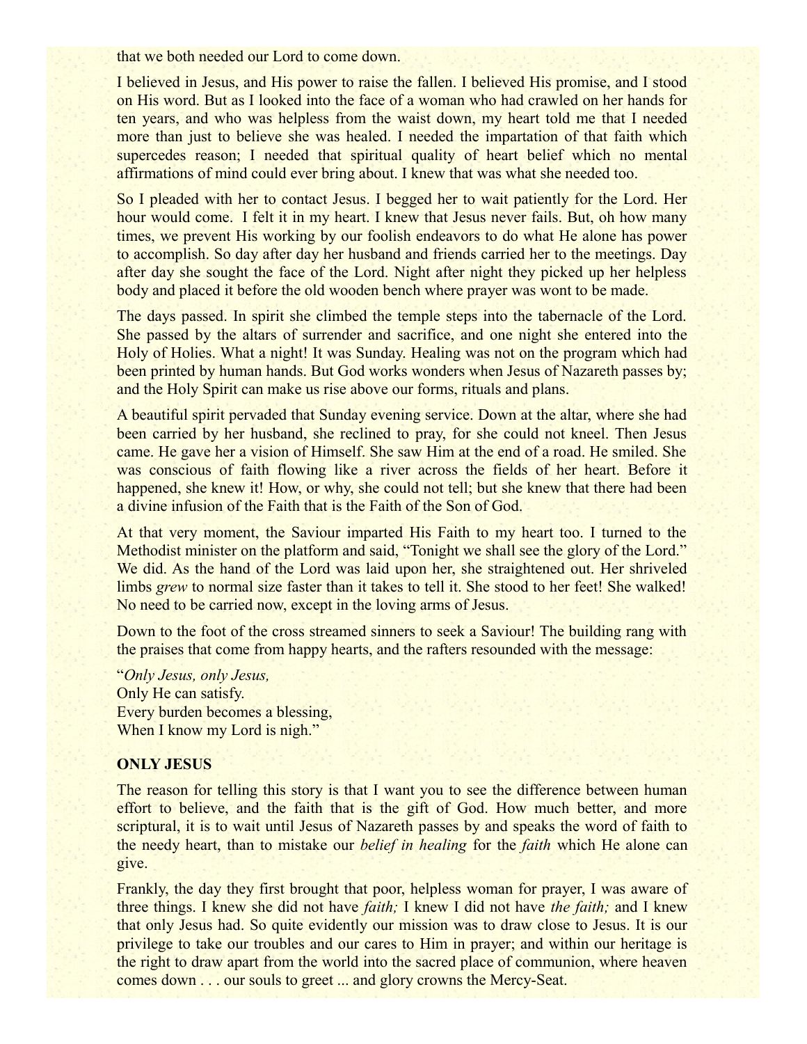that we both needed our Lord to come down.

I believed in Jesus, and His power to raise the fallen. I believed His promise, and I stood on His word. But as I looked into the face of a woman who had crawled on her hands for ten years, and who was helpless from the waist down, my heart told me that I needed more than just to believe she was healed. I needed the impartation of that faith which supercedes reason; I needed that spiritual quality of heart belief which no mental affirmations of mind could ever bring about. I knew that was what she needed too.

So I pleaded with her to contact Jesus. I begged her to wait patiently for the Lord. Her hour would come. I felt it in my heart. I knew that Jesus never fails. But, oh how many times, we prevent His working by our foolish endeavors to do what He alone has power to accomplish. So day after day her husband and friends carried her to the meetings. Day after day she sought the face of the Lord. Night after night they picked up her helpless body and placed it before the old wooden bench where prayer was wont to be made.

The days passed. In spirit she climbed the temple steps into the tabernacle of the Lord. She passed by the altars of surrender and sacrifice, and one night she entered into the Holy of Holies. What a night! It was Sunday. Healing was not on the program which had been printed by human hands. But God works wonders when Jesus of Nazareth passes by; and the Holy Spirit can make us rise above our forms, rituals and plans.

A beautiful spirit pervaded that Sunday evening service. Down at the altar, where she had been carried by her husband, she reclined to pray, for she could not kneel. Then Jesus came. He gave her a vision of Himself. She saw Him at the end of a road. He smiled. She was conscious of faith flowing like a river across the fields of her heart. Before it happened, she knew it! How, or why, she could not tell; but she knew that there had been a divine infusion of the Faith that is the Faith of the Son of God.

At that very moment, the Saviour imparted His Faith to my heart too. I turned to the Methodist minister on the platform and said, "Tonight we shall see the glory of the Lord." We did. As the hand of the Lord was laid upon her, she straightened out. Her shriveled limbs *grew* to normal size faster than it takes to tell it. She stood to her feet! She walked! No need to be carried now, except in the loving arms of Jesus.

Down to the foot of the cross streamed sinners to seek a Saviour! The building rang with the praises that come from happy hearts, and the rafters resounded with the message:

"*Only Jesus, only Jesus,*
Only He can satisfy.
Every burden becomes a blessing,
When I know my Lord is nigh."

**ONLY JESUS**

The reason for telling this story is that I want you to see the difference between human effort to believe, and the faith that is the gift of God. How much better, and more scriptural, it is to wait until Jesus of Nazareth passes by and speaks the word of faith to the needy heart, than to mistake our *belief in healing* for the *faith* which He alone can give.

Frankly, the day they first brought that poor, helpless woman for prayer, I was aware of three things. I knew she did not have *faith;* I knew I did not have *the faith;* and I knew that only Jesus had. So quite evidently our mission was to draw close to Jesus. It is our privilege to take our troubles and our cares to Him in prayer; and within our heritage is the right to draw apart from the world into the sacred place of communion, where heaven comes down . . . our souls to greet ... and glory crowns the Mercy-Seat.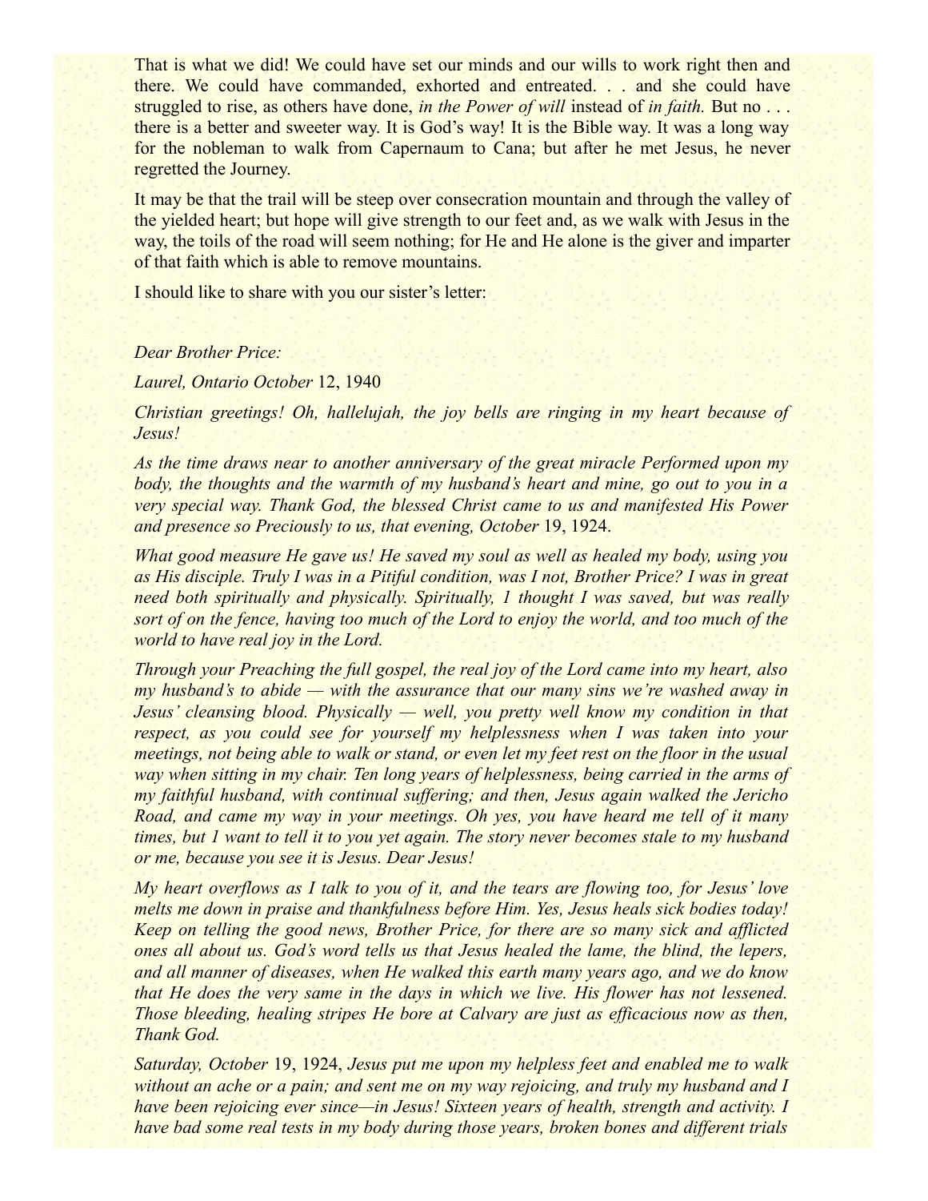That is what we did! We could have set our minds and our wills to work right then and there. We could have commanded, exhorted and entreated. . . and she could have struggled to rise, as others have done, *in the Power of will* instead of *in faith.* But no . . . there is a better and sweeter way. It is God's way! It is the Bible way. It was a long way for the nobleman to walk from Capernaum to Cana; but after he met Jesus, he never regretted the Journey.

It may be that the trail will be steep over consecration mountain and through the valley of the yielded heart; but hope will give strength to our feet and, as we walk with Jesus in the way, the toils of the road will seem nothing; for He and He alone is the giver and imparter of that faith which is able to remove mountains.

I should like to share with you our sister's letter:

*Dear Brother Price:*

*Laurel, Ontario October* 12, 1940

*Christian greetings! Oh, hallelujah, the joy bells are ringing in my heart because of Jesus!*

*As the time draws near to another anniversary of the great miracle Performed upon my body, the thoughts and the warmth of my husband's heart and mine, go out to you in a very special way. Thank God, the blessed Christ came to us and manifested His Power and presence so Preciously to us, that evening, October* 19, 1924.

*What good measure He gave us! He saved my soul as well as healed my body, using you as His disciple. Truly I was in a Pitiful condition, was I not, Brother Price? I was in great need both spiritually and physically. Spiritually, 1 thought I was saved, but was really sort of on the fence, having too much of the Lord to enjoy the world, and too much of the world to have real joy in the Lord.*

*Through your Preaching the full gospel, the real joy of the Lord came into my heart, also my husband's to abide — with the assurance that our many sins we're washed away in Jesus' cleansing blood. Physically — well, you pretty well know my condition in that respect, as you could see for yourself my helplessness when I was taken into your meetings, not being able to walk or stand, or even let my feet rest on the floor in the usual way when sitting in my chair. Ten long years of helplessness, being carried in the arms of my faithful husband, with continual suffering; and then, Jesus again walked the Jericho Road, and came my way in your meetings. Oh yes, you have heard me tell of it many times, but 1 want to tell it to you yet again. The story never becomes stale to my husband or me, because you see it is Jesus. Dear Jesus!*

*My heart overflows as I talk to you of it, and the tears are flowing too, for Jesus' love melts me down in praise and thankfulness before Him. Yes, Jesus heals sick bodies today! Keep on telling the good news, Brother Price, for there are so many sick and afflicted ones all about us. God's word tells us that Jesus healed the lame, the blind, the lepers, and all manner of diseases, when He walked this earth many years ago, and we do know that He does the very same in the days in which we live. His flower has not lessened. Those bleeding, healing stripes He bore at Calvary are just as efficacious now as then, Thank God.*

*Saturday, October* 19, 1924, *Jesus put me upon my helpless feet and enabled me to walk without an ache or a pain; and sent me on my way rejoicing, and truly my husband and I have been rejoicing ever since—in Jesus! Sixteen years of health, strength and activity. I have bad some real tests in my body during those years, broken bones and different trials*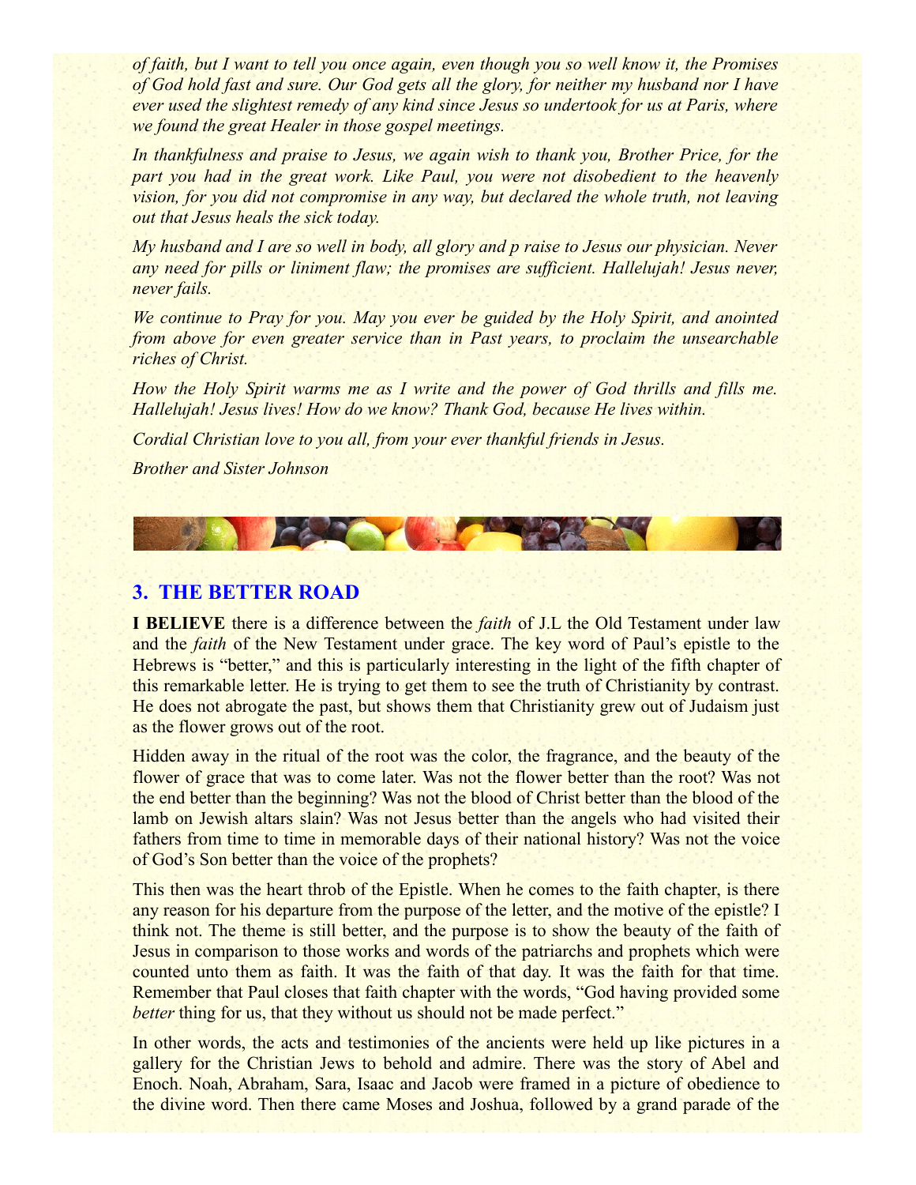*of faith, but I want to tell you once again, even though you so well know it, the Promises of God hold fast and sure. Our God gets all the glory, for neither my husband nor I have ever used the slightest remedy of any kind since Jesus so undertook for us at Paris, where we found the great Healer in those gospel meetings.*

*In thankfulness and praise to Jesus, we again wish to thank you, Brother Price, for the part you had in the great work. Like Paul, you were not disobedient to the heavenly vision, for you did not compromise in any way, but declared the whole truth, not leaving out that Jesus heals the sick today.*

*My husband and I are so well in body, all glory and p raise to Jesus our physician. Never any need for pills or liniment flaw; the promises are sufficient. Hallelujah! Jesus never, never fails.*

*We continue to Pray for you. May you ever be guided by the Holy Spirit, and anointed from above for even greater service than in Past years, to proclaim the unsearchable riches of Christ.*

*How the Holy Spirit warms me as I write and the power of God thrills and fills me. Hallelujah! Jesus lives! How do we know? Thank God, because He lives within.*

*Cordial Christian love to you all, from your ever thankful friends in Jesus.*

*Brother and Sister Johnson*

## 3. THE BETTER ROAD

**I BELIEVE** there is a difference between the *faith* of J.L the Old Testament under law and the *faith* of the New Testament under grace. The key word of Paul's epistle to the Hebrews is "better," and this is particularly interesting in the light of the fifth chapter of this remarkable letter. He is trying to get them to see the truth of Christianity by contrast. He does not abrogate the past, but shows them that Christianity grew out of Judaism just as the flower grows out of the root.

Hidden away in the ritual of the root was the color, the fragrance, and the beauty of the flower of grace that was to come later. Was not the flower better than the root? Was not the end better than the beginning? Was not the blood of Christ better than the blood of the lamb on Jewish altars slain? Was not Jesus better than the angels who had visited their fathers from time to time in memorable days of their national history? Was not the voice of God's Son better than the voice of the prophets?

This then was the heart throb of the Epistle. When he comes to the faith chapter, is there any reason for his departure from the purpose of the letter, and the motive of the epistle? I think not. The theme is still better, and the purpose is to show the beauty of the faith of Jesus in comparison to those works and words of the patriarchs and prophets which were counted unto them as faith. It was the faith of that day. It was the faith for that time. Remember that Paul closes that faith chapter with the words, "God having provided some *better* thing for us, that they without us should not be made perfect."

In other words, the acts and testimonies of the ancients were held up like pictures in a gallery for the Christian Jews to behold and admire. There was the story of Abel and Enoch. Noah, Abraham, Sara, Isaac and Jacob were framed in a picture of obedience to the divine word. Then there came Moses and Joshua, followed by a grand parade of the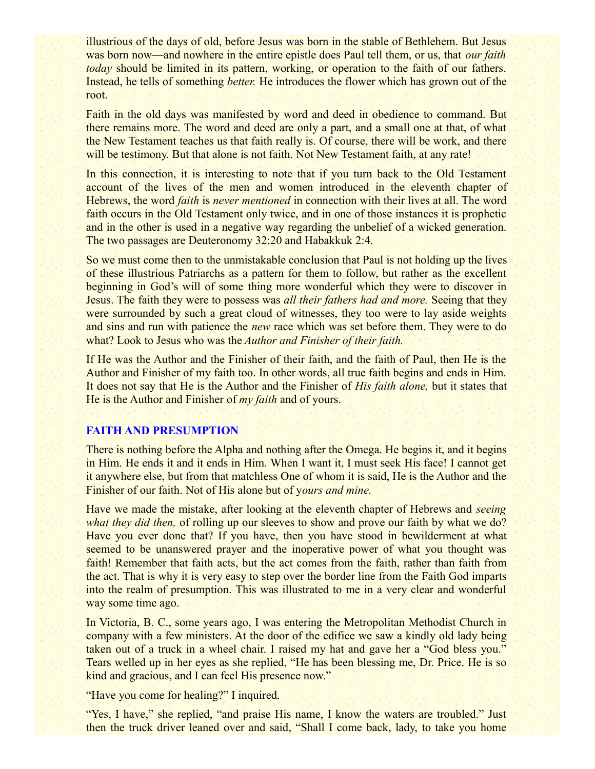illustrious of the days of old, before Jesus was born in the stable of Bethlehem. But Jesus was born now—and nowhere in the entire epistle does Paul tell them, or us, that *our faith today* should be limited in its pattern, working, or operation to the faith of our fathers. Instead, he tells of something *better.* He introduces the flower which has grown out of the root.

Faith in the old days was manifested by word and deed in obedience to command. But there remains more. The word and deed are only a part, and a small one at that, of what the New Testament teaches us that faith really is. Of course, there will be work, and there will be testimony. But that alone is not faith. Not New Testament faith, at any rate!

In this connection, it is interesting to note that if you turn back to the Old Testament account of the lives of the men and women introduced in the eleventh chapter of Hebrews, the word *faith* is *never mentioned* in connection with their lives at all. The word faith occurs in the Old Testament only twice, and in one of those instances it is prophetic and in the other is used in a negative way regarding the unbelief of a wicked generation. The two passages are Deuteronomy 32:20 and Habakkuk 2:4.

So we must come then to the unmistakable conclusion that Paul is not holding up the lives of these illustrious Patriarchs as a pattern for them to follow, but rather as the excellent beginning in God's will of some thing more wonderful which they were to discover in Jesus. The faith they were to possess was *all their fathers had and more.* Seeing that they were surrounded by such a great cloud of witnesses, they too were to lay aside weights and sins and run with patience the *new* race which was set before them. They were to do what? Look to Jesus who was the *Author and Finisher of their faith.*

If He was the Author and the Finisher of their faith, and the faith of Paul, then He is the Author and Finisher of my faith too. In other words, all true faith begins and ends in Him. It does not say that He is the Author and the Finisher of *His faith alone,* but it states that He is the Author and Finisher of *my faith* and of yours.

## FAITH AND PRESUMPTION

There is nothing before the Alpha and nothing after the Omega. He begins it, and it begins in Him. He ends it and it ends in Him. When I want it, I must seek His face! I cannot get it anywhere else, but from that matchless One of whom it is said, He is the Author and the Finisher of our faith. Not of His alone but of y*ours and mine.*

Have we made the mistake, after looking at the eleventh chapter of Hebrews and *seeing what they did then,* of rolling up our sleeves to show and prove our faith by what we do? Have you ever done that? If you have, then you have stood in bewilderment at what seemed to be unanswered prayer and the inoperative power of what you thought was faith! Remember that faith acts, but the act comes from the faith, rather than faith from the act. That is why it is very easy to step over the border line from the Faith God imparts into the realm of presumption. This was illustrated to me in a very clear and wonderful way some time ago.

In Victoria, B. C., some years ago, I was entering the Metropolitan Methodist Church in company with a few ministers. At the door of the edifice we saw a kindly old lady being taken out of a truck in a wheel chair. I raised my hat and gave her a "God bless you." Tears welled up in her eyes as she replied, "He has been blessing me, Dr. Price. He is so kind and gracious, and I can feel His presence now."

"Have you come for healing?" I inquired.

"Yes, I have," she replied, "and praise His name, I know the waters are troubled." Just then the truck driver leaned over and said, "Shall I come back, lady, to take you home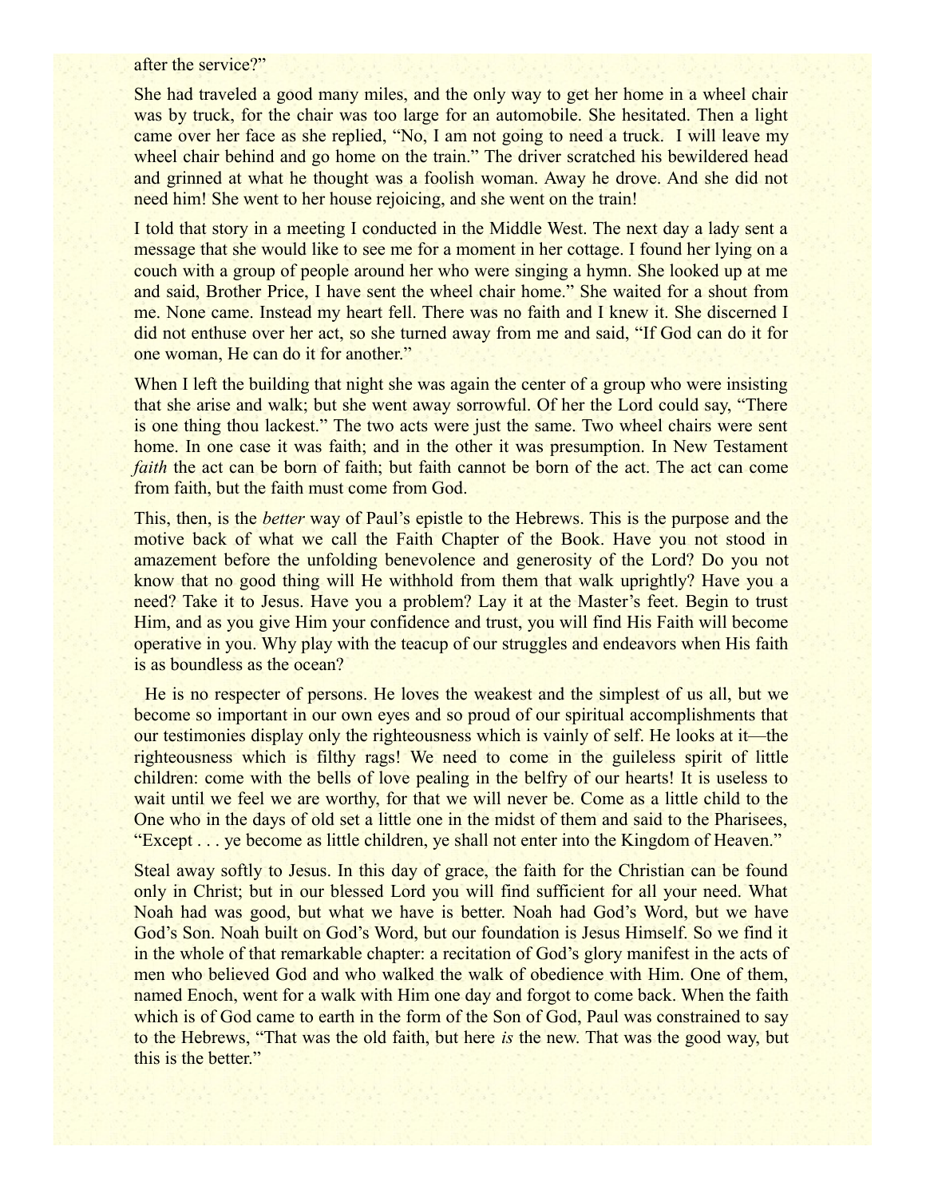after the service?"

She had traveled a good many miles, and the only way to get her home in a wheel chair was by truck, for the chair was too large for an automobile. She hesitated. Then a light came over her face as she replied, "No, I am not going to need a truck. I will leave my wheel chair behind and go home on the train." The driver scratched his bewildered head and grinned at what he thought was a foolish woman. Away he drove. And she did not need him! She went to her house rejoicing, and she went on the train!

I told that story in a meeting I conducted in the Middle West. The next day a lady sent a message that she would like to see me for a moment in her cottage. I found her lying on a couch with a group of people around her who were singing a hymn. She looked up at me and said, Brother Price, I have sent the wheel chair home." She waited for a shout from me. None came. Instead my heart fell. There was no faith and I knew it. She discerned I did not enthuse over her act, so she turned away from me and said, "If God can do it for one woman, He can do it for another."

When I left the building that night she was again the center of a group who were insisting that she arise and walk; but she went away sorrowful. Of her the Lord could say, "There is one thing thou lackest." The two acts were just the same. Two wheel chairs were sent home. In one case it was faith; and in the other it was presumption. In New Testament *faith* the act can be born of faith; but faith cannot be born of the act. The act can come from faith, but the faith must come from God.

This, then, is the *better* way of Paul's epistle to the Hebrews. This is the purpose and the motive back of what we call the Faith Chapter of the Book. Have you not stood in amazement before the unfolding benevolence and generosity of the Lord? Do you not know that no good thing will He withhold from them that walk uprightly? Have you a need? Take it to Jesus. Have you a problem? Lay it at the Master's feet. Begin to trust Him, and as you give Him your confidence and trust, you will find His Faith will become operative in you. Why play with the teacup of our struggles and endeavors when His faith is as boundless as the ocean?

He is no respecter of persons. He loves the weakest and the simplest of us all, but we become so important in our own eyes and so proud of our spiritual accomplishments that our testimonies display only the righteousness which is vainly of self. He looks at it—the righteousness which is filthy rags! We need to come in the guileless spirit of little children: come with the bells of love pealing in the belfry of our hearts! It is useless to wait until we feel we are worthy, for that we will never be. Come as a little child to the One who in the days of old set a little one in the midst of them and said to the Pharisees, "Except . . . ye become as little children, ye shall not enter into the Kingdom of Heaven."

Steal away softly to Jesus. In this day of grace, the faith for the Christian can be found only in Christ; but in our blessed Lord you will find sufficient for all your need. What Noah had was good, but what we have is better. Noah had God's Word, but we have God's Son. Noah built on God's Word, but our foundation is Jesus Himself. So we find it in the whole of that remarkable chapter: a recitation of God's glory manifest in the acts of men who believed God and who walked the walk of obedience with Him. One of them, named Enoch, went for a walk with Him one day and forgot to come back. When the faith which is of God came to earth in the form of the Son of God, Paul was constrained to say to the Hebrews, "That was the old faith, but here *is* the new. That was the good way, but this is the better."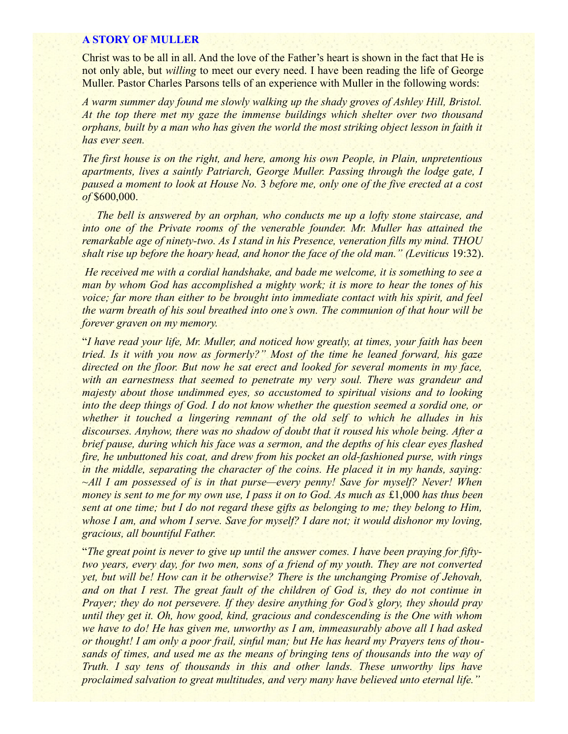## A STORY OF MULLER

Christ was to be all in all. And the love of the Father's heart is shown in the fact that He is not only able, but *willing* to meet our every need. I have been reading the life of George Muller. Pastor Charles Parsons tells of an experience with Muller in the following words:

*A warm summer day found me slowly walking up the shady groves of Ashley Hill, Bristol. At the top there met my gaze the immense buildings which shelter over two thousand orphans, built by a man who has given the world the most striking object lesson in faith it has ever seen.*

*The first house is on the right, and here, among his own People, in Plain, unpretentious apartments, lives a saintly Patriarch, George Muller. Passing through the lodge gate, I paused a moment to look at House No.* 3 *before me, only one of the five erected at a cost of* $600,000.

*The bell is answered by an orphan, who conducts me up a lofty stone staircase, and into one of the Private rooms of the venerable founder. Mr. Muller has attained the remarkable age of ninety-two. As I stand in his Presence, veneration fills my mind. THOU shalt rise up before the hoary head, and honor the face of the old man." (Leviticus* 19:32).

*He received me with a cordial handshake, and bade me welcome, it is something to see a man by whom God has accomplished a mighty work; it is more to hear the tones of his voice; far more than either to be brought into immediate contact with his spirit, and feel the warm breath of his soul breathed into one's own. The communion of that hour will be forever graven on my memory.*

"*I have read your life, Mr. Muller, and noticed how greatly, at times, your faith has been tried. Is it with you now as formerly?" Most of the time he leaned forward, his gaze directed on the floor. But now he sat erect and looked for several moments in my face, with an earnestness that seemed to penetrate my very soul. There was grandeur and majesty about those undimmed eyes, so accustomed to spiritual visions and to looking into the deep things of God. I do not know whether the question seemed a sordid one, or whether it touched a lingering remnant of the old self to which he alludes in his discourses. Anyhow, there was no shadow of doubt that it roused his whole being. After a brief pause, during which his face was a sermon, and the depths of his clear eyes flashed fire, he unbuttoned his coat, and drew from his pocket an old-fashioned purse, with rings in the middle, separating the character of the coins. He placed it in my hands, saying: ~All I am possessed of is in that purse—every penny! Save for myself? Never! When money is sent to me for my own use, I pass it on to God. As much as* £1,000 *has thus been sent at one time; but I do not regard these gifts as belonging to me; they belong to Him, whose I am, and whom I serve. Save for myself? I dare not; it would dishonor my loving, gracious, all bountiful Father.*

"*The great point is never to give up until the answer comes. I have been praying for fifty-two years, every day, for two men, sons of a friend of my youth. They are not converted yet, but will be! How can it be otherwise? There is the unchanging Promise of Jehovah, and on that I rest. The great fault of the children of God is, they do not continue in Prayer; they do not persevere. If they desire anything for God's glory, they should pray until they get it. Oh, how good, kind, gracious and condescending is the One with whom we have to do! He has given me, unworthy as I am, immeasurably above all I had asked or thought! I am only a poor frail, sinful man; but He has heard my Prayers tens of thousands of times, and used me as the means of bringing tens of thousands into the way of Truth. I say tens of thousands in this and other lands. These unworthy lips have proclaimed salvation to great multitudes, and very many have believed unto eternal life."*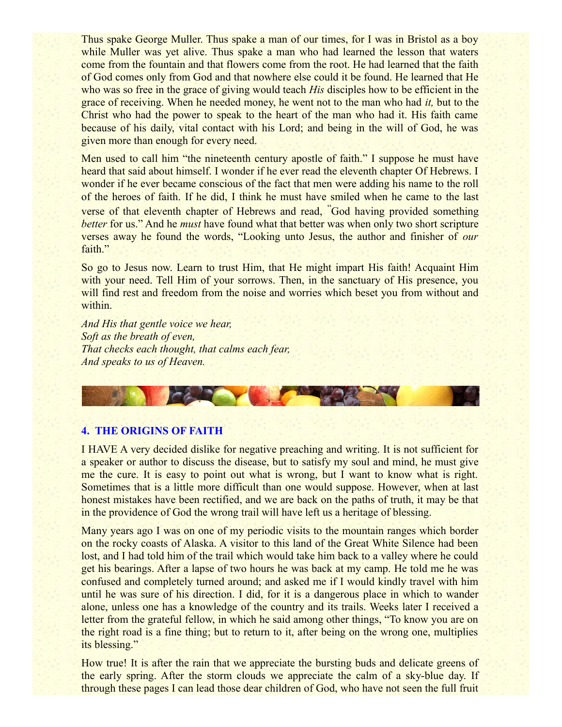Thus spake George Muller. Thus spake a man of our times, for I was in Bristol as a boy while Muller was yet alive. Thus spake a man who had learned the lesson that waters come from the fountain and that flowers come from the root. He had learned that the faith of God comes only from God and that nowhere else could it be found. He learned that He who was so free in the grace of giving would teach *His* disciples how to be efficient in the grace of receiving. When he needed money, he went not to the man who had *it,* but to the Christ who had the power to speak to the heart of the man who had it. His faith came because of his daily, vital contact with his Lord; and being in the will of God, he was given more than enough for every need.

Men used to call him "the nineteenth century apostle of faith." I suppose he must have heard that said about himself. I wonder if he ever read the eleventh chapter Of Hebrews. I wonder if he ever became conscious of the fact that men were adding his name to the roll of the heroes of faith. If he did, I think he must have smiled when he came to the last verse of that eleventh chapter of Hebrews and read, "God having provided something *better* for us." And he *must* have found what that better was when only two short scripture verses away he found the words, "Looking unto Jesus, the author and finisher of *our* faith."

So go to Jesus now. Learn to trust Him, that He might impart His faith! Acquaint Him with your need. Tell Him of your sorrows. Then, in the sanctuary of His presence, you will find rest and freedom from the noise and worries which beset you from without and within.

*And His that gentle voice we hear,*
*Soft as the breath of even,*
*That checks each thought, that calms each fear,*
*And speaks to us of Heaven.*

## 4. THE ORIGINS OF FAITH

I HAVE A very decided dislike for negative preaching and writing. It is not sufficient for a speaker or author to discuss the disease, but to satisfy my soul and mind, he must give me the cure. It is easy to point out what is wrong, but I want to know what is right. Sometimes that is a little more difficult than one would suppose. However, when at last honest mistakes have been rectified, and we are back on the paths of truth, it may be that in the providence of God the wrong trail will have left us a heritage of blessing.

Many years ago I was on one of my periodic visits to the mountain ranges which border on the rocky coasts of Alaska. A visitor to this land of the Great White Silence had been lost, and I had told him of the trail which would take him back to a valley where he could get his bearings. After a lapse of two hours he was back at my camp. He told me he was confused and completely turned around; and asked me if I would kindly travel with him until he was sure of his direction. I did, for it is a dangerous place in which to wander alone, unless one has a knowledge of the country and its trails. Weeks later I received a letter from the grateful fellow, in which he said among other things, "To know you are on the right road is a fine thing; but to return to it, after being on the wrong one, multiplies its blessing."

How true! It is after the rain that we appreciate the bursting buds and delicate greens of the early spring. After the storm clouds we appreciate the calm of a sky-blue day. If through these pages I can lead those dear children of God, who have not seen the full fruit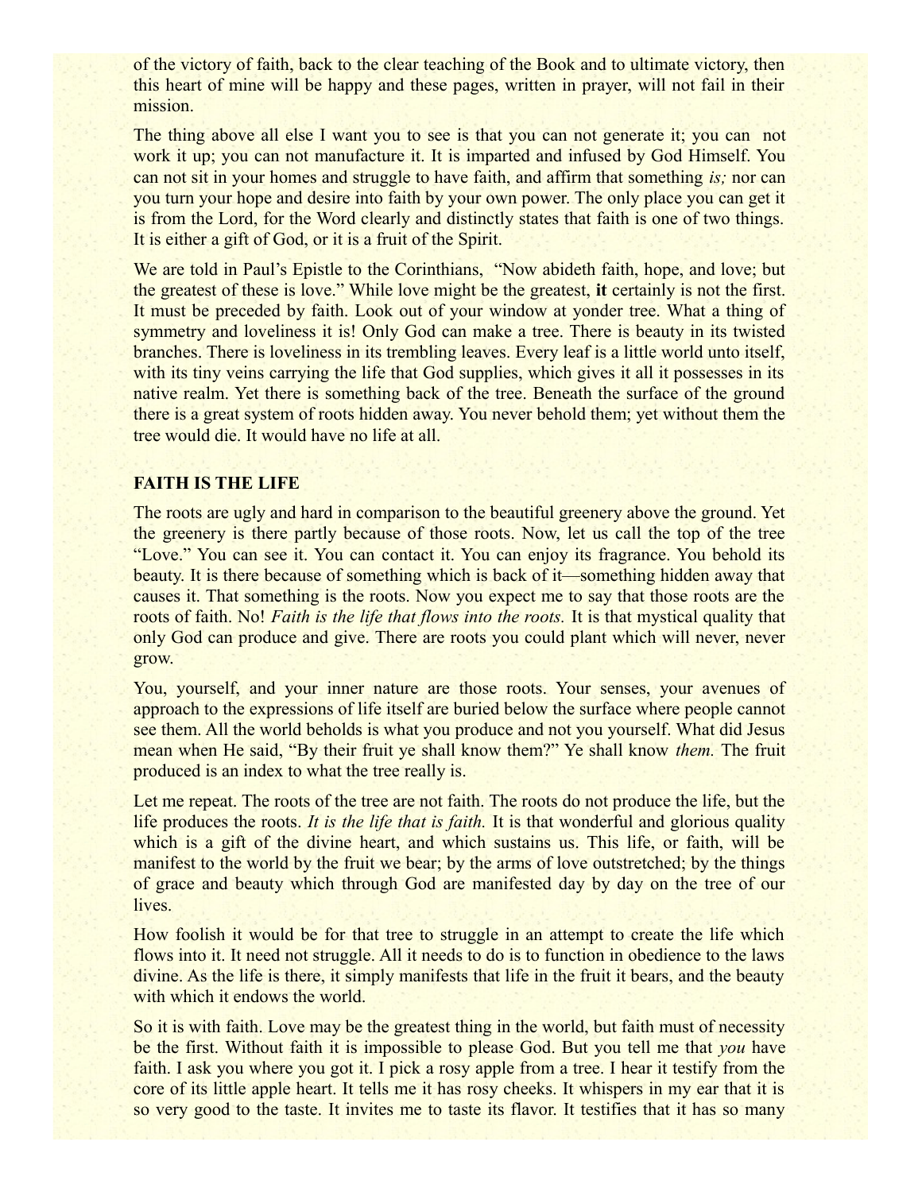of the victory of faith, back to the clear teaching of the Book and to ultimate victory, then this heart of mine will be happy and these pages, written in prayer, will not fail in their mission.

The thing above all else I want you to see is that you can not generate it; you can not work it up; you can not manufacture it. It is imparted and infused by God Himself. You can not sit in your homes and struggle to have faith, and affirm that something *is;* nor can you turn your hope and desire into faith by your own power. The only place you can get it is from the Lord, for the Word clearly and distinctly states that faith is one of two things. It is either a gift of God, or it is a fruit of the Spirit.

We are told in Paul's Epistle to the Corinthians, "Now abideth faith, hope, and love; but the greatest of these is love." While love might be the greatest, **it** certainly is not the first. It must be preceded by faith. Look out of your window at yonder tree. What a thing of symmetry and loveliness it is! Only God can make a tree. There is beauty in its twisted branches. There is loveliness in its trembling leaves. Every leaf is a little world unto itself, with its tiny veins carrying the life that God supplies, which gives it all it possesses in its native realm. Yet there is something back of the tree. Beneath the surface of the ground there is a great system of roots hidden away. You never behold them; yet without them the tree would die. It would have no life at all.

## FAITH IS THE LIFE

The roots are ugly and hard in comparison to the beautiful greenery above the ground. Yet the greenery is there partly because of those roots. Now, let us call the top of the tree "Love." You can see it. You can contact it. You can enjoy its fragrance. You behold its beauty. It is there because of something which is back of it—something hidden away that causes it. That something is the roots. Now you expect me to say that those roots are the roots of faith. No! *Faith is the life that flows into the roots.* It is that mystical quality that only God can produce and give. There are roots you could plant which will never, never grow.

You, yourself, and your inner nature are those roots. Your senses, your avenues of approach to the expressions of life itself are buried below the surface where people cannot see them. All the world beholds is what you produce and not you yourself. What did Jesus mean when He said, "By their fruit ye shall know them?" Ye shall know *them.* The fruit produced is an index to what the tree really is.

Let me repeat. The roots of the tree are not faith. The roots do not produce the life, but the life produces the roots. *It is the life that is faith.* It is that wonderful and glorious quality which is a gift of the divine heart, and which sustains us. This life, or faith, will be manifest to the world by the fruit we bear; by the arms of love outstretched; by the things of grace and beauty which through God are manifested day by day on the tree of our lives.

How foolish it would be for that tree to struggle in an attempt to create the life which flows into it. It need not struggle. All it needs to do is to function in obedience to the laws divine. As the life is there, it simply manifests that life in the fruit it bears, and the beauty with which it endows the world.

So it is with faith. Love may be the greatest thing in the world, but faith must of necessity be the first. Without faith it is impossible to please God. But you tell me that *you* have faith. I ask you where you got it. I pick a rosy apple from a tree. I hear it testify from the core of its little apple heart. It tells me it has rosy cheeks. It whispers in my ear that it is so very good to the taste. It invites me to taste its flavor. It testifies that it has so many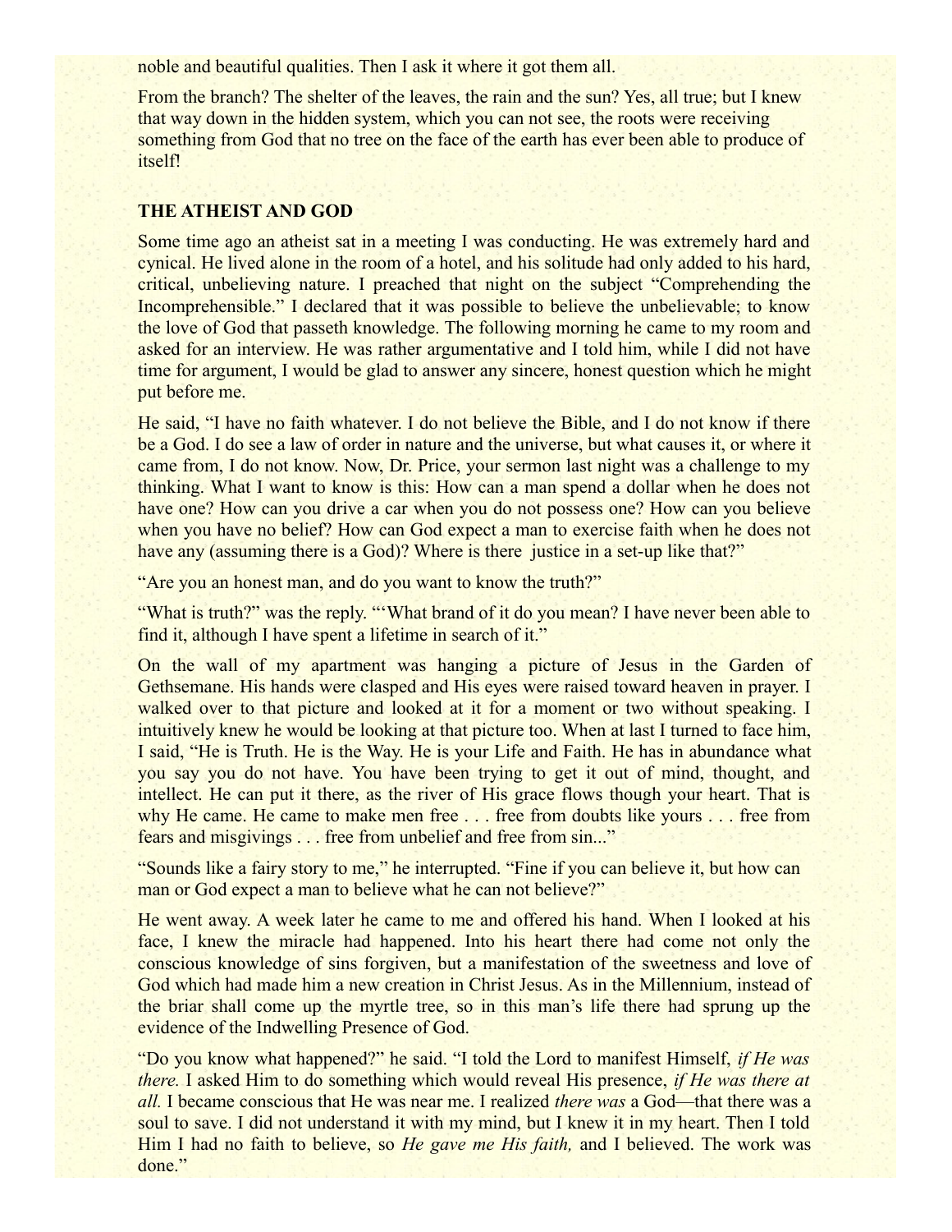noble and beautiful qualities. Then I ask it where it got them all.

From the branch? The shelter of the leaves, the rain and the sun? Yes, all true; but I knew that way down in the hidden system, which you can not see, the roots were receiving something from God that no tree on the face of the earth has ever been able to produce of itself!

## THE ATHEIST AND GOD

Some time ago an atheist sat in a meeting I was conducting. He was extremely hard and cynical. He lived alone in the room of a hotel, and his solitude had only added to his hard, critical, unbelieving nature. I preached that night on the subject "Comprehending the Incomprehensible." I declared that it was possible to believe the unbelievable; to know the love of God that passeth knowledge. The following morning he came to my room and asked for an interview. He was rather argumentative and I told him, while I did not have time for argument, I would be glad to answer any sincere, honest question which he might put before me.

He said, "I have no faith whatever. I do not believe the Bible, and I do not know if there be a God. I do see a law of order in nature and the universe, but what causes it, or where it came from, I do not know. Now, Dr. Price, your sermon last night was a challenge to my thinking. What I want to know is this: How can a man spend a dollar when he does not have one? How can you drive a car when you do not possess one? How can you believe when you have no belief? How can God expect a man to exercise faith when he does not have any (assuming there is a God)? Where is there justice in a set-up like that?"

"Are you an honest man, and do you want to know the truth?"

"What is truth?" was the reply. "'What brand of it do you mean? I have never been able to find it, although I have spent a lifetime in search of it."

On the wall of my apartment was hanging a picture of Jesus in the Garden of Gethsemane. His hands were clasped and His eyes were raised toward heaven in prayer. I walked over to that picture and looked at it for a moment or two without speaking. I intuitively knew he would be looking at that picture too. When at last I turned to face him, I said, "He is Truth. He is the Way. He is your Life and Faith. He has in abundance what you say you do not have. You have been trying to get it out of mind, thought, and intellect. He can put it there, as the river of His grace flows though your heart. That is why He came. He came to make men free . . . free from doubts like yours . . . free from fears and misgivings . . . free from unbelief and free from sin..."

"Sounds like a fairy story to me," he interrupted. "Fine if you can believe it, but how can man or God expect a man to believe what he can not believe?"

He went away. A week later he came to me and offered his hand. When I looked at his face, I knew the miracle had happened. Into his heart there had come not only the conscious knowledge of sins forgiven, but a manifestation of the sweetness and love of God which had made him a new creation in Christ Jesus. As in the Millennium, instead of the briar shall come up the myrtle tree, so in this man's life there had sprung up the evidence of the Indwelling Presence of God.

"Do you know what happened?" he said. "I told the Lord to manifest Himself, *if He was there.* I asked Him to do something which would reveal His presence, *if He was there at all.* I became conscious that He was near me. I realized *there was* a God—that there was a soul to save. I did not understand it with my mind, but I knew it in my heart. Then I told Him I had no faith to believe, so *He gave me His faith,* and I believed. The work was done."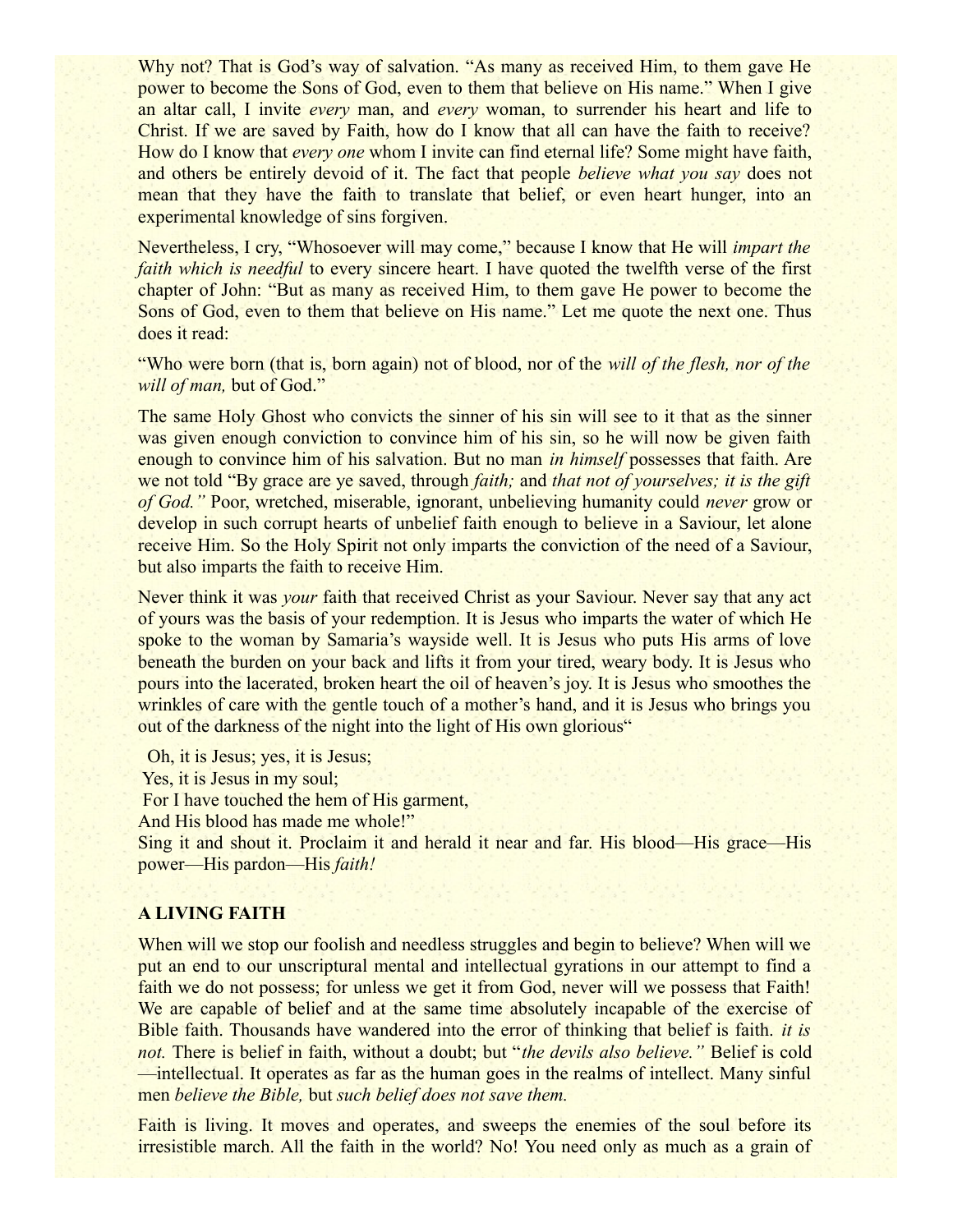Why not? That is God's way of salvation. "As many as received Him, to them gave He power to become the Sons of God, even to them that believe on His name." When I give an altar call, I invite *every* man, and *every* woman, to surrender his heart and life to Christ. If we are saved by Faith, how do I know that all can have the faith to receive? How do I know that *every one* whom I invite can find eternal life? Some might have faith, and others be entirely devoid of it. The fact that people *believe what you say* does not mean that they have the faith to translate that belief, or even heart hunger, into an experimental knowledge of sins forgiven.

Nevertheless, I cry, "Whosoever will may come," because I know that He will *impart the faith which is needful* to every sincere heart. I have quoted the twelfth verse of the first chapter of John: "But as many as received Him, to them gave He power to become the Sons of God, even to them that believe on His name." Let me quote the next one. Thus does it read:

"Who were born (that is, born again) not of blood, nor of the *will of the flesh, nor of the will of man,* but of God."

The same Holy Ghost who convicts the sinner of his sin will see to it that as the sinner was given enough conviction to convince him of his sin, so he will now be given faith enough to convince him of his salvation. But no man *in himself* possesses that faith. Are we not told "By grace are ye saved, through *faith;* and *that not of yourselves; it is the gift of God."* Poor, wretched, miserable, ignorant, unbelieving humanity could *never* grow or develop in such corrupt hearts of unbelief faith enough to believe in a Saviour, let alone receive Him. So the Holy Spirit not only imparts the conviction of the need of a Saviour, but also imparts the faith to receive Him.

Never think it was *your* faith that received Christ as your Saviour. Never say that any act of yours was the basis of your redemption. It is Jesus who imparts the water of which He spoke to the woman by Samaria's wayside well. It is Jesus who puts His arms of love beneath the burden on your back and lifts it from your tired, weary body. It is Jesus who pours into the lacerated, broken heart the oil of heaven's joy. It is Jesus who smoothes the wrinkles of care with the gentle touch of a mother's hand, and it is Jesus who brings you out of the darkness of the night into the light of His own glorious"

Oh, it is Jesus; yes, it is Jesus;
Yes, it is Jesus in my soul;
For I have touched the hem of His garment,
And His blood has made me whole!"

Sing it and shout it. Proclaim it and herald it near and far. His blood—His grace—His power—His pardon—His *faith!*

**A LIVING FAITH**

When will we stop our foolish and needless struggles and begin to believe? When will we put an end to our unscriptural mental and intellectual gyrations in our attempt to find a faith we do not possess; for unless we get it from God, never will we possess that Faith! We are capable of belief and at the same time absolutely incapable of the exercise of Bible faith. Thousands have wandered into the error of thinking that belief is faith. *it is not.* There is belief in faith, without a doubt; but "*the devils also believe."* Belief is cold—intellectual. It operates as far as the human goes in the realms of intellect. Many sinful men *believe the Bible,* but *such belief does not save them.*

Faith is living. It moves and operates, and sweeps the enemies of the soul before its irresistible march. All the faith in the world? No! You need only as much as a grain of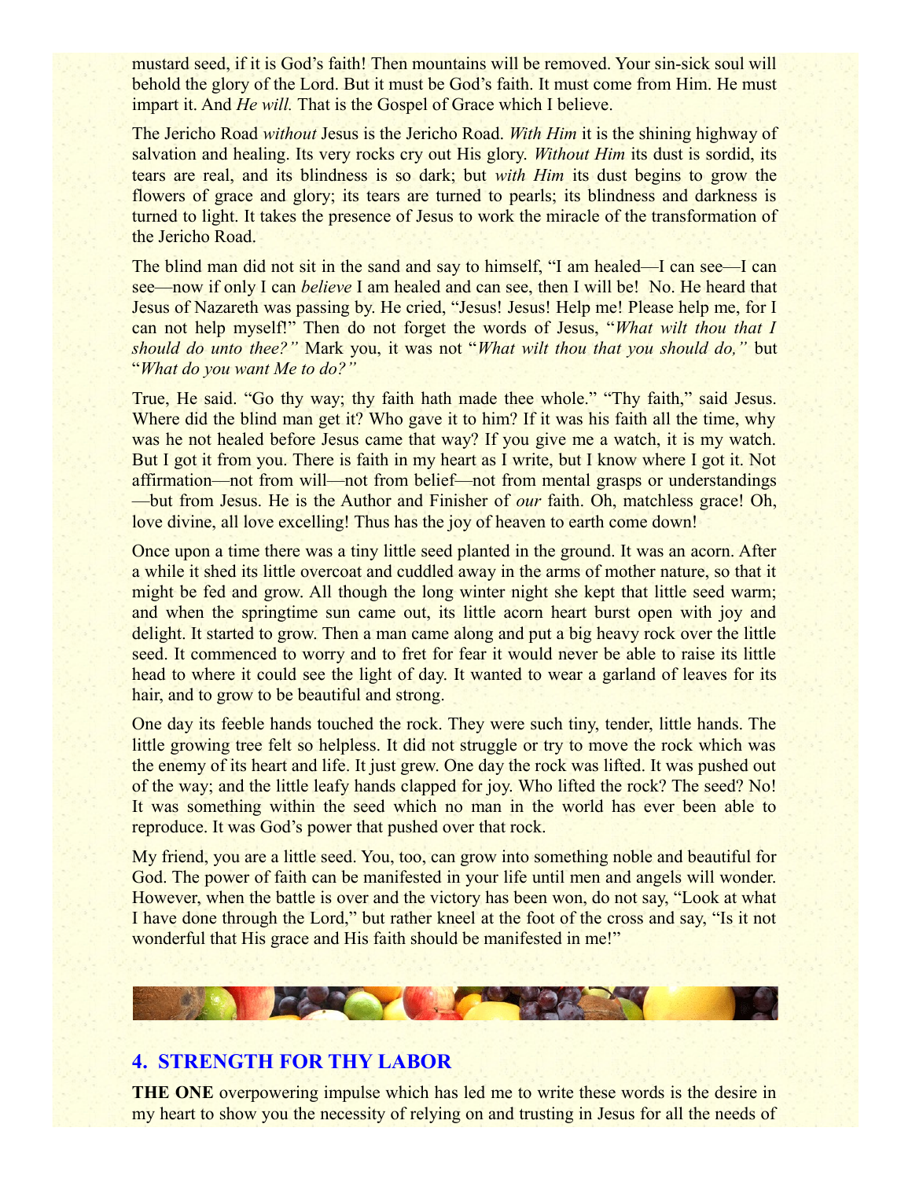mustard seed, if it is God's faith! Then mountains will be removed. Your sin-sick soul will behold the glory of the Lord. But it must be God's faith. It must come from Him. He must impart it. And *He will.* That is the Gospel of Grace which I believe.

The Jericho Road *without* Jesus is the Jericho Road. *With Him* it is the shining highway of salvation and healing. Its very rocks cry out His glory. *Without Him* its dust is sordid, its tears are real, and its blindness is so dark; but *with Him* its dust begins to grow the flowers of grace and glory; its tears are turned to pearls; its blindness and darkness is turned to light. It takes the presence of Jesus to work the miracle of the transformation of the Jericho Road.

The blind man did not sit in the sand and say to himself, "I am healed—I can see—I can see—now if only I can *believe* I am healed and can see, then I will be! No. He heard that Jesus of Nazareth was passing by. He cried, "Jesus! Jesus! Help me! Please help me, for I can not help myself!" Then do not forget the words of Jesus, "*What wilt thou that I should do unto thee?"* Mark you, it was not "*What wilt thou that you should do,"* but "*What do you want Me to do?"*

True, He said. "Go thy way; thy faith hath made thee whole." "Thy faith," said Jesus. Where did the blind man get it? Who gave it to him? If it was his faith all the time, why was he not healed before Jesus came that way? If you give me a watch, it is my watch. But I got it from you. There is faith in my heart as I write, but I know where I got it. Not affirmation—not from will—not from belief—not from mental grasps or understandings—but from Jesus. He is the Author and Finisher of *our* faith. Oh, matchless grace! Oh, love divine, all love excelling! Thus has the joy of heaven to earth come down!

Once upon a time there was a tiny little seed planted in the ground. It was an acorn. After a while it shed its little overcoat and cuddled away in the arms of mother nature, so that it might be fed and grow. All though the long winter night she kept that little seed warm; and when the springtime sun came out, its little acorn heart burst open with joy and delight. It started to grow. Then a man came along and put a big heavy rock over the little seed. It commenced to worry and to fret for fear it would never be able to raise its little head to where it could see the light of day. It wanted to wear a garland of leaves for its hair, and to grow to be beautiful and strong.

One day its feeble hands touched the rock. They were such tiny, tender, little hands. The little growing tree felt so helpless. It did not struggle or try to move the rock which was the enemy of its heart and life. It just grew. One day the rock was lifted. It was pushed out of the way; and the little leafy hands clapped for joy. Who lifted the rock? The seed? No! It was something within the seed which no man in the world has ever been able to reproduce. It was God's power that pushed over that rock.

My friend, you are a little seed. You, too, can grow into something noble and beautiful for God. The power of faith can be manifested in your life until men and angels will wonder. However, when the battle is over and the victory has been won, do not say, "Look at what I have done through the Lord," but rather kneel at the foot of the cross and say, "Is it not wonderful that His grace and His faith should be manifested in me!"

## 4. STRENGTH FOR THY LABOR

**THE ONE** overpowering impulse which has led me to write these words is the desire in my heart to show you the necessity of relying on and trusting in Jesus for all the needs of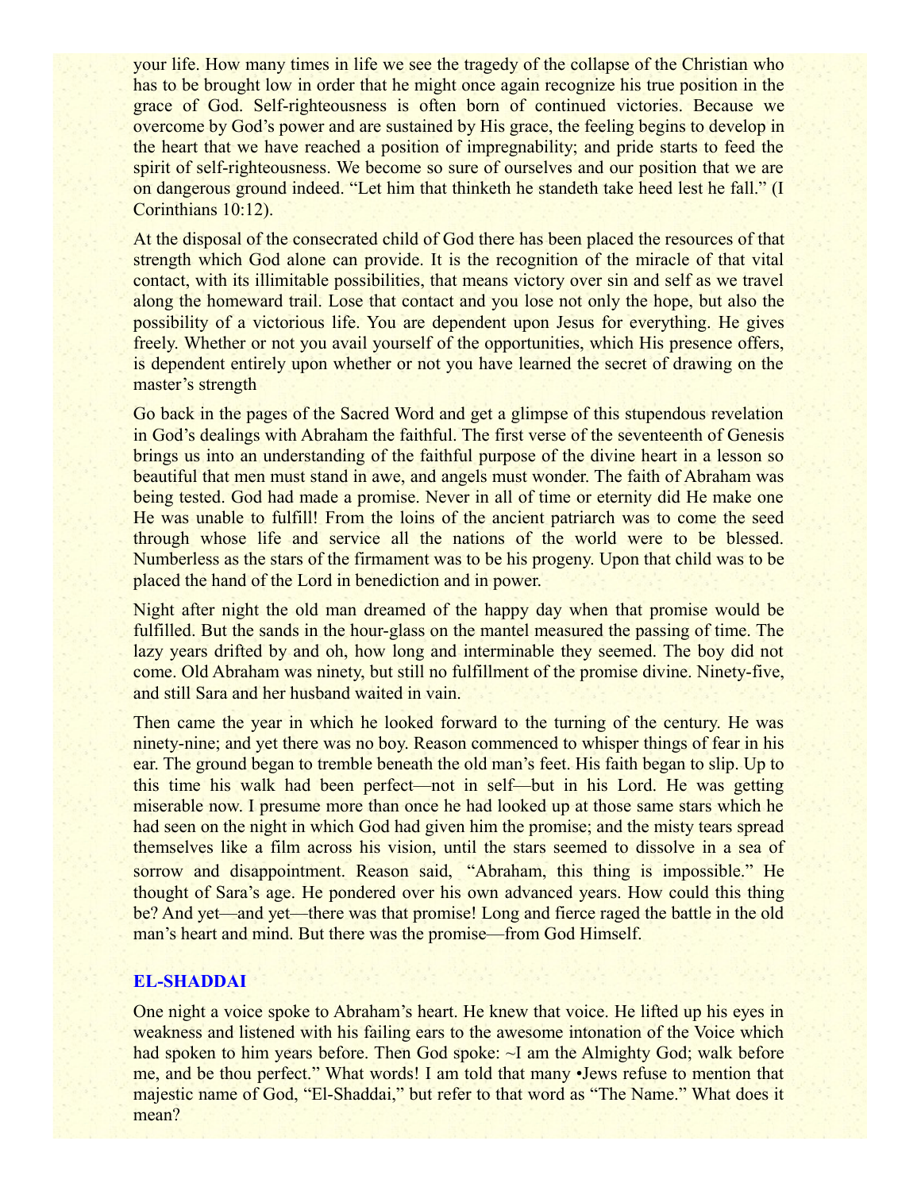your life. How many times in life we see the tragedy of the collapse of the Christian who has to be brought low in order that he might once again recognize his true position in the grace of God. Self-righteousness is often born of continued victories. Because we overcome by God's power and are sustained by His grace, the feeling begins to develop in the heart that we have reached a position of impregnability; and pride starts to feed the spirit of self-righteousness. We become so sure of ourselves and our position that we are on dangerous ground indeed. "Let him that thinketh he standeth take heed lest he fall." (I Corinthians 10:12).

At the disposal of the consecrated child of God there has been placed the resources of that strength which God alone can provide. It is the recognition of the miracle of that vital contact, with its illimitable possibilities, that means victory over sin and self as we travel along the homeward trail. Lose that contact and you lose not only the hope, but also the possibility of a victorious life. You are dependent upon Jesus for everything. He gives freely. Whether or not you avail yourself of the opportunities, which His presence offers, is dependent entirely upon whether or not you have learned the secret of drawing on the master's strength

Go back in the pages of the Sacred Word and get a glimpse of this stupendous revelation in God's dealings with Abraham the faithful. The first verse of the seventeenth of Genesis brings us into an understanding of the faithful purpose of the divine heart in a lesson so beautiful that men must stand in awe, and angels must wonder. The faith of Abraham was being tested. God had made a promise. Never in all of time or eternity did He make one He was unable to fulfill! From the loins of the ancient patriarch was to come the seed through whose life and service all the nations of the world were to be blessed. Numberless as the stars of the firmament was to be his progeny. Upon that child was to be placed the hand of the Lord in benediction and in power.

Night after night the old man dreamed of the happy day when that promise would be fulfilled. But the sands in the hour-glass on the mantel measured the passing of time. The lazy years drifted by and oh, how long and interminable they seemed. The boy did not come. Old Abraham was ninety, but still no fulfillment of the promise divine. Ninety-five, and still Sara and her husband waited in vain.

Then came the year in which he looked forward to the turning of the century. He was ninety-nine; and yet there was no boy. Reason commenced to whisper things of fear in his ear. The ground began to tremble beneath the old man's feet. His faith began to slip. Up to this time his walk had been perfect—not in self—but in his Lord. He was getting miserable now. I presume more than once he had looked up at those same stars which he had seen on the night in which God had given him the promise; and the misty tears spread themselves like a film across his vision, until the stars seemed to dissolve in a sea of sorrow and disappointment. Reason said, "Abraham, this thing is impossible." He thought of Sara's age. He pondered over his own advanced years. How could this thing be? And yet—and yet—there was that promise! Long and fierce raged the battle in the old man's heart and mind. But there was the promise—from God Himself.

## EL-SHADDAI

One night a voice spoke to Abraham's heart. He knew that voice. He lifted up his eyes in weakness and listened with his failing ears to the awesome intonation of the Voice which had spoken to him years before. Then God spoke: ~I am the Almighty God; walk before me, and be thou perfect." What words! I am told that many •Jews refuse to mention that majestic name of God, "El-Shaddai," but refer to that word as "The Name." What does it mean?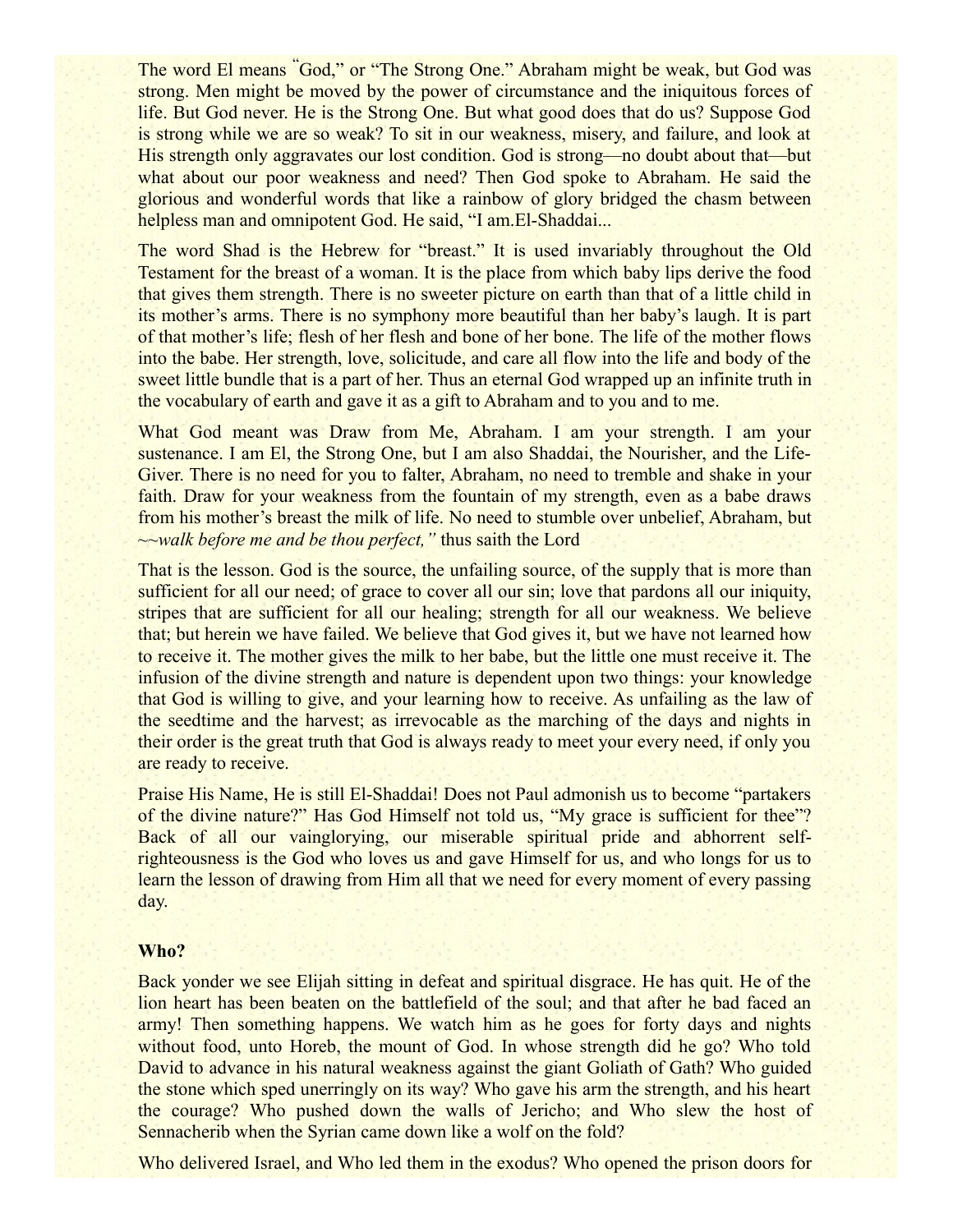The word El means "God," or "The Strong One." Abraham might be weak, but God was strong. Men might be moved by the power of circumstance and the iniquitous forces of life. But God never. He is the Strong One. But what good does that do us? Suppose God is strong while we are so weak? To sit in our weakness, misery, and failure, and look at His strength only aggravates our lost condition. God is strong—no doubt about that—but what about our poor weakness and need? Then God spoke to Abraham. He said the glorious and wonderful words that like a rainbow of glory bridged the chasm between helpless man and omnipotent God. He said, "I am.El-Shaddai...

The word Shad is the Hebrew for "breast." It is used invariably throughout the Old Testament for the breast of a woman. It is the place from which baby lips derive the food that gives them strength. There is no sweeter picture on earth than that of a little child in its mother's arms. There is no symphony more beautiful than her baby's laugh. It is part of that mother's life; flesh of her flesh and bone of her bone. The life of the mother flows into the babe. Her strength, love, solicitude, and care all flow into the life and body of the sweet little bundle that is a part of her. Thus an eternal God wrapped up an infinite truth in the vocabulary of earth and gave it as a gift to Abraham and to you and to me.

What God meant was Draw from Me, Abraham. I am your strength. I am your sustenance. I am El, the Strong One, but I am also Shaddai, the Nourisher, and the Life-Giver. There is no need for you to falter, Abraham, no need to tremble and shake in your faith. Draw for your weakness from the fountain of my strength, even as a babe draws from his mother's breast the milk of life. No need to stumble over unbelief, Abraham, but ~~*walk before me and be thou perfect,"* thus saith the Lord

That is the lesson. God is the source, the unfailing source, of the supply that is more than sufficient for all our need; of grace to cover all our sin; love that pardons all our iniquity, stripes that are sufficient for all our healing; strength for all our weakness. We believe that; but herein we have failed. We believe that God gives it, but we have not learned how to receive it. The mother gives the milk to her babe, but the little one must receive it. The infusion of the divine strength and nature is dependent upon two things: your knowledge that God is willing to give, and your learning how to receive. As unfailing as the law of the seedtime and the harvest; as irrevocable as the marching of the days and nights in their order is the great truth that God is always ready to meet your every need, if only you are ready to receive.

Praise His Name, He is still El-Shaddai! Does not Paul admonish us to become "partakers of the divine nature?" Has God Himself not told us, "My grace is sufficient for thee"? Back of all our vainglorying, our miserable spiritual pride and abhorrent self-righteousness is the God who loves us and gave Himself for us, and who longs for us to learn the lesson of drawing from Him all that we need for every moment of every passing day.

**Who?**

Back yonder we see Elijah sitting in defeat and spiritual disgrace. He has quit. He of the lion heart has been beaten on the battlefield of the soul; and that after he bad faced an army! Then something happens. We watch him as he goes for forty days and nights without food, unto Horeb, the mount of God. In whose strength did he go? Who told David to advance in his natural weakness against the giant Goliath of Gath? Who guided the stone which sped unerringly on its way? Who gave his arm the strength, and his heart the courage? Who pushed down the walls of Jericho; and Who slew the host of Sennacherib when the Syrian came down like a wolf on the fold?

Who delivered Israel, and Who led them in the exodus? Who opened the prison doors for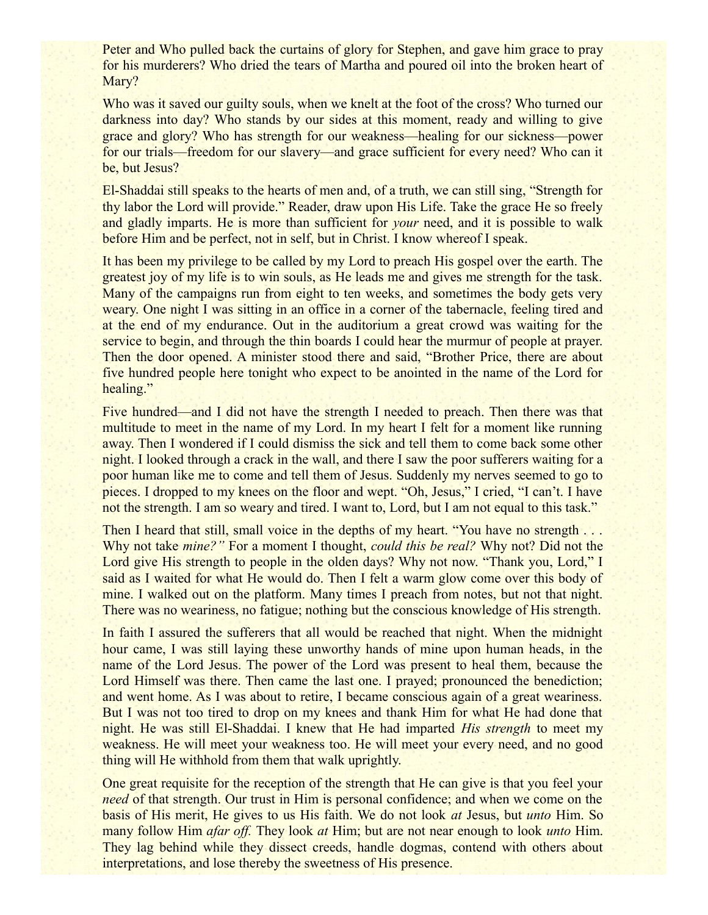Peter and Who pulled back the curtains of glory for Stephen, and gave him grace to pray for his murderers? Who dried the tears of Martha and poured oil into the broken heart of Mary?

Who was it saved our guilty souls, when we knelt at the foot of the cross? Who turned our darkness into day? Who stands by our sides at this moment, ready and willing to give grace and glory? Who has strength for our weakness—healing for our sickness—power for our trials—freedom for our slavery—and grace sufficient for every need? Who can it be, but Jesus?

El-Shaddai still speaks to the hearts of men and, of a truth, we can still sing, "Strength for thy labor the Lord will provide." Reader, draw upon His Life. Take the grace He so freely and gladly imparts. He is more than sufficient for *your* need, and it is possible to walk before Him and be perfect, not in self, but in Christ. I know whereof I speak.

It has been my privilege to be called by my Lord to preach His gospel over the earth. The greatest joy of my life is to win souls, as He leads me and gives me strength for the task. Many of the campaigns run from eight to ten weeks, and sometimes the body gets very weary. One night I was sitting in an office in a corner of the tabernacle, feeling tired and at the end of my endurance. Out in the auditorium a great crowd was waiting for the service to begin, and through the thin boards I could hear the murmur of people at prayer. Then the door opened. A minister stood there and said, "Brother Price, there are about five hundred people here tonight who expect to be anointed in the name of the Lord for healing."

Five hundred—and I did not have the strength I needed to preach. Then there was that multitude to meet in the name of my Lord. In my heart I felt for a moment like running away. Then I wondered if I could dismiss the sick and tell them to come back some other night. I looked through a crack in the wall, and there I saw the poor sufferers waiting for a poor human like me to come and tell them of Jesus. Suddenly my nerves seemed to go to pieces. I dropped to my knees on the floor and wept. "Oh, Jesus," I cried, "I can't. I have not the strength. I am so weary and tired. I want to, Lord, but I am not equal to this task."

Then I heard that still, small voice in the depths of my heart. "You have no strength . . . Why not take *mine?"* For a moment I thought, *could this be real?* Why not? Did not the Lord give His strength to people in the olden days? Why not now. "Thank you, Lord," I said as I waited for what He would do. Then I felt a warm glow come over this body of mine. I walked out on the platform. Many times I preach from notes, but not that night. There was no weariness, no fatigue; nothing but the conscious knowledge of His strength.

In faith I assured the sufferers that all would be reached that night. When the midnight hour came, I was still laying these unworthy hands of mine upon human heads, in the name of the Lord Jesus. The power of the Lord was present to heal them, because the Lord Himself was there. Then came the last one. I prayed; pronounced the benediction; and went home. As I was about to retire, I became conscious again of a great weariness. But I was not too tired to drop on my knees and thank Him for what He had done that night. He was still El-Shaddai. I knew that He had imparted *His strength* to meet my weakness. He will meet your weakness too. He will meet your every need, and no good thing will He withhold from them that walk uprightly.

One great requisite for the reception of the strength that He can give is that you feel your *need* of that strength. Our trust in Him is personal confidence; and when we come on the basis of His merit, He gives to us His faith. We do not look *at* Jesus, but *unto* Him. So many follow Him *afar off.* They look *at* Him; but are not near enough to look *unto* Him. They lag behind while they dissect creeds, handle dogmas, contend with others about interpretations, and lose thereby the sweetness of His presence.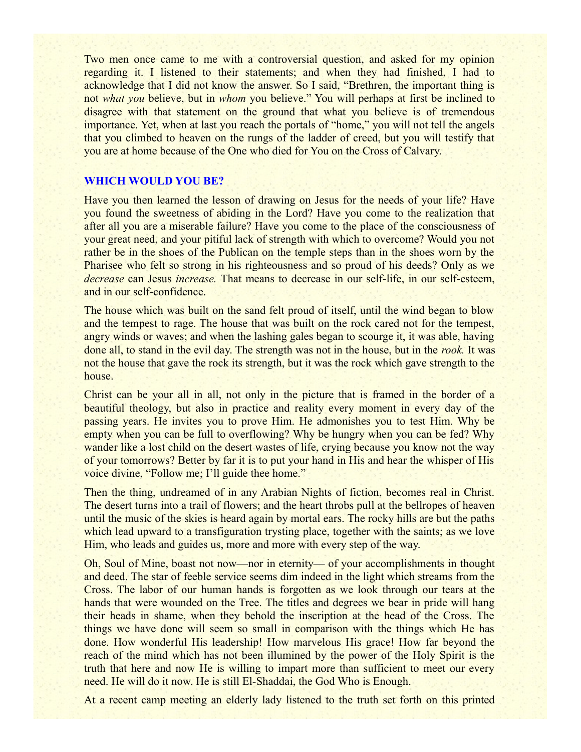Two men once came to me with a controversial question, and asked for my opinion regarding it. I listened to their statements; and when they had finished, I had to acknowledge that I did not know the answer. So I said, "Brethren, the important thing is not *what you* believe, but in *whom* you believe." You will perhaps at first be inclined to disagree with that statement on the ground that what you believe is of tremendous importance. Yet, when at last you reach the portals of "home," you will not tell the angels that you climbed to heaven on the rungs of the ladder of creed, but you will testify that you are at home because of the One who died for You on the Cross of Calvary.

## WHICH WOULD YOU BE?

Have you then learned the lesson of drawing on Jesus for the needs of your life? Have you found the sweetness of abiding in the Lord? Have you come to the realization that after all you are a miserable failure? Have you come to the place of the consciousness of your great need, and your pitiful lack of strength with which to overcome? Would you not rather be in the shoes of the Publican on the temple steps than in the shoes worn by the Pharisee who felt so strong in his righteousness and so proud of his deeds? Only as we *decrease* can Jesus *increase.* That means to decrease in our self-life, in our self-esteem, and in our self-confidence.

The house which was built on the sand felt proud of itself, until the wind began to blow and the tempest to rage. The house that was built on the rock cared not for the tempest, angry winds or waves; and when the lashing gales began to scourge it, it was able, having done all, to stand in the evil day. The strength was not in the house, but in the *rook.* It was not the house that gave the rock its strength, but it was the rock which gave strength to the house.

Christ can be your all in all, not only in the picture that is framed in the border of a beautiful theology, but also in practice and reality every moment in every day of the passing years. He invites you to prove Him. He admonishes you to test Him. Why be empty when you can be full to overflowing? Why be hungry when you can be fed? Why wander like a lost child on the desert wastes of life, crying because you know not the way of your tomorrows? Better by far it is to put your hand in His and hear the whisper of His voice divine, "Follow me; I'll guide thee home."

Then the thing, undreamed of in any Arabian Nights of fiction, becomes real in Christ. The desert turns into a trail of flowers; and the heart throbs pull at the bellropes of heaven until the music of the skies is heard again by mortal ears. The rocky hills are but the paths which lead upward to a transfiguration trysting place, together with the saints; as we love Him, who leads and guides us, more and more with every step of the way.

Oh, Soul of Mine, boast not now—nor in eternity— of your accomplishments in thought and deed. The star of feeble service seems dim indeed in the light which streams from the Cross. The labor of our human hands is forgotten as we look through our tears at the hands that were wounded on the Tree. The titles and degrees we bear in pride will hang their heads in shame, when they behold the inscription at the head of the Cross. The things we have done will seem so small in comparison with the things which He has done. How wonderful His leadership! How marvelous His grace! How far beyond the reach of the mind which has not been illumined by the power of the Holy Spirit is the truth that here and now He is willing to impart more than sufficient to meet our every need. He will do it now. He is still El-Shaddai, the God Who is Enough.

At a recent camp meeting an elderly lady listened to the truth set forth on this printed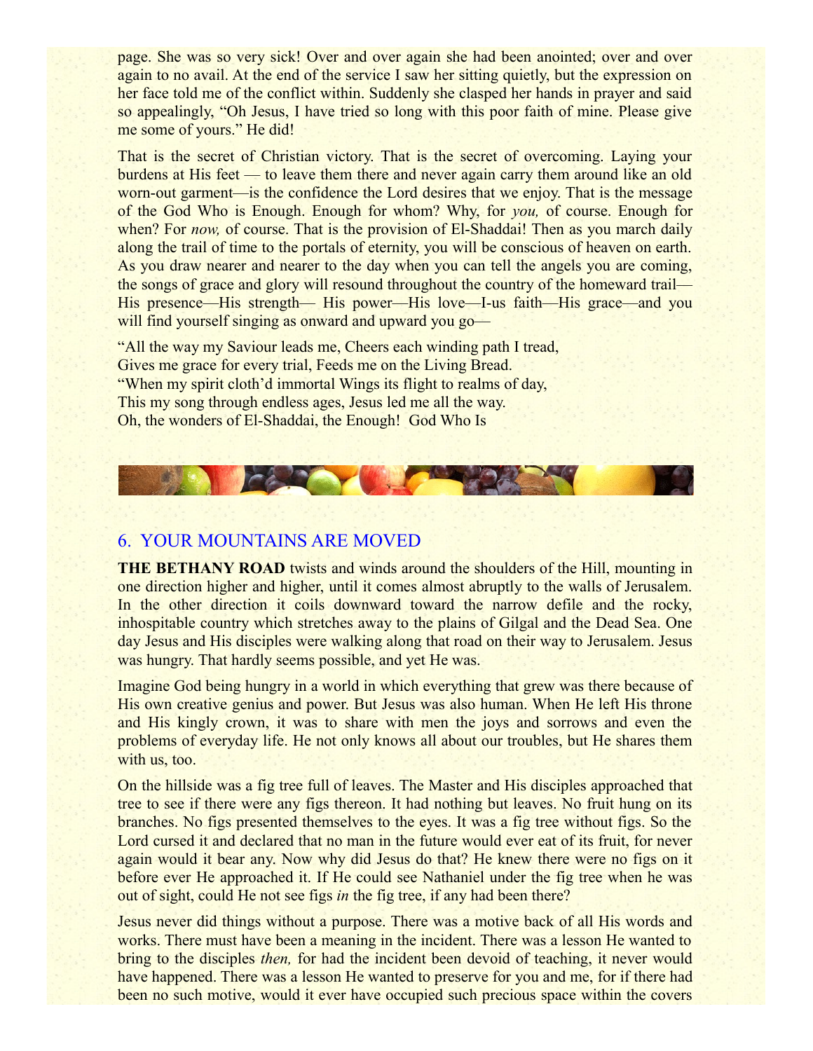page. She was so very sick! Over and over again she had been anointed; over and over again to no avail. At the end of the service I saw her sitting quietly, but the expression on her face told me of the conflict within. Suddenly she clasped her hands in prayer and said so appealingly, “Oh Jesus, I have tried so long with this poor faith of mine. Please give me some of yours.” He did!

That is the secret of Christian victory. That is the secret of overcoming. Laying your burdens at His feet — to leave them there and never again carry them around like an old worn-out garment—is the confidence the Lord desires that we enjoy. That is the message of the God Who is Enough. Enough for whom? Why, for *you,* of course. Enough for when? For *now,* of course. That is the provision of El-Shaddai! Then as you march daily along the trail of time to the portals of eternity, you will be conscious of heaven on earth. As you draw nearer and nearer to the day when you can tell the angels you are coming, the songs of grace and glory will resound throughout the country of the homeward trail—His presence—His strength— His power—His love—I-us faith—His grace—and you will find yourself singing as onward and upward you go—

“All the way my Saviour leads me, Cheers each winding path I tread,
Gives me grace for every trial, Feeds me on the Living Bread.
“When my spirit cloth’d immortal Wings its flight to realms of day,
This my song through endless ages, Jesus led me all the way.
Oh, the wonders of El-Shaddai, the Enough! God Who Is

## 6. YOUR MOUNTAINS ARE MOVED

**THE BETHANY ROAD** twists and winds around the shoulders of the Hill, mounting in one direction higher and higher, until it comes almost abruptly to the walls of Jerusalem. In the other direction it coils downward toward the narrow defile and the rocky, inhospitable country which stretches away to the plains of Gilgal and the Dead Sea. One day Jesus and His disciples were walking along that road on their way to Jerusalem. Jesus was hungry. That hardly seems possible, and yet He was.

Imagine God being hungry in a world in which everything that grew was there because of His own creative genius and power. But Jesus was also human. When He left His throne and His kingly crown, it was to share with men the joys and sorrows and even the problems of everyday life. He not only knows all about our troubles, but He shares them with us, too.

On the hillside was a fig tree full of leaves. The Master and His disciples approached that tree to see if there were any figs thereon. It had nothing but leaves. No fruit hung on its branches. No figs presented themselves to the eyes. It was a fig tree without figs. So the Lord cursed it and declared that no man in the future would ever eat of its fruit, for never again would it bear any. Now why did Jesus do that? He knew there were no figs on it before ever He approached it. If He could see Nathaniel under the fig tree when he was out of sight, could He not see figs *in* the fig tree, if any had been there?

Jesus never did things without a purpose. There was a motive back of all His words and works. There must have been a meaning in the incident. There was a lesson He wanted to bring to the disciples *then,* for had the incident been devoid of teaching, it never would have happened. There was a lesson He wanted to preserve for you and me, for if there had been no such motive, would it ever have occupied such precious space within the covers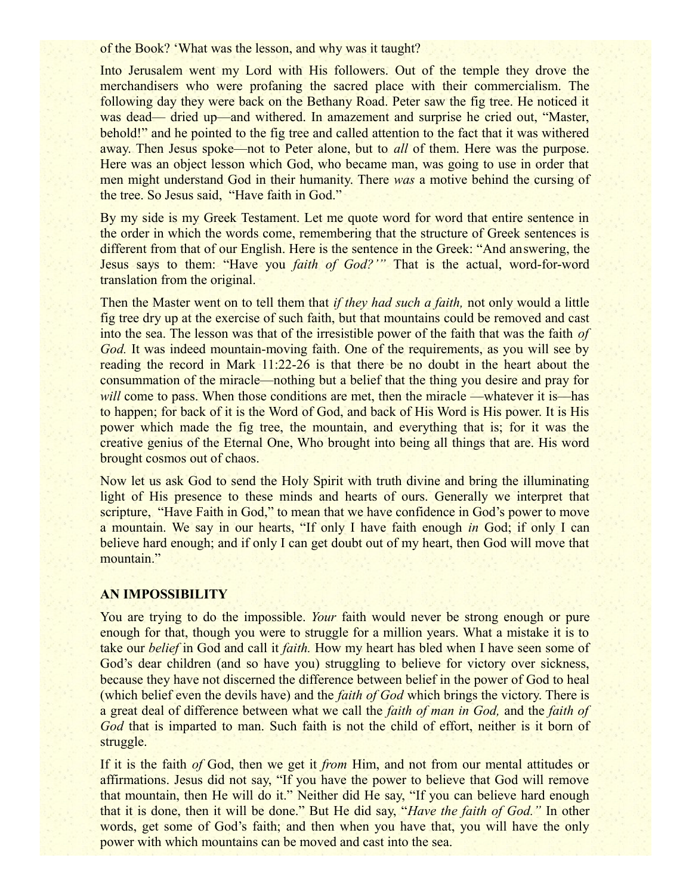of the Book? 'What was the lesson, and why was it taught?

Into Jerusalem went my Lord with His followers. Out of the temple they drove the merchandisers who were profaning the sacred place with their commercialism. The following day they were back on the Bethany Road. Peter saw the fig tree. He noticed it was dead— dried up—and withered. In amazement and surprise he cried out, "Master, behold!" and he pointed to the fig tree and called attention to the fact that it was withered away. Then Jesus spoke—not to Peter alone, but to *all* of them. Here was the purpose. Here was an object lesson which God, who became man, was going to use in order that men might understand God in their humanity. There *was* a motive behind the cursing of the tree. So Jesus said, "Have faith in God."

By my side is my Greek Testament. Let me quote word for word that entire sentence in the order in which the words come, remembering that the structure of Greek sentences is different from that of our English. Here is the sentence in the Greek: "And answering, the Jesus says to them: "Have you *faith of God?'"* That is the actual, word-for-word translation from the original.

Then the Master went on to tell them that *if they had such a faith,* not only would a little fig tree dry up at the exercise of such faith, but that mountains could be removed and cast into the sea. The lesson was that of the irresistible power of the faith that was the faith *of God.* It was indeed mountain-moving faith. One of the requirements, as you will see by reading the record in Mark 11:22-26 is that there be no doubt in the heart about the consummation of the miracle—nothing but a belief that the thing you desire and pray for *will* come to pass. When those conditions are met, then the miracle —whatever it is—has to happen; for back of it is the Word of God, and back of His Word is His power. It is His power which made the fig tree, the mountain, and everything that is; for it was the creative genius of the Eternal One, Who brought into being all things that are. His word brought cosmos out of chaos.

Now let us ask God to send the Holy Spirit with truth divine and bring the illuminating light of His presence to these minds and hearts of ours. Generally we interpret that scripture, "Have Faith in God," to mean that we have confidence in God's power to move a mountain. We say in our hearts, "If only I have faith enough *in* God; if only I can believe hard enough; and if only I can get doubt out of my heart, then God will move that mountain."

**AN IMPOSSIBILITY**

You are trying to do the impossible. *Your* faith would never be strong enough or pure enough for that, though you were to struggle for a million years. What a mistake it is to take our *belief* in God and call it *faith.* How my heart has bled when I have seen some of God's dear children (and so have you) struggling to believe for victory over sickness, because they have not discerned the difference between belief in the power of God to heal (which belief even the devils have) and the *faith of God* which brings the victory. There is a great deal of difference between what we call the *faith of man in God,* and the *faith of God* that is imparted to man. Such faith is not the child of effort, neither is it born of struggle.

If it is the faith *of* God, then we get it *from* Him, and not from our mental attitudes or affirmations. Jesus did not say, "If you have the power to believe that God will remove that mountain, then He will do it." Neither did He say, "If you can believe hard enough that it is done, then it will be done." But He did say, "*Have the faith of God."* In other words, get some of God's faith; and then when you have that, you will have the only power with which mountains can be moved and cast into the sea.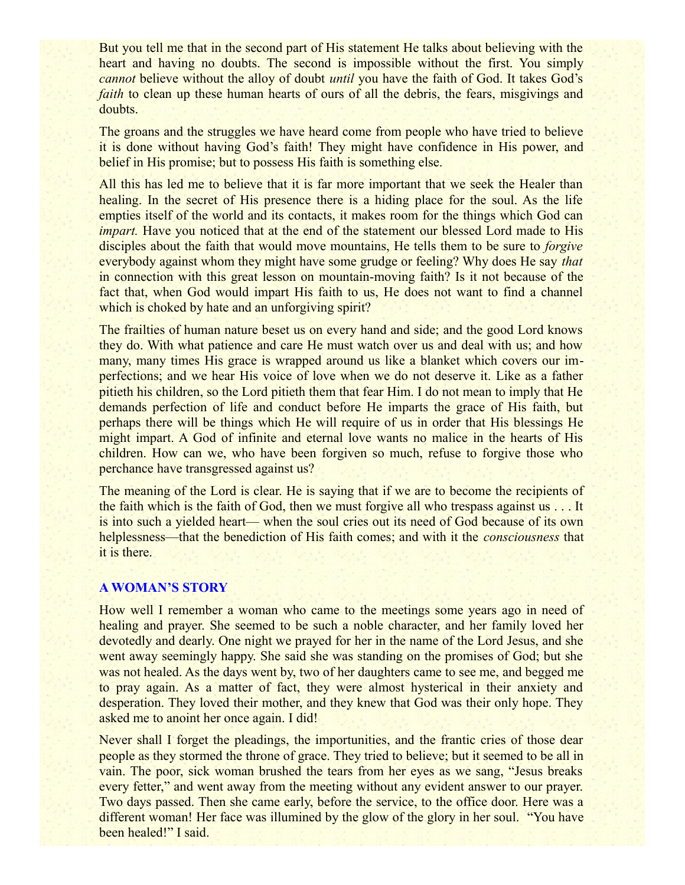But you tell me that in the second part of His statement He talks about believing with the heart and having no doubts. The second is impossible without the first. You simply *cannot* believe without the alloy of doubt *until* you have the faith of God. It takes God's *faith* to clean up these human hearts of ours of all the debris, the fears, misgivings and doubts.

The groans and the struggles we have heard come from people who have tried to believe it is done without having God's faith! They might have confidence in His power, and belief in His promise; but to possess His faith is something else.

All this has led me to believe that it is far more important that we seek the Healer than healing. In the secret of His presence there is a hiding place for the soul. As the life empties itself of the world and its contacts, it makes room for the things which God can *impart.* Have you noticed that at the end of the statement our blessed Lord made to His disciples about the faith that would move mountains, He tells them to be sure to *forgive* everybody against whom they might have some grudge or feeling? Why does He say *that* in connection with this great lesson on mountain-moving faith? Is it not because of the fact that, when God would impart His faith to us, He does not want to find a channel which is choked by hate and an unforgiving spirit?

The frailties of human nature beset us on every hand and side; and the good Lord knows they do. With what patience and care He must watch over us and deal with us; and how many, many times His grace is wrapped around us like a blanket which covers our imperfections; and we hear His voice of love when we do not deserve it. Like as a father pitieth his children, so the Lord pitieth them that fear Him. I do not mean to imply that He demands perfection of life and conduct before He imparts the grace of His faith, but perhaps there will be things which He will require of us in order that His blessings He might impart. A God of infinite and eternal love wants no malice in the hearts of His children. How can we, who have been forgiven so much, refuse to forgive those who perchance have transgressed against us?

The meaning of the Lord is clear. He is saying that if we are to become the recipients of the faith which is the faith of God, then we must forgive all who trespass against us . . . It is into such a yielded heart— when the soul cries out its need of God because of its own helplessness—that the benediction of His faith comes; and with it the *consciousness* that it is there.

### A WOMAN'S STORY

How well I remember a woman who came to the meetings some years ago in need of healing and prayer. She seemed to be such a noble character, and her family loved her devotedly and dearly. One night we prayed for her in the name of the Lord Jesus, and she went away seemingly happy. She said she was standing on the promises of God; but she was not healed. As the days went by, two of her daughters came to see me, and begged me to pray again. As a matter of fact, they were almost hysterical in their anxiety and desperation. They loved their mother, and they knew that God was their only hope. They asked me to anoint her once again. I did!

Never shall I forget the pleadings, the importunities, and the frantic cries of those dear people as they stormed the throne of grace. They tried to believe; but it seemed to be all in vain. The poor, sick woman brushed the tears from her eyes as we sang, "Jesus breaks every fetter," and went away from the meeting without any evident answer to our prayer. Two days passed. Then she came early, before the service, to the office door. Here was a different woman! Her face was illumined by the glow of the glory in her soul. "You have been healed!" I said.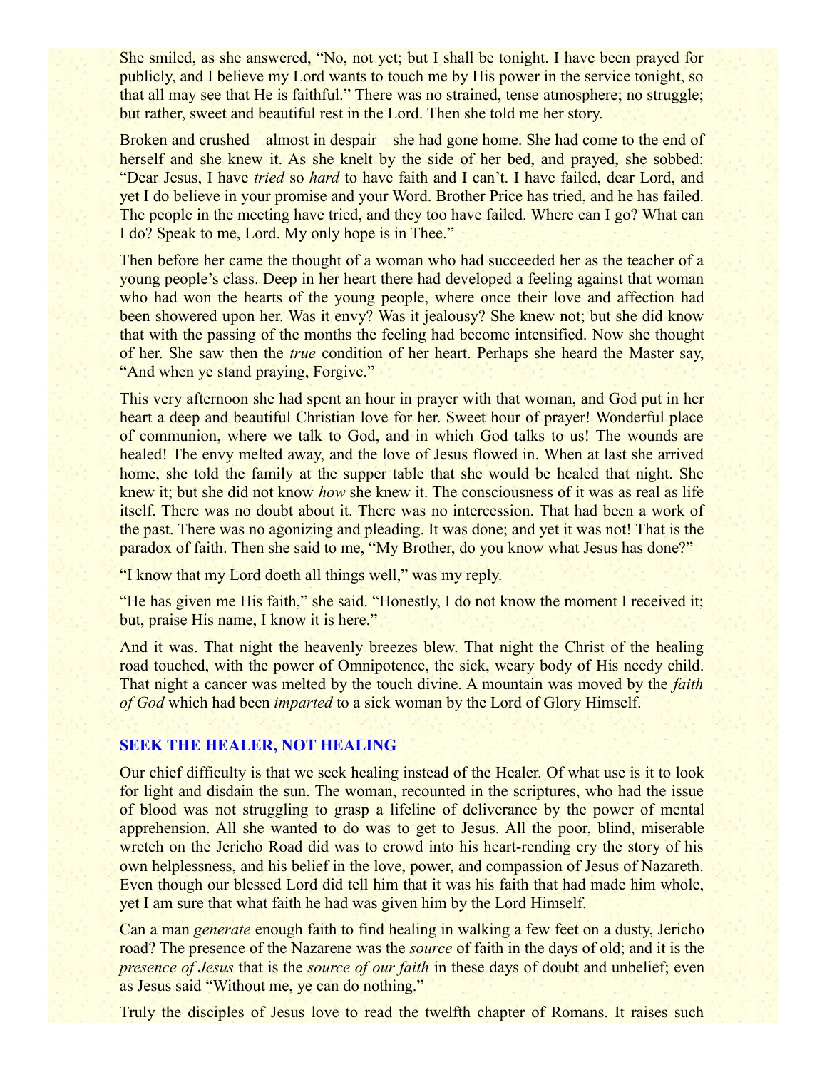She smiled, as she answered, "No, not yet; but I shall be tonight. I have been prayed for publicly, and I believe my Lord wants to touch me by His power in the service tonight, so that all may see that He is faithful." There was no strained, tense atmosphere; no struggle; but rather, sweet and beautiful rest in the Lord. Then she told me her story.

Broken and crushed—almost in despair—she had gone home. She had come to the end of herself and she knew it. As she knelt by the side of her bed, and prayed, she sobbed: "Dear Jesus, I have *tried* so *hard* to have faith and I can't. I have failed, dear Lord, and yet I do believe in your promise and your Word. Brother Price has tried, and he has failed. The people in the meeting have tried, and they too have failed. Where can I go? What can I do? Speak to me, Lord. My only hope is in Thee."

Then before her came the thought of a woman who had succeeded her as the teacher of a young people's class. Deep in her heart there had developed a feeling against that woman who had won the hearts of the young people, where once their love and affection had been showered upon her. Was it envy? Was it jealousy? She knew not; but she did know that with the passing of the months the feeling had become intensified. Now she thought of her. She saw then the *true* condition of her heart. Perhaps she heard the Master say, "And when ye stand praying, Forgive."

This very afternoon she had spent an hour in prayer with that woman, and God put in her heart a deep and beautiful Christian love for her. Sweet hour of prayer! Wonderful place of communion, where we talk to God, and in which God talks to us! The wounds are healed! The envy melted away, and the love of Jesus flowed in. When at last she arrived home, she told the family at the supper table that she would be healed that night. She knew it; but she did not know *how* she knew it. The consciousness of it was as real as life itself. There was no doubt about it. There was no intercession. That had been a work of the past. There was no agonizing and pleading. It was done; and yet it was not! That is the paradox of faith. Then she said to me, "My Brother, do you know what Jesus has done?"

"I know that my Lord doeth all things well," was my reply.

"He has given me His faith," she said. "Honestly, I do not know the moment I received it; but, praise His name, I know it is here."

And it was. That night the heavenly breezes blew. That night the Christ of the healing road touched, with the power of Omnipotence, the sick, weary body of His needy child. That night a cancer was melted by the touch divine. A mountain was moved by the *faith of God* which had been *imparted* to a sick woman by the Lord of Glory Himself.

## SEEK THE HEALER, NOT HEALING

Our chief difficulty is that we seek healing instead of the Healer. Of what use is it to look for light and disdain the sun. The woman, recounted in the scriptures, who had the issue of blood was not struggling to grasp a lifeline of deliverance by the power of mental apprehension. All she wanted to do was to get to Jesus. All the poor, blind, miserable wretch on the Jericho Road did was to crowd into his heart-rending cry the story of his own helplessness, and his belief in the love, power, and compassion of Jesus of Nazareth. Even though our blessed Lord did tell him that it was his faith that had made him whole, yet I am sure that what faith he had was given him by the Lord Himself.

Can a man *generate* enough faith to find healing in walking a few feet on a dusty, Jericho road? The presence of the Nazarene was the *source* of faith in the days of old; and it is the *presence of Jesus* that is the *source of our faith* in these days of doubt and unbelief; even as Jesus said "Without me, ye can do nothing."

Truly the disciples of Jesus love to read the twelfth chapter of Romans. It raises such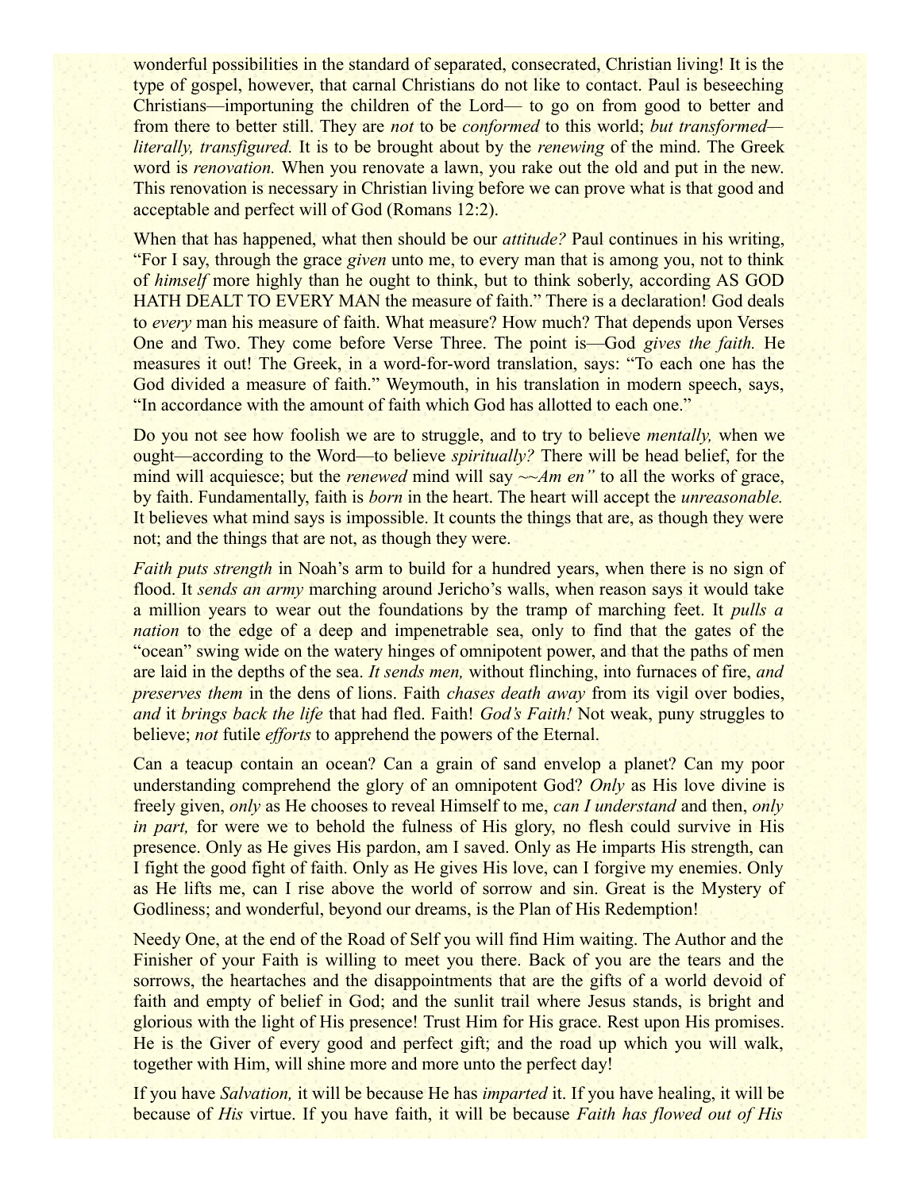wonderful possibilities in the standard of separated, consecrated, Christian living! It is the type of gospel, however, that carnal Christians do not like to contact. Paul is beseeching Christians—importuning the children of the Lord— to go on from good to better and from there to better still. They are *not* to be *conformed* to this world; *but transformed—literally, transfigured.* It is to be brought about by the *renewing* of the mind. The Greek word is *renovation.* When you renovate a lawn, you rake out the old and put in the new. This renovation is necessary in Christian living before we can prove what is that good and acceptable and perfect will of God (Romans 12:2).

When that has happened, what then should be our *attitude?* Paul continues in his writing, "For I say, through the grace *given* unto me, to every man that is among you, not to think of *himself* more highly than he ought to think, but to think soberly, according AS GOD HATH DEALT TO EVERY MAN the measure of faith." There is a declaration! God deals to *every* man his measure of faith. What measure? How much? That depends upon Verses One and Two. They come before Verse Three. The point is—God *gives the faith.* He measures it out! The Greek, in a word-for-word translation, says: "To each one has the God divided a measure of faith." Weymouth, in his translation in modern speech, says, "In accordance with the amount of faith which God has allotted to each one."

Do you not see how foolish we are to struggle, and to try to believe *mentally,* when we ought—according to the Word—to believe *spiritually?* There will be head belief, for the mind will acquiesce; but the *renewed* mind will say *~~Am en"* to all the works of grace, by faith. Fundamentally, faith is *born* in the heart. The heart will accept the *unreasonable.* It believes what mind says is impossible. It counts the things that are, as though they were not; and the things that are not, as though they were.

*Faith puts strength* in Noah's arm to build for a hundred years, when there is no sign of flood. It *sends an army* marching around Jericho's walls, when reason says it would take a million years to wear out the foundations by the tramp of marching feet. It *pulls a nation* to the edge of a deep and impenetrable sea, only to find that the gates of the "ocean" swing wide on the watery hinges of omnipotent power, and that the paths of men are laid in the depths of the sea. *It sends men,* without flinching, into furnaces of fire, *and preserves them* in the dens of lions. Faith *chases death away* from its vigil over bodies, *and* it *brings back the life* that had fled. Faith! *God's Faith!* Not weak, puny struggles to believe; *not* futile *efforts* to apprehend the powers of the Eternal.

Can a teacup contain an ocean? Can a grain of sand envelop a planet? Can my poor understanding comprehend the glory of an omnipotent God? *Only* as His love divine is freely given, *only* as He chooses to reveal Himself to me, *can I understand* and then, *only in part,* for were we to behold the fulness of His glory, no flesh could survive in His presence. Only as He gives His pardon, am I saved. Only as He imparts His strength, can I fight the good fight of faith. Only as He gives His love, can I forgive my enemies. Only as He lifts me, can I rise above the world of sorrow and sin. Great is the Mystery of Godliness; and wonderful, beyond our dreams, is the Plan of His Redemption!

Needy One, at the end of the Road of Self you will find Him waiting. The Author and the Finisher of your Faith is willing to meet you there. Back of you are the tears and the sorrows, the heartaches and the disappointments that are the gifts of a world devoid of faith and empty of belief in God; and the sunlit trail where Jesus stands, is bright and glorious with the light of His presence! Trust Him for His grace. Rest upon His promises. He is the Giver of every good and perfect gift; and the road up which you will walk, together with Him, will shine more and more unto the perfect day!

If you have *Salvation,* it will be because He has *imparted* it. If you have healing, it will be because of *His* virtue. If you have faith, it will be because *Faith has flowed out of His*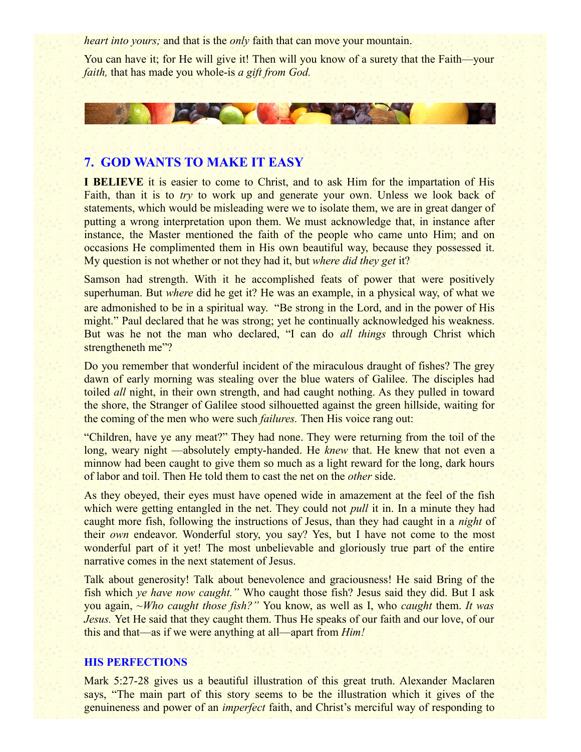*heart into yours;* and that is the *only* faith that can move your mountain.

You can have it; for He will give it! Then will you know of a surety that the Faith—your *faith,* that has made you whole-is *a gift from God.*

## 7. GOD WANTS TO MAKE IT EASY

**I BELIEVE** it is easier to come to Christ, and to ask Him for the impartation of His Faith, than it is to *try* to work up and generate your own. Unless we look back of statements, which would be misleading were we to isolate them, we are in great danger of putting a wrong interpretation upon them. We must acknowledge that, in instance after instance, the Master mentioned the faith of the people who came unto Him; and on occasions He complimented them in His own beautiful way, because they possessed it. My question is not whether or not they had it, but *where did they get* it?

Samson had strength. With it he accomplished feats of power that were positively superhuman. But *where* did he get it? He was an example, in a physical way, of what we are admonished to be in a spiritual way. "Be strong in the Lord, and in the power of His might." Paul declared that he was strong; yet he continually acknowledged his weakness. But was he not the man who declared, "I can do *all things* through Christ which strengtheneth me"?

Do you remember that wonderful incident of the miraculous draught of fishes? The grey dawn of early morning was stealing over the blue waters of Galilee. The disciples had toiled *all* night, in their own strength, and had caught nothing. As they pulled in toward the shore, the Stranger of Galilee stood silhouetted against the green hillside, waiting for the coming of the men who were such *failures.* Then His voice rang out:

"Children, have ye any meat?" They had none. They were returning from the toil of the long, weary night —absolutely empty-handed. He *knew* that. He knew that not even a minnow had been caught to give them so much as a light reward for the long, dark hours of labor and toil. Then He told them to cast the net on the *other* side.

As they obeyed, their eyes must have opened wide in amazement at the feel of the fish which were getting entangled in the net. They could not *pull* it in. In a minute they had caught more fish, following the instructions of Jesus, than they had caught in a *night* of their *own* endeavor. Wonderful story, you say? Yes, but I have not come to the most wonderful part of it yet! The most unbelievable and gloriously true part of the entire narrative comes in the next statement of Jesus.

Talk about generosity! Talk about benevolence and graciousness! He said Bring of the fish which *ye have now caught."* Who caught those fish? Jesus said they did. But I ask you again, *~Who caught those fish?"* You know, as well as I, who *caught* them. *It was Jesus.* Yet He said that they caught them. Thus He speaks of our faith and our love, of our this and that—as if we were anything at all—apart from *Him!*

### HIS PERFECTIONS

Mark 5:27-28 gives us a beautiful illustration of this great truth. Alexander Maclaren says, "The main part of this story seems to be the illustration which it gives of the genuineness and power of an *imperfect* faith, and Christ's merciful way of responding to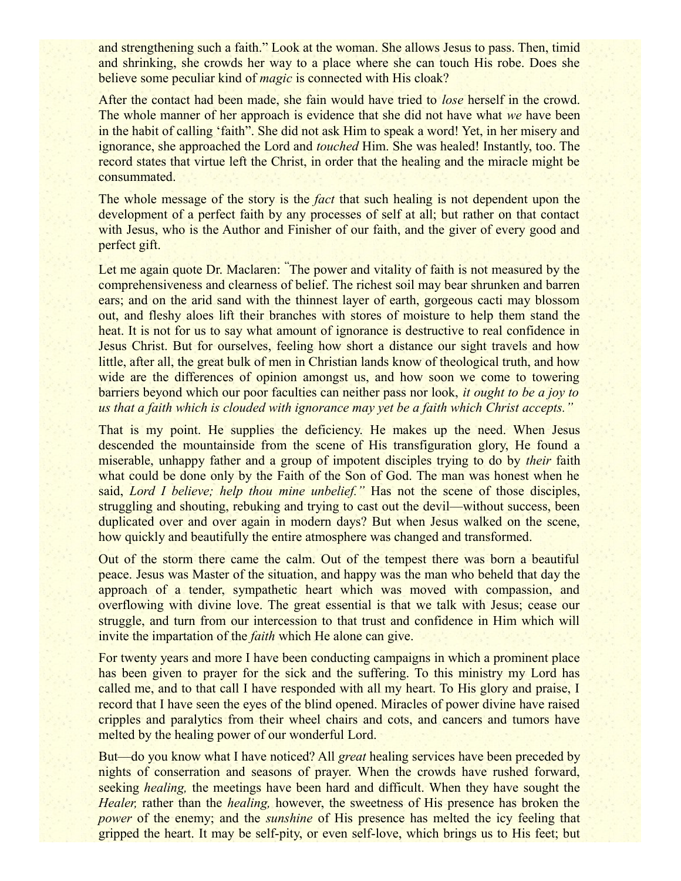and strengthening such a faith." Look at the woman. She allows Jesus to pass. Then, timid and shrinking, she crowds her way to a place where she can touch His robe. Does she believe some peculiar kind of *magic* is connected with His cloak?

After the contact had been made, she fain would have tried to *lose* herself in the crowd. The whole manner of her approach is evidence that she did not have what *we* have been in the habit of calling 'faith". She did not ask Him to speak a word! Yet, in her misery and ignorance, she approached the Lord and *touched* Him. She was healed! Instantly, too. The record states that virtue left the Christ, in order that the healing and the miracle might be consummated.

The whole message of the story is the *fact* that such healing is not dependent upon the development of a perfect faith by any processes of self at all; but rather on that contact with Jesus, who is the Author and Finisher of our faith, and the giver of every good and perfect gift.

Let me again quote Dr. Maclaren: "The power and vitality of faith is not measured by the comprehensiveness and clearness of belief. The richest soil may bear shrunken and barren ears; and on the arid sand with the thinnest layer of earth, gorgeous cacti may blossom out, and fleshy aloes lift their branches with stores of moisture to help them stand the heat. It is not for us to say what amount of ignorance is destructive to real confidence in Jesus Christ. But for ourselves, feeling how short a distance our sight travels and how little, after all, the great bulk of men in Christian lands know of theological truth, and how wide are the differences of opinion amongst us, and how soon we come to towering barriers beyond which our poor faculties can neither pass nor look, *it ought to be a joy to us that a faith which is clouded with ignorance may yet be a faith which Christ accepts."*

That is my point. He supplies the deficiency. He makes up the need. When Jesus descended the mountainside from the scene of His transfiguration glory, He found a miserable, unhappy father and a group of impotent disciples trying to do by *their* faith what could be done only by the Faith of the Son of God. The man was honest when he said, *Lord I believe; help thou mine unbelief."* Has not the scene of those disciples, struggling and shouting, rebuking and trying to cast out the devil—without success, been duplicated over and over again in modern days? But when Jesus walked on the scene, how quickly and beautifully the entire atmosphere was changed and transformed.

Out of the storm there came the calm. Out of the tempest there was born a beautiful peace. Jesus was Master of the situation, and happy was the man who beheld that day the approach of a tender, sympathetic heart which was moved with compassion, and overflowing with divine love. The great essential is that we talk with Jesus; cease our struggle, and turn from our intercession to that trust and confidence in Him which will invite the impartation of the *faith* which He alone can give.

For twenty years and more I have been conducting campaigns in which a prominent place has been given to prayer for the sick and the suffering. To this ministry my Lord has called me, and to that call I have responded with all my heart. To His glory and praise, I record that I have seen the eyes of the blind opened. Miracles of power divine have raised cripples and paralytics from their wheel chairs and cots, and cancers and tumors have melted by the healing power of our wonderful Lord.

But—do you know what I have noticed? All *great* healing services have been preceded by nights of conserration and seasons of prayer. When the crowds have rushed forward, seeking *healing,* the meetings have been hard and difficult. When they have sought the *Healer,* rather than the *healing,* however, the sweetness of His presence has broken the *power* of the enemy; and the *sunshine* of His presence has melted the icy feeling that gripped the heart. It may be self-pity, or even self-love, which brings us to His feet; but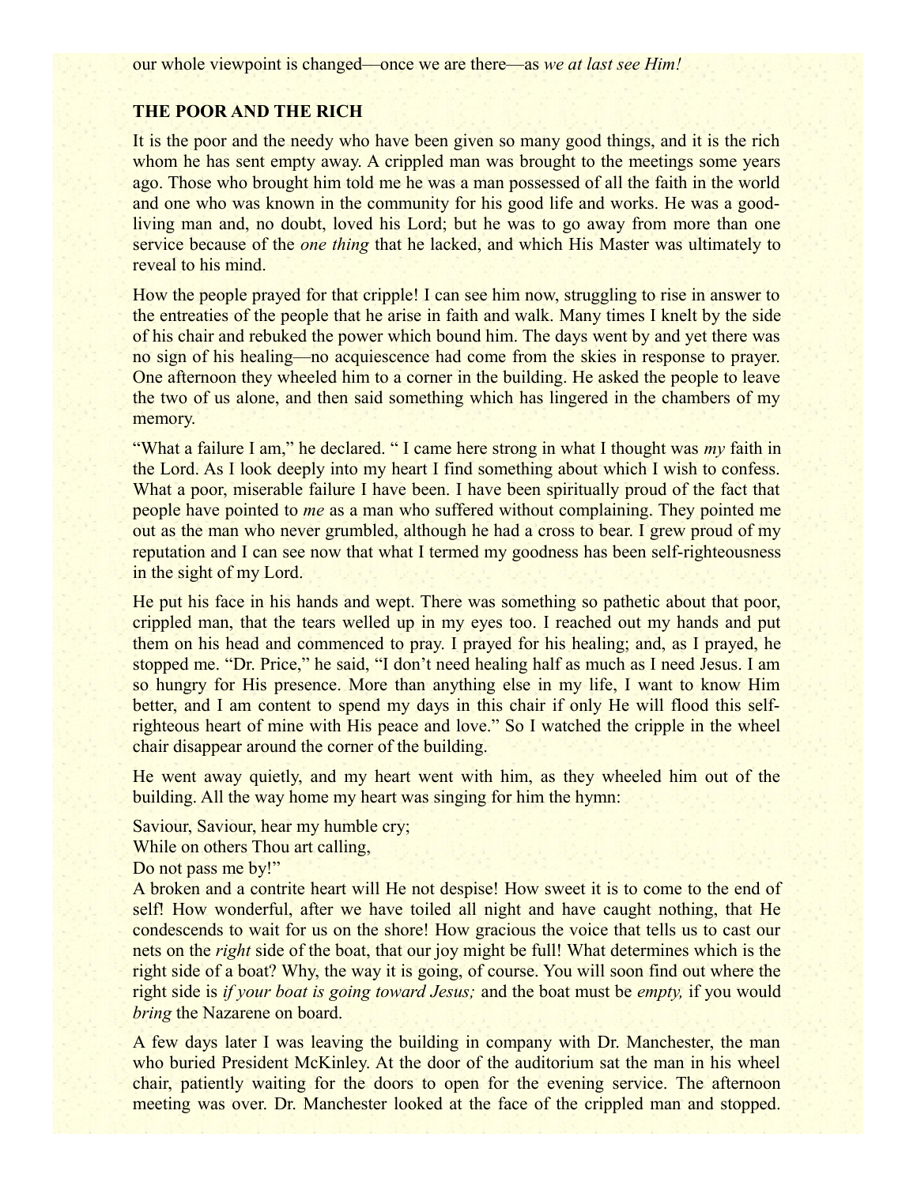our whole viewpoint is changed—once we are there—as *we at last see Him!*

**THE POOR AND THE RICH**

It is the poor and the needy who have been given so many good things, and it is the rich whom he has sent empty away. A crippled man was brought to the meetings some years ago. Those who brought him told me he was a man possessed of all the faith in the world and one who was known in the community for his good life and works. He was a good-living man and, no doubt, loved his Lord; but he was to go away from more than one service because of the *one thing* that he lacked, and which His Master was ultimately to reveal to his mind.

How the people prayed for that cripple! I can see him now, struggling to rise in answer to the entreaties of the people that he arise in faith and walk. Many times I knelt by the side of his chair and rebuked the power which bound him. The days went by and yet there was no sign of his healing—no acquiescence had come from the skies in response to prayer. One afternoon they wheeled him to a corner in the building. He asked the people to leave the two of us alone, and then said something which has lingered in the chambers of my memory.

"What a failure I am," he declared. " I came here strong in what I thought was *my* faith in the Lord. As I look deeply into my heart I find something about which I wish to confess. What a poor, miserable failure I have been. I have been spiritually proud of the fact that people have pointed to *me* as a man who suffered without complaining. They pointed me out as the man who never grumbled, although he had a cross to bear. I grew proud of my reputation and I can see now that what I termed my goodness has been self-righteousness in the sight of my Lord.

He put his face in his hands and wept. There was something so pathetic about that poor, crippled man, that the tears welled up in my eyes too. I reached out my hands and put them on his head and commenced to pray. I prayed for his healing; and, as I prayed, he stopped me. "Dr. Price," he said, "I don't need healing half as much as I need Jesus. I am so hungry for His presence. More than anything else in my life, I want to know Him better, and I am content to spend my days in this chair if only He will flood this self-righteous heart of mine with His peace and love." So I watched the cripple in the wheel chair disappear around the corner of the building.

He went away quietly, and my heart went with him, as they wheeled him out of the building. All the way home my heart was singing for him the hymn:

Saviour, Saviour, hear my humble cry;  
While on others Thou art calling,  
Do not pass me by!"

A broken and a contrite heart will He not despise! How sweet it is to come to the end of self! How wonderful, after we have toiled all night and have caught nothing, that He condescends to wait for us on the shore! How gracious the voice that tells us to cast our nets on the *right* side of the boat, that our joy might be full! What determines which is the right side of a boat? Why, the way it is going, of course. You will soon find out where the right side is *if your boat is going toward Jesus;* and the boat must be *empty,* if you would *bring* the Nazarene on board.

A few days later I was leaving the building in company with Dr. Manchester, the man who buried President McKinley. At the door of the auditorium sat the man in his wheel chair, patiently waiting for the doors to open for the evening service. The afternoon meeting was over. Dr. Manchester looked at the face of the crippled man and stopped.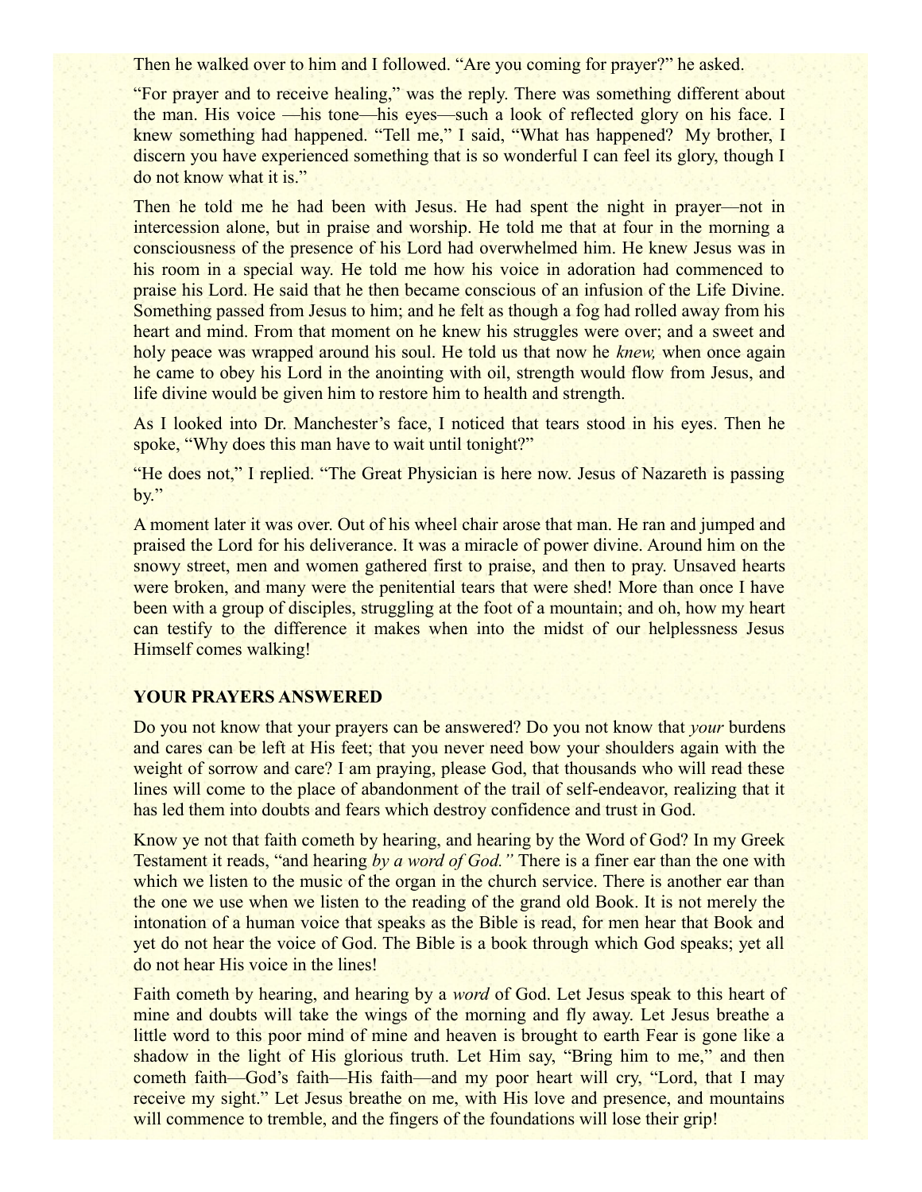Then he walked over to him and I followed. "Are you coming for prayer?" he asked.

"For prayer and to receive healing," was the reply. There was something different about the man. His voice —his tone—his eyes—such a look of reflected glory on his face. I knew something had happened. "Tell me," I said, "What has happened? My brother, I discern you have experienced something that is so wonderful I can feel its glory, though I do not know what it is."

Then he told me he had been with Jesus. He had spent the night in prayer—not in intercession alone, but in praise and worship. He told me that at four in the morning a consciousness of the presence of his Lord had overwhelmed him. He knew Jesus was in his room in a special way. He told me how his voice in adoration had commenced to praise his Lord. He said that he then became conscious of an infusion of the Life Divine. Something passed from Jesus to him; and he felt as though a fog had rolled away from his heart and mind. From that moment on he knew his struggles were over; and a sweet and holy peace was wrapped around his soul. He told us that now he *knew,* when once again he came to obey his Lord in the anointing with oil, strength would flow from Jesus, and life divine would be given him to restore him to health and strength.

As I looked into Dr. Manchester's face, I noticed that tears stood in his eyes. Then he spoke, "Why does this man have to wait until tonight?"

"He does not," I replied. "The Great Physician is here now. Jesus of Nazareth is passing by."

A moment later it was over. Out of his wheel chair arose that man. He ran and jumped and praised the Lord for his deliverance. It was a miracle of power divine. Around him on the snowy street, men and women gathered first to praise, and then to pray. Unsaved hearts were broken, and many were the penitential tears that were shed! More than once I have been with a group of disciples, struggling at the foot of a mountain; and oh, how my heart can testify to the difference it makes when into the midst of our helplessness Jesus Himself comes walking!

**YOUR PRAYERS ANSWERED**

Do you not know that your prayers can be answered? Do you not know that *your* burdens and cares can be left at His feet; that you never need bow your shoulders again with the weight of sorrow and care? I am praying, please God, that thousands who will read these lines will come to the place of abandonment of the trail of self-endeavor, realizing that it has led them into doubts and fears which destroy confidence and trust in God.

Know ye not that faith cometh by hearing, and hearing by the Word of God? In my Greek Testament it reads, "and hearing *by a word of God."* There is a finer ear than the one with which we listen to the music of the organ in the church service. There is another ear than the one we use when we listen to the reading of the grand old Book. It is not merely the intonation of a human voice that speaks as the Bible is read, for men hear that Book and yet do not hear the voice of God. The Bible is a book through which God speaks; yet all do not hear His voice in the lines!

Faith cometh by hearing, and hearing by a *word* of God. Let Jesus speak to this heart of mine and doubts will take the wings of the morning and fly away. Let Jesus breathe a little word to this poor mind of mine and heaven is brought to earth Fear is gone like a shadow in the light of His glorious truth. Let Him say, "Bring him to me," and then cometh faith—God's faith—His faith—and my poor heart will cry, "Lord, that I may receive my sight." Let Jesus breathe on me, with His love and presence, and mountains will commence to tremble, and the fingers of the foundations will lose their grip!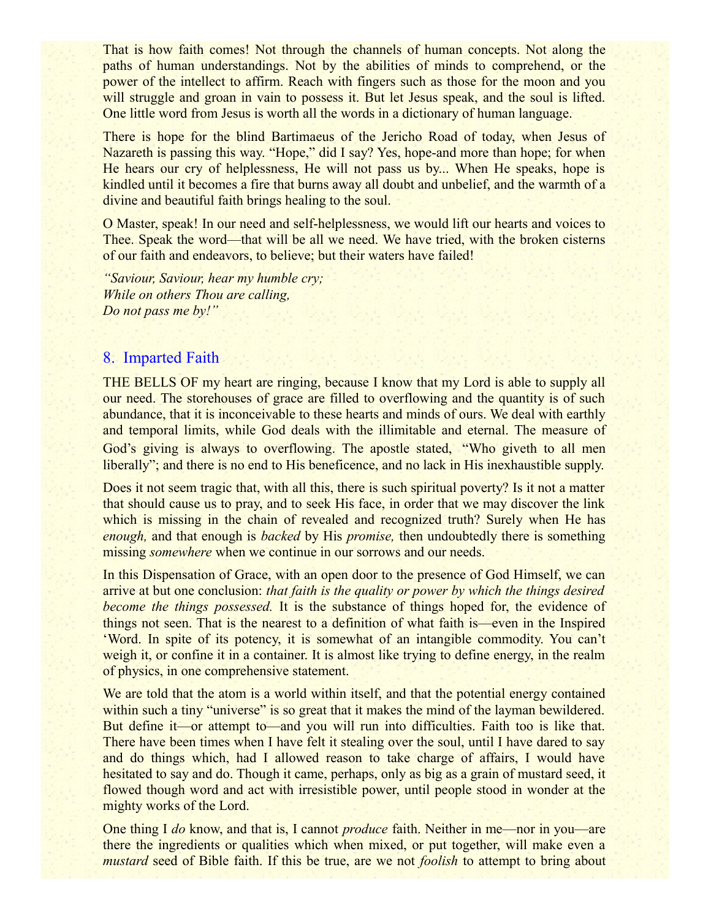That is how faith comes! Not through the channels of human concepts. Not along the paths of human understandings. Not by the abilities of minds to comprehend, or the power of the intellect to affirm. Reach with fingers such as those for the moon and you will struggle and groan in vain to possess it. But let Jesus speak, and the soul is lifted. One little word from Jesus is worth all the words in a dictionary of human language.

There is hope for the blind Bartimaeus of the Jericho Road of today, when Jesus of Nazareth is passing this way. "Hope," did I say? Yes, hope-and more than hope; for when He hears our cry of helplessness, He will not pass us by... When He speaks, hope is kindled until it becomes a fire that burns away all doubt and unbelief, and the warmth of a divine and beautiful faith brings healing to the soul.

O Master, speak! In our need and self-helplessness, we would lift our hearts and voices to Thee. Speak the word—that will be all we need. We have tried, with the broken cisterns of our faith and endeavors, to believe; but their waters have failed!

*"Saviour, Saviour, hear my humble cry;*
*While on others Thou are calling,*
*Do not pass me by!"*

## 8. Imparted Faith

THE BELLS OF my heart are ringing, because I know that my Lord is able to supply all our need. The storehouses of grace are filled to overflowing and the quantity is of such abundance, that it is inconceivable to these hearts and minds of ours. We deal with earthly and temporal limits, while God deals with the illimitable and eternal. The measure of God's giving is always to overflowing. The apostle stated, "Who giveth to all men liberally"; and there is no end to His beneficence, and no lack in His inexhaustible supply.

Does it not seem tragic that, with all this, there is such spiritual poverty? Is it not a matter that should cause us to pray, and to seek His face, in order that we may discover the link which is missing in the chain of revealed and recognized truth? Surely when He has *enough,* and that enough is *backed* by His *promise,* then undoubtedly there is something missing *somewhere* when we continue in our sorrows and our needs.

In this Dispensation of Grace, with an open door to the presence of God Himself, we can arrive at but one conclusion: *that faith is the quality or power by which the things desired become the things possessed.* It is the substance of things hoped for, the evidence of things not seen. That is the nearest to a definition of what faith is—even in the Inspired 'Word. In spite of its potency, it is somewhat of an intangible commodity. You can't weigh it, or confine it in a container. It is almost like trying to define energy, in the realm of physics, in one comprehensive statement.

We are told that the atom is a world within itself, and that the potential energy contained within such a tiny "universe" is so great that it makes the mind of the layman bewildered. But define it—or attempt to—and you will run into difficulties. Faith too is like that. There have been times when I have felt it stealing over the soul, until I have dared to say and do things which, had I allowed reason to take charge of affairs, I would have hesitated to say and do. Though it came, perhaps, only as big as a grain of mustard seed, it flowed though word and act with irresistible power, until people stood in wonder at the mighty works of the Lord.

One thing I *do* know, and that is, I cannot *produce* faith. Neither in me—nor in you—are there the ingredients or qualities which when mixed, or put together, will make even a *mustard* seed of Bible faith. If this be true, are we not *foolish* to attempt to bring about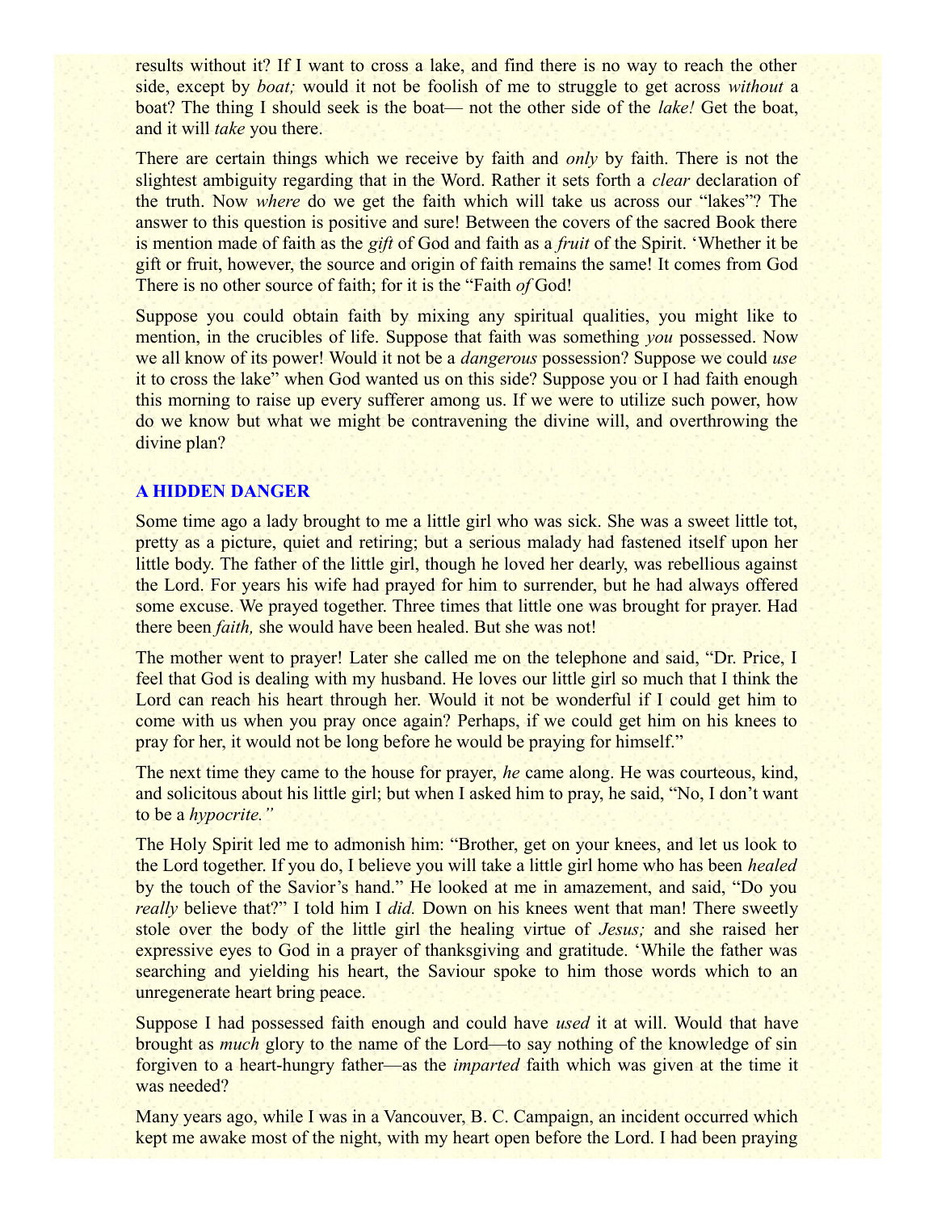results without it? If I want to cross a lake, and find there is no way to reach the other side, except by *boat;* would it not be foolish of me to struggle to get across *without* a boat? The thing I should seek is the boat— not the other side of the *lake!* Get the boat, and it will *take* you there.

There are certain things which we receive by faith and *only* by faith. There is not the slightest ambiguity regarding that in the Word. Rather it sets forth a *clear* declaration of the truth. Now *where* do we get the faith which will take us across our "lakes"? The answer to this question is positive and sure! Between the covers of the sacred Book there is mention made of faith as the *gift* of God and faith as a *fruit* of the Spirit. 'Whether it be gift or fruit, however, the source and origin of faith remains the same! It comes from God There is no other source of faith; for it is the "Faith *of* God!

Suppose you could obtain faith by mixing any spiritual qualities, you might like to mention, in the crucibles of life. Suppose that faith was something *you* possessed. Now we all know of its power! Would it not be a *dangerous* possession? Suppose we could *use* it to cross the lake" when God wanted us on this side? Suppose you or I had faith enough this morning to raise up every sufferer among us. If we were to utilize such power, how do we know but what we might be contravening the divine will, and overthrowing the divine plan?

## A HIDDEN DANGER

Some time ago a lady brought to me a little girl who was sick. She was a sweet little tot, pretty as a picture, quiet and retiring; but a serious malady had fastened itself upon her little body. The father of the little girl, though he loved her dearly, was rebellious against the Lord. For years his wife had prayed for him to surrender, but he had always offered some excuse. We prayed together. Three times that little one was brought for prayer. Had there been *faith,* she would have been healed. But she was not!

The mother went to prayer! Later she called me on the telephone and said, "Dr. Price, I feel that God is dealing with my husband. He loves our little girl so much that I think the Lord can reach his heart through her. Would it not be wonderful if I could get him to come with us when you pray once again? Perhaps, if we could get him on his knees to pray for her, it would not be long before he would be praying for himself."

The next time they came to the house for prayer, *he* came along. He was courteous, kind, and solicitous about his little girl; but when I asked him to pray, he said, "No, I don't want to be a *hypocrite."*

The Holy Spirit led me to admonish him: "Brother, get on your knees, and let us look to the Lord together. If you do, I believe you will take a little girl home who has been *healed* by the touch of the Savior's hand." He looked at me in amazement, and said, "Do you *really* believe that?" I told him I *did.* Down on his knees went that man! There sweetly stole over the body of the little girl the healing virtue of *Jesus;* and she raised her expressive eyes to God in a prayer of thanksgiving and gratitude. 'While the father was searching and yielding his heart, the Saviour spoke to him those words which to an unregenerate heart bring peace.

Suppose I had possessed faith enough and could have *used* it at will. Would that have brought as *much* glory to the name of the Lord—to say nothing of the knowledge of sin forgiven to a heart-hungry father—as the *imparted* faith which was given at the time it was needed?

Many years ago, while I was in a Vancouver, B. C. Campaign, an incident occurred which kept me awake most of the night, with my heart open before the Lord. I had been praying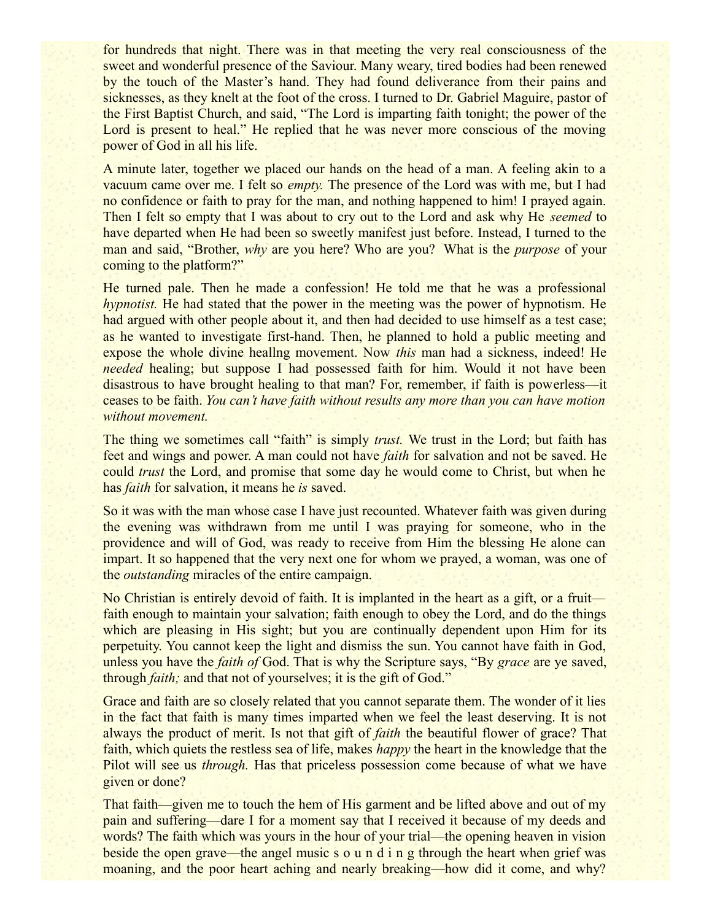for hundreds that night. There was in that meeting the very real consciousness of the sweet and wonderful presence of the Saviour. Many weary, tired bodies had been renewed by the touch of the Master's hand. They had found deliverance from their pains and sicknesses, as they knelt at the foot of the cross. I turned to Dr. Gabriel Maguire, pastor of the First Baptist Church, and said, "The Lord is imparting faith tonight; the power of the Lord is present to heal." He replied that he was never more conscious of the moving power of God in all his life.

A minute later, together we placed our hands on the head of a man. A feeling akin to a vacuum came over me. I felt so *empty.* The presence of the Lord was with me, but I had no confidence or faith to pray for the man, and nothing happened to him! I prayed again. Then I felt so empty that I was about to cry out to the Lord and ask why He *seemed* to have departed when He had been so sweetly manifest just before. Instead, I turned to the man and said, "Brother, *why* are you here? Who are you? What is the *purpose* of your coming to the platform?"

He turned pale. Then he made a confession! He told me that he was a professional *hypnotist.* He had stated that the power in the meeting was the power of hypnotism. He had argued with other people about it, and then had decided to use himself as a test case; as he wanted to investigate first-hand. Then, he planned to hold a public meeting and expose the whole divine heallng movement. Now *this* man had a sickness, indeed! He *needed* healing; but suppose I had possessed faith for him. Would it not have been disastrous to have brought healing to that man? For, remember, if faith is powerless—it ceases to be faith. *You can't have faith without results any more than you can have motion without movement.*

The thing we sometimes call "faith" is simply *trust.* We trust in the Lord; but faith has feet and wings and power. A man could not have *faith* for salvation and not be saved. He could *trust* the Lord, and promise that some day he would come to Christ, but when he has *faith* for salvation, it means he *is* saved.

So it was with the man whose case I have just recounted. Whatever faith was given during the evening was withdrawn from me until I was praying for someone, who in the providence and will of God, was ready to receive from Him the blessing He alone can impart. It so happened that the very next one for whom we prayed, a woman, was one of the *outstanding* miracles of the entire campaign.

No Christian is entirely devoid of faith. It is implanted in the heart as a gift, or a fruit—faith enough to maintain your salvation; faith enough to obey the Lord, and do the things which are pleasing in His sight; but you are continually dependent upon Him for its perpetuity. You cannot keep the light and dismiss the sun. You cannot have faith in God, unless you have the *faith of* God. That is why the Scripture says, "By *grace* are ye saved, through *faith;* and that not of yourselves; it is the gift of God."

Grace and faith are so closely related that you cannot separate them. The wonder of it lies in the fact that faith is many times imparted when we feel the least deserving. It is not always the product of merit. Is not that gift of *faith* the beautiful flower of grace? That faith, which quiets the restless sea of life, makes *happy* the heart in the knowledge that the Pilot will see us *through.* Has that priceless possession come because of what we have given or done?

That faith—given me to touch the hem of His garment and be lifted above and out of my pain and suffering—dare I for a moment say that I received it because of my deeds and words? The faith which was yours in the hour of your trial—the opening heaven in vision beside the open grave—the angel music s o u n d i n g through the heart when grief was moaning, and the poor heart aching and nearly breaking—how did it come, and why?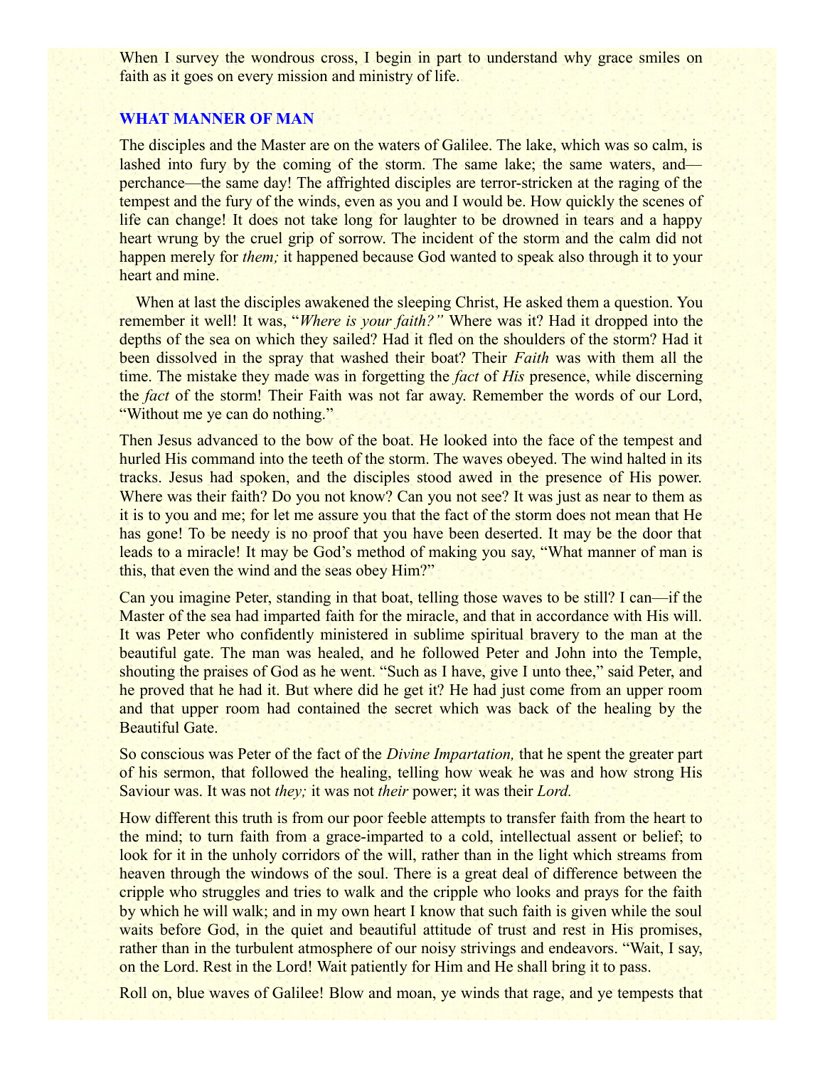When I survey the wondrous cross, I begin in part to understand why grace smiles on faith as it goes on every mission and ministry of life.

## WHAT MANNER OF MAN

The disciples and the Master are on the waters of Galilee. The lake, which was so calm, is lashed into fury by the coming of the storm. The same lake; the same waters, and—perchance—the same day! The affrighted disciples are terror-stricken at the raging of the tempest and the fury of the winds, even as you and I would be. How quickly the scenes of life can change! It does not take long for laughter to be drowned in tears and a happy heart wrung by the cruel grip of sorrow. The incident of the storm and the calm did not happen merely for *them;* it happened because God wanted to speak also through it to your heart and mine.

When at last the disciples awakened the sleeping Christ, He asked them a question. You remember it well! It was, "*Where is your faith?"* Where was it? Had it dropped into the depths of the sea on which they sailed? Had it fled on the shoulders of the storm? Had it been dissolved in the spray that washed their boat? Their *Faith* was with them all the time. The mistake they made was in forgetting the *fact* of *His* presence, while discerning the *fact* of the storm! Their Faith was not far away. Remember the words of our Lord, "Without me ye can do nothing."

Then Jesus advanced to the bow of the boat. He looked into the face of the tempest and hurled His command into the teeth of the storm. The waves obeyed. The wind halted in its tracks. Jesus had spoken, and the disciples stood awed in the presence of His power. Where was their faith? Do you not know? Can you not see? It was just as near to them as it is to you and me; for let me assure you that the fact of the storm does not mean that He has gone! To be needy is no proof that you have been deserted. It may be the door that leads to a miracle! It may be God's method of making you say, "What manner of man is this, that even the wind and the seas obey Him?"

Can you imagine Peter, standing in that boat, telling those waves to be still? I can—if the Master of the sea had imparted faith for the miracle, and that in accordance with His will. It was Peter who confidently ministered in sublime spiritual bravery to the man at the beautiful gate. The man was healed, and he followed Peter and John into the Temple, shouting the praises of God as he went. "Such as I have, give I unto thee," said Peter, and he proved that he had it. But where did he get it? He had just come from an upper room and that upper room had contained the secret which was back of the healing by the Beautiful Gate.

So conscious was Peter of the fact of the *Divine Impartation,* that he spent the greater part of his sermon, that followed the healing, telling how weak he was and how strong His Saviour was. It was not *they;* it was not *their* power; it was their *Lord.*

How different this truth is from our poor feeble attempts to transfer faith from the heart to the mind; to turn faith from a grace-imparted to a cold, intellectual assent or belief; to look for it in the unholy corridors of the will, rather than in the light which streams from heaven through the windows of the soul. There is a great deal of difference between the cripple who struggles and tries to walk and the cripple who looks and prays for the faith by which he will walk; and in my own heart I know that such faith is given while the soul waits before God, in the quiet and beautiful attitude of trust and rest in His promises, rather than in the turbulent atmosphere of our noisy strivings and endeavors. "Wait, I say, on the Lord. Rest in the Lord! Wait patiently for Him and He shall bring it to pass.

Roll on, blue waves of Galilee! Blow and moan, ye winds that rage, and ye tempests that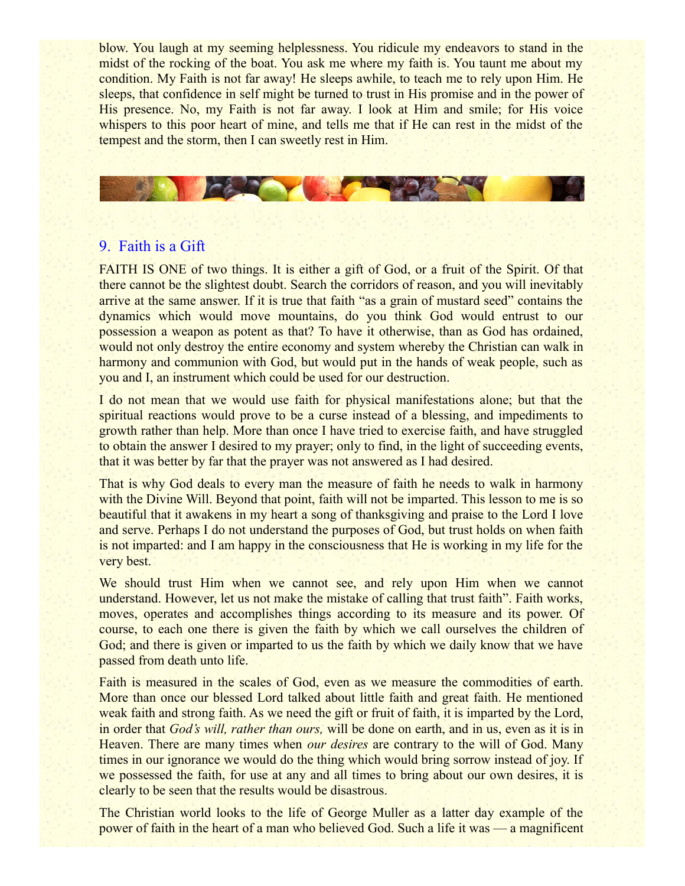blow. You laugh at my seeming helplessness. You ridicule my endeavors to stand in the midst of the rocking of the boat. You ask me where my faith is. You taunt me about my condition. My Faith is not far away! He sleeps awhile, to teach me to rely upon Him. He sleeps, that confidence in self might be turned to trust in His promise and in the power of His presence. No, my Faith is not far away. I look at Him and smile; for His voice whispers to this poor heart of mine, and tells me that if He can rest in the midst of the tempest and the storm, then I can sweetly rest in Him.

## 9. Faith is a Gift

FAITH IS ONE of two things. It is either a gift of God, or a fruit of the Spirit. Of that there cannot be the slightest doubt. Search the corridors of reason, and you will inevitably arrive at the same answer. If it is true that faith "as a grain of mustard seed" contains the dynamics which would move mountains, do you think God would entrust to our possession a weapon as potent as that? To have it otherwise, than as God has ordained, would not only destroy the entire economy and system whereby the Christian can walk in harmony and communion with God, but would put in the hands of weak people, such as you and I, an instrument which could be used for our destruction.

I do not mean that we would use faith for physical manifestations alone; but that the spiritual reactions would prove to be a curse instead of a blessing, and impediments to growth rather than help. More than once I have tried to exercise faith, and have struggled to obtain the answer I desired to my prayer; only to find, in the light of succeeding events, that it was better by far that the prayer was not answered as I had desired.

That is why God deals to every man the measure of faith he needs to walk in harmony with the Divine Will. Beyond that point, faith will not be imparted. This lesson to me is so beautiful that it awakens in my heart a song of thanksgiving and praise to the Lord I love and serve. Perhaps I do not understand the purposes of God, but trust holds on when faith is not imparted: and I am happy in the consciousness that He is working in my life for the very best.

We should trust Him when we cannot see, and rely upon Him when we cannot understand. However, let us not make the mistake of calling that trust faith". Faith works, moves, operates and accomplishes things according to its measure and its power. Of course, to each one there is given the faith by which we call ourselves the children of God; and there is given or imparted to us the faith by which we daily know that we have passed from death unto life.

Faith is measured in the scales of God, even as we measure the commodities of earth. More than once our blessed Lord talked about little faith and great faith. He mentioned weak faith and strong faith. As we need the gift or fruit of faith, it is imparted by the Lord, in order that *God's will, rather than ours,* will be done on earth, and in us, even as it is in Heaven. There are many times when *our desires* are contrary to the will of God. Many times in our ignorance we would do the thing which would bring sorrow instead of joy. If we possessed the faith, for use at any and all times to bring about our own desires, it is clearly to be seen that the results would be disastrous.

The Christian world looks to the life of George Muller as a latter day example of the power of faith in the heart of a man who believed God. Such a life it was — a magnificent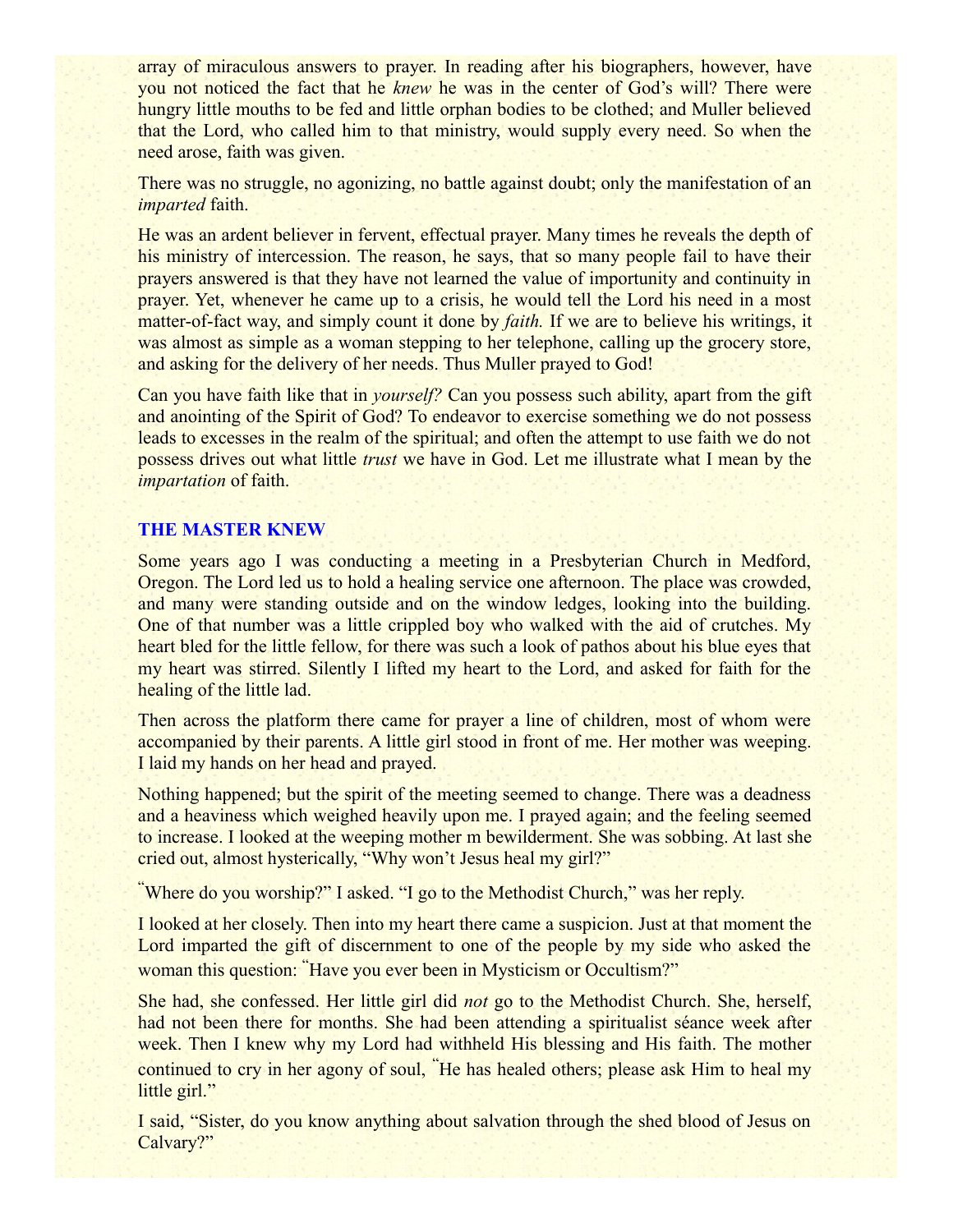array of miraculous answers to prayer. In reading after his biographers, however, have you not noticed the fact that he *knew* he was in the center of God's will? There were hungry little mouths to be fed and little orphan bodies to be clothed; and Muller believed that the Lord, who called him to that ministry, would supply every need. So when the need arose, faith was given.

There was no struggle, no agonizing, no battle against doubt; only the manifestation of an *imparted* faith.

He was an ardent believer in fervent, effectual prayer. Many times he reveals the depth of his ministry of intercession. The reason, he says, that so many people fail to have their prayers answered is that they have not learned the value of importunity and continuity in prayer. Yet, whenever he came up to a crisis, he would tell the Lord his need in a most matter-of-fact way, and simply count it done by *faith.* If we are to believe his writings, it was almost as simple as a woman stepping to her telephone, calling up the grocery store, and asking for the delivery of her needs. Thus Muller prayed to God!

Can you have faith like that in *yourself?* Can you possess such ability, apart from the gift and anointing of the Spirit of God? To endeavor to exercise something we do not possess leads to excesses in the realm of the spiritual; and often the attempt to use faith we do not possess drives out what little *trust* we have in God. Let me illustrate what I mean by the *impartation* of faith.

## THE MASTER KNEW

Some years ago I was conducting a meeting in a Presbyterian Church in Medford, Oregon. The Lord led us to hold a healing service one afternoon. The place was crowded, and many were standing outside and on the window ledges, looking into the building. One of that number was a little crippled boy who walked with the aid of crutches. My heart bled for the little fellow, for there was such a look of pathos about his blue eyes that my heart was stirred. Silently I lifted my heart to the Lord, and asked for faith for the healing of the little lad.

Then across the platform there came for prayer a line of children, most of whom were accompanied by their parents. A little girl stood in front of me. Her mother was weeping. I laid my hands on her head and prayed.

Nothing happened; but the spirit of the meeting seemed to change. There was a deadness and a heaviness which weighed heavily upon me. I prayed again; and the feeling seemed to increase. I looked at the weeping mother m bewilderment. She was sobbing. At last she cried out, almost hysterically, "Why won't Jesus heal my girl?"

"Where do you worship?" I asked. "I go to the Methodist Church," was her reply.

I looked at her closely. Then into my heart there came a suspicion. Just at that moment the Lord imparted the gift of discernment to one of the people by my side who asked the woman this question: "Have you ever been in Mysticism or Occultism?"

She had, she confessed. Her little girl did *not* go to the Methodist Church. She, herself, had not been there for months. She had been attending a spiritualist séance week after week. Then I knew why my Lord had withheld His blessing and His faith. The mother continued to cry in her agony of soul, "He has healed others; please ask Him to heal my little girl."

I said, "Sister, do you know anything about salvation through the shed blood of Jesus on Calvary?"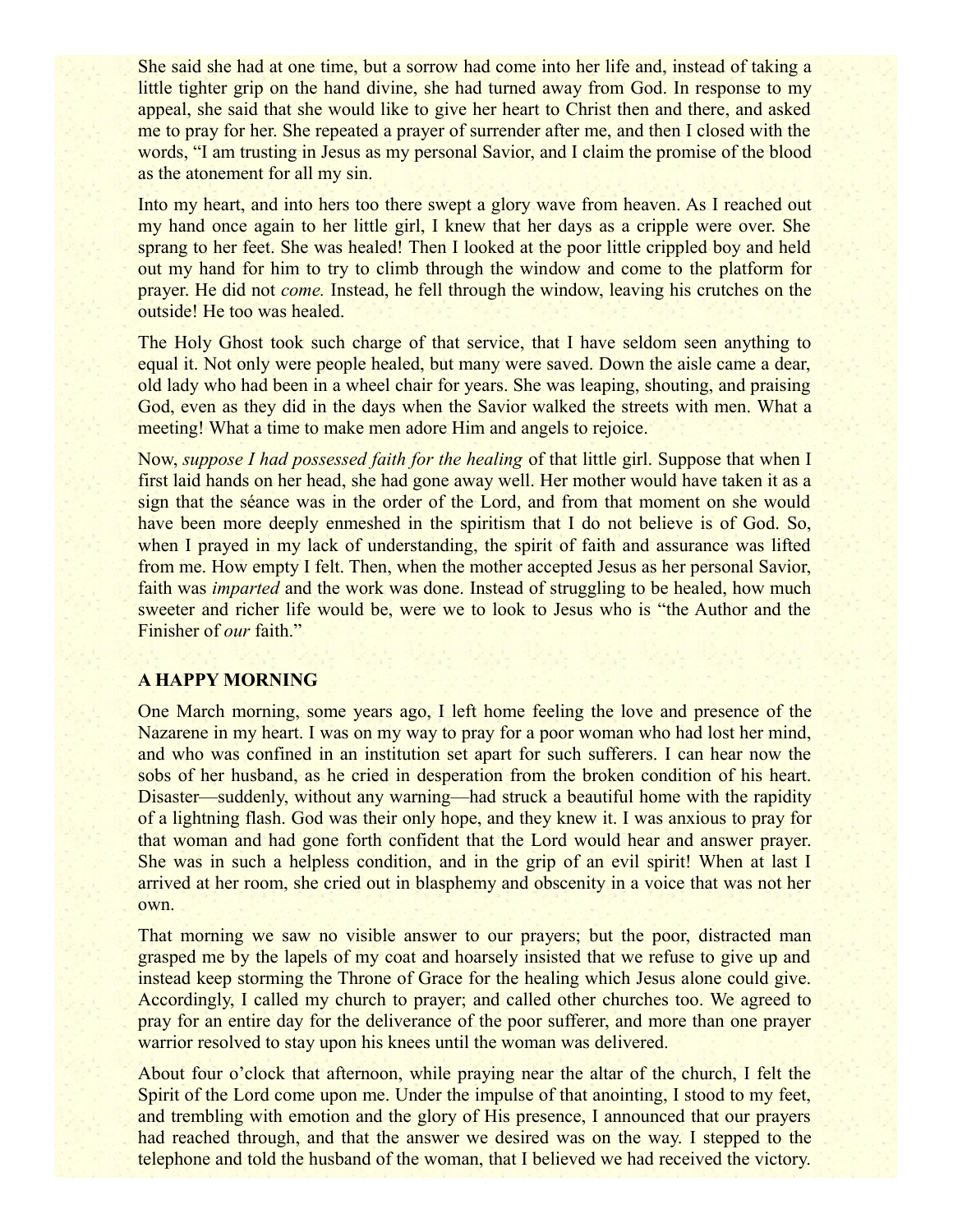She said she had at one time, but a sorrow had come into her life and, instead of taking a little tighter grip on the hand divine, she had turned away from God. In response to my appeal, she said that she would like to give her heart to Christ then and there, and asked me to pray for her. She repeated a prayer of surrender after me, and then I closed with the words, “I am trusting in Jesus as my personal Savior, and I claim the promise of the blood as the atonement for all my sin.

Into my heart, and into hers too there swept a glory wave from heaven. As I reached out my hand once again to her little girl, I knew that her days as a cripple were over. She sprang to her feet. She was healed! Then I looked at the poor little crippled boy and held out my hand for him to try to climb through the window and come to the platform for prayer. He did not *come.* Instead, he fell through the window, leaving his crutches on the outside! He too was healed.

The Holy Ghost took such charge of that service, that I have seldom seen anything to equal it. Not only were people healed, but many were saved. Down the aisle came a dear, old lady who had been in a wheel chair for years. She was leaping, shouting, and praising God, even as they did in the days when the Savior walked the streets with men. What a meeting! What a time to make men adore Him and angels to rejoice.

Now, *suppose I had possessed faith for the healing* of that little girl. Suppose that when I first laid hands on her head, she had gone away well. Her mother would have taken it as a sign that the séance was in the order of the Lord, and from that moment on she would have been more deeply enmeshed in the spiritism that I do not believe is of God. So, when I prayed in my lack of understanding, the spirit of faith and assurance was lifted from me. How empty I felt. Then, when the mother accepted Jesus as her personal Savior, faith was *imparted* and the work was done. Instead of struggling to be healed, how much sweeter and richer life would be, were we to look to Jesus who is “the Author and the Finisher of *our* faith.”

**A HAPPY MORNING**

One March morning, some years ago, I left home feeling the love and presence of the Nazarene in my heart. I was on my way to pray for a poor woman who had lost her mind, and who was confined in an institution set apart for such sufferers. I can hear now the sobs of her husband, as he cried in desperation from the broken condition of his heart. Disaster—suddenly, without any warning—had struck a beautiful home with the rapidity of a lightning flash. God was their only hope, and they knew it. I was anxious to pray for that woman and had gone forth confident that the Lord would hear and answer prayer. She was in such a helpless condition, and in the grip of an evil spirit! When at last I arrived at her room, she cried out in blasphemy and obscenity in a voice that was not her own.

That morning we saw no visible answer to our prayers; but the poor, distracted man grasped me by the lapels of my coat and hoarsely insisted that we refuse to give up and instead keep storming the Throne of Grace for the healing which Jesus alone could give. Accordingly, I called my church to prayer; and called other churches too. We agreed to pray for an entire day for the deliverance of the poor sufferer, and more than one prayer warrior resolved to stay upon his knees until the woman was delivered.

About four o’clock that afternoon, while praying near the altar of the church, I felt the Spirit of the Lord come upon me. Under the impulse of that anointing, I stood to my feet, and trembling with emotion and the glory of His presence, I announced that our prayers had reached through, and that the answer we desired was on the way. I stepped to the telephone and told the husband of the woman, that I believed we had received the victory.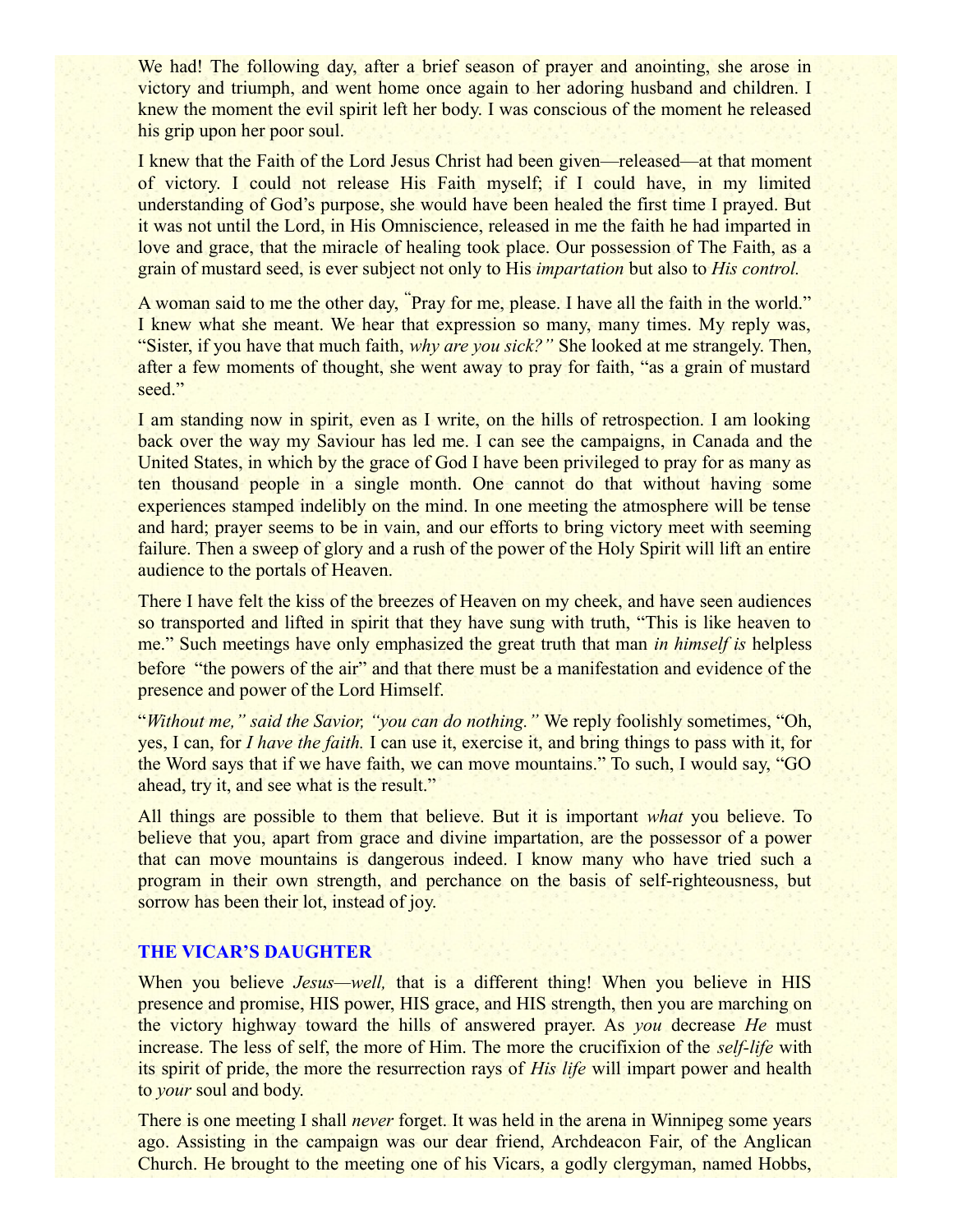We had! The following day, after a brief season of prayer and anointing, she arose in victory and triumph, and went home once again to her adoring husband and children. I knew the moment the evil spirit left her body. I was conscious of the moment he released his grip upon her poor soul.

I knew that the Faith of the Lord Jesus Christ had been given—released—at that moment of victory. I could not release His Faith myself; if I could have, in my limited understanding of God's purpose, she would have been healed the first time I prayed. But it was not until the Lord, in His Omniscience, released in me the faith he had imparted in love and grace, that the miracle of healing took place. Our possession of The Faith, as a grain of mustard seed, is ever subject not only to His *impartation* but also to *His control.*

A woman said to me the other day, "Pray for me, please. I have all the faith in the world." I knew what she meant. We hear that expression so many, many times. My reply was, "Sister, if you have that much faith, *why are you sick?"* She looked at me strangely. Then, after a few moments of thought, she went away to pray for faith, "as a grain of mustard seed."

I am standing now in spirit, even as I write, on the hills of retrospection. I am looking back over the way my Saviour has led me. I can see the campaigns, in Canada and the United States, in which by the grace of God I have been privileged to pray for as many as ten thousand people in a single month. One cannot do that without having some experiences stamped indelibly on the mind. In one meeting the atmosphere will be tense and hard; prayer seems to be in vain, and our efforts to bring victory meet with seeming failure. Then a sweep of glory and a rush of the power of the Holy Spirit will lift an entire audience to the portals of Heaven.

There I have felt the kiss of the breezes of Heaven on my cheek, and have seen audiences so transported and lifted in spirit that they have sung with truth, "This is like heaven to me." Such meetings have only emphasized the great truth that man *in himself is* helpless before "the powers of the air" and that there must be a manifestation and evidence of the presence and power of the Lord Himself.

"*Without me," said the Savior, "you can do nothing."* We reply foolishly sometimes, "Oh, yes, I can, for *I have the faith.* I can use it, exercise it, and bring things to pass with it, for the Word says that if we have faith, we can move mountains." To such, I would say, "GO ahead, try it, and see what is the result."

All things are possible to them that believe. But it is important *what* you believe. To believe that you, apart from grace and divine impartation, are the possessor of a power that can move mountains is dangerous indeed. I know many who have tried such a program in their own strength, and perchance on the basis of self-righteousness, but sorrow has been their lot, instead of joy.

## THE VICAR'S DAUGHTER

When you believe *Jesus—well,* that is a different thing! When you believe in HIS presence and promise, HIS power, HIS grace, and HIS strength, then you are marching on the victory highway toward the hills of answered prayer. As *you* decrease *He* must increase. The less of self, the more of Him. The more the crucifixion of the *self-life* with its spirit of pride, the more the resurrection rays of *His life* will impart power and health to *your* soul and body.

There is one meeting I shall *never* forget. It was held in the arena in Winnipeg some years ago. Assisting in the campaign was our dear friend, Archdeacon Fair, of the Anglican Church. He brought to the meeting one of his Vicars, a godly clergyman, named Hobbs,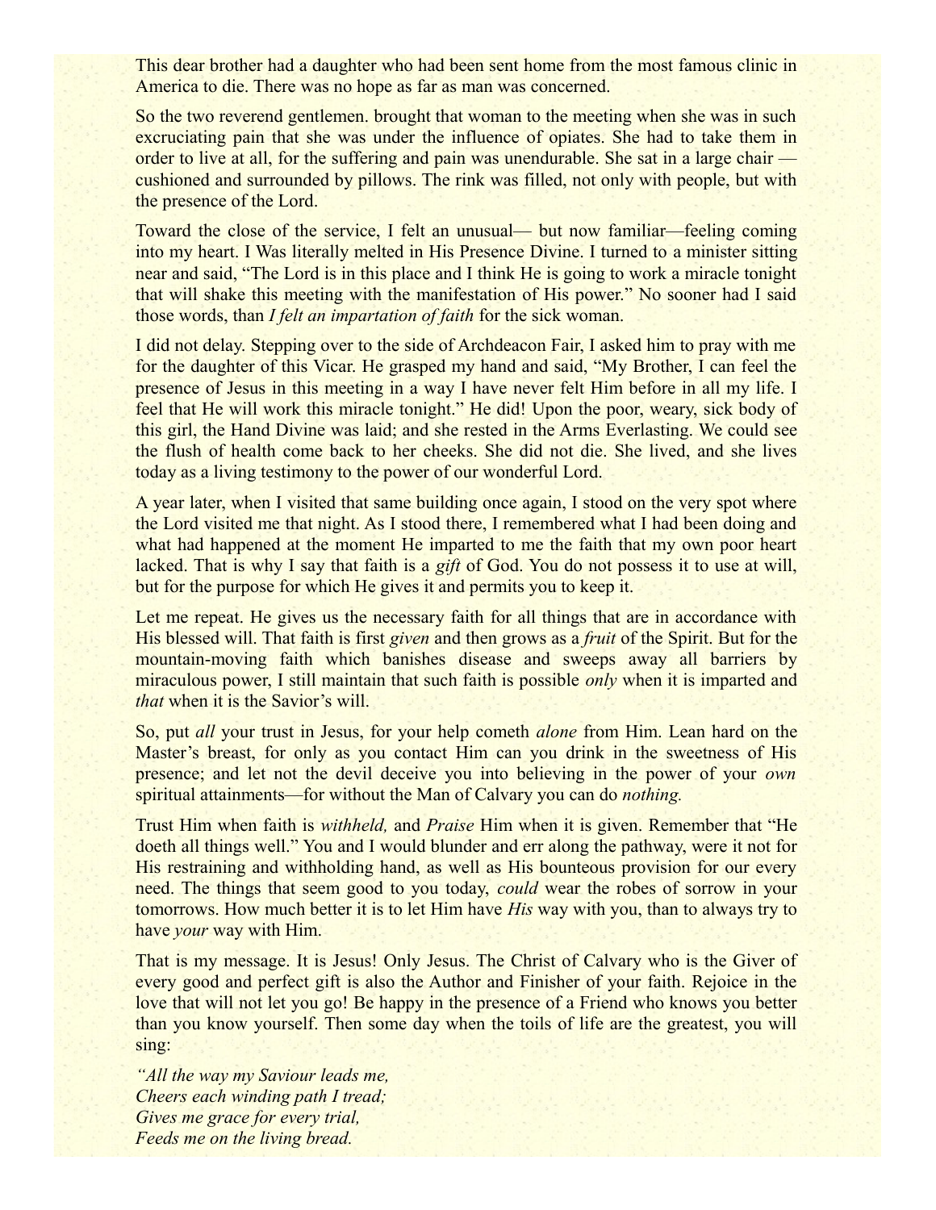This dear brother had a daughter who had been sent home from the most famous clinic in America to die. There was no hope as far as man was concerned.

So the two reverend gentlemen. brought that woman to the meeting when she was in such excruciating pain that she was under the influence of opiates. She had to take them in order to live at all, for the suffering and pain was unendurable. She sat in a large chair — cushioned and surrounded by pillows. The rink was filled, not only with people, but with the presence of the Lord.

Toward the close of the service, I felt an unusual— but now familiar—feeling coming into my heart. I Was literally melted in His Presence Divine. I turned to a minister sitting near and said, "The Lord is in this place and I think He is going to work a miracle tonight that will shake this meeting with the manifestation of His power." No sooner had I said those words, than *I felt an impartation of faith* for the sick woman.

I did not delay. Stepping over to the side of Archdeacon Fair, I asked him to pray with me for the daughter of this Vicar. He grasped my hand and said, "My Brother, I can feel the presence of Jesus in this meeting in a way I have never felt Him before in all my life. I feel that He will work this miracle tonight." He did! Upon the poor, weary, sick body of this girl, the Hand Divine was laid; and she rested in the Arms Everlasting. We could see the flush of health come back to her cheeks. She did not die. She lived, and she lives today as a living testimony to the power of our wonderful Lord.

A year later, when I visited that same building once again, I stood on the very spot where the Lord visited me that night. As I stood there, I remembered what I had been doing and what had happened at the moment He imparted to me the faith that my own poor heart lacked. That is why I say that faith is a *gift* of God. You do not possess it to use at will, but for the purpose for which He gives it and permits you to keep it.

Let me repeat. He gives us the necessary faith for all things that are in accordance with His blessed will. That faith is first *given* and then grows as a *fruit* of the Spirit. But for the mountain-moving faith which banishes disease and sweeps away all barriers by miraculous power, I still maintain that such faith is possible *only* when it is imparted and *that* when it is the Savior's will.

So, put *all* your trust in Jesus, for your help cometh *alone* from Him. Lean hard on the Master's breast, for only as you contact Him can you drink in the sweetness of His presence; and let not the devil deceive you into believing in the power of your *own* spiritual attainments—for without the Man of Calvary you can do *nothing.*

Trust Him when faith is *withheld,* and *Praise* Him when it is given. Remember that "He doeth all things well." You and I would blunder and err along the pathway, were it not for His restraining and withholding hand, as well as His bounteous provision for our every need. The things that seem good to you today, *could* wear the robes of sorrow in your tomorrows. How much better it is to let Him have *His* way with you, than to always try to have *your* way with Him.

That is my message. It is Jesus! Only Jesus. The Christ of Calvary who is the Giver of every good and perfect gift is also the Author and Finisher of your faith. Rejoice in the love that will not let you go! Be happy in the presence of a Friend who knows you better than you know yourself. Then some day when the toils of life are the greatest, you will sing:

*"All the way my Saviour leads me,*
*Cheers each winding path I tread;*
*Gives me grace for every trial,*
*Feeds me on the living bread.*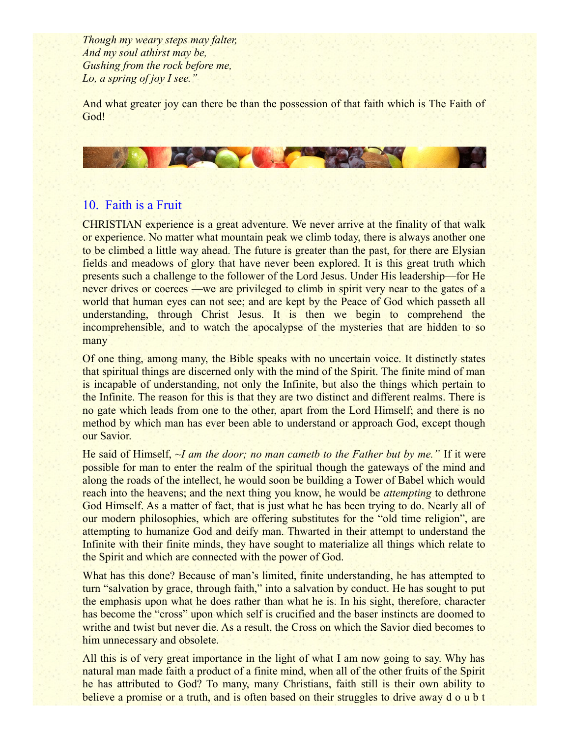*Though my weary steps may falter,*
*And my soul athirst may be,*
*Gushing from the rock before me,*
*Lo, a spring of joy I see."*

And what greater joy can there be than the possession of that faith which is The Faith of God!

## 10. Faith is a Fruit

CHRISTIAN experience is a great adventure. We never arrive at the finality of that walk or experience. No matter what mountain peak we climb today, there is always another one to be climbed a little way ahead. The future is greater than the past, for there are Elysian fields and meadows of glory that have never been explored. It is this great truth which presents such a challenge to the follower of the Lord Jesus. Under His leadership—for He never drives or coerces —we are privileged to climb in spirit very near to the gates of a world that human eyes can not see; and are kept by the Peace of God which passeth all understanding, through Christ Jesus. It is then we begin to comprehend the incomprehensible, and to watch the apocalypse of the mysteries that are hidden to so many

Of one thing, among many, the Bible speaks with no uncertain voice. It distinctly states that spiritual things are discerned only with the mind of the Spirit. The finite mind of man is incapable of understanding, not only the Infinite, but also the things which pertain to the Infinite. The reason for this is that they are two distinct and different realms. There is no gate which leads from one to the other, apart from the Lord Himself; and there is no method by which man has ever been able to understand or approach God, except though our Savior.

He said of Himself, *~I am the door; no man cametb to the Father but by me."* If it were possible for man to enter the realm of the spiritual though the gateways of the mind and along the roads of the intellect, he would soon be building a Tower of Babel which would reach into the heavens; and the next thing you know, he would be *attempting* to dethrone God Himself. As a matter of fact, that is just what he has been trying to do. Nearly all of our modern philosophies, which are offering substitutes for the "old time religion", are attempting to humanize God and deify man. Thwarted in their attempt to understand the Infinite with their finite minds, they have sought to materialize all things which relate to the Spirit and which are connected with the power of God.

What has this done? Because of man's limited, finite understanding, he has attempted to turn "salvation by grace, through faith," into a salvation by conduct. He has sought to put the emphasis upon what he does rather than what he is. In his sight, therefore, character has become the "cross" upon which self is crucified and the baser instincts are doomed to writhe and twist but never die. As a result, the Cross on which the Savior died becomes to him unnecessary and obsolete.

All this is of very great importance in the light of what I am now going to say. Why has natural man made faith a product of a finite mind, when all of the other fruits of the Spirit he has attributed to God? To many, many Christians, faith still is their own ability to believe a promise or a truth, and is often based on their struggles to drive away d o u b t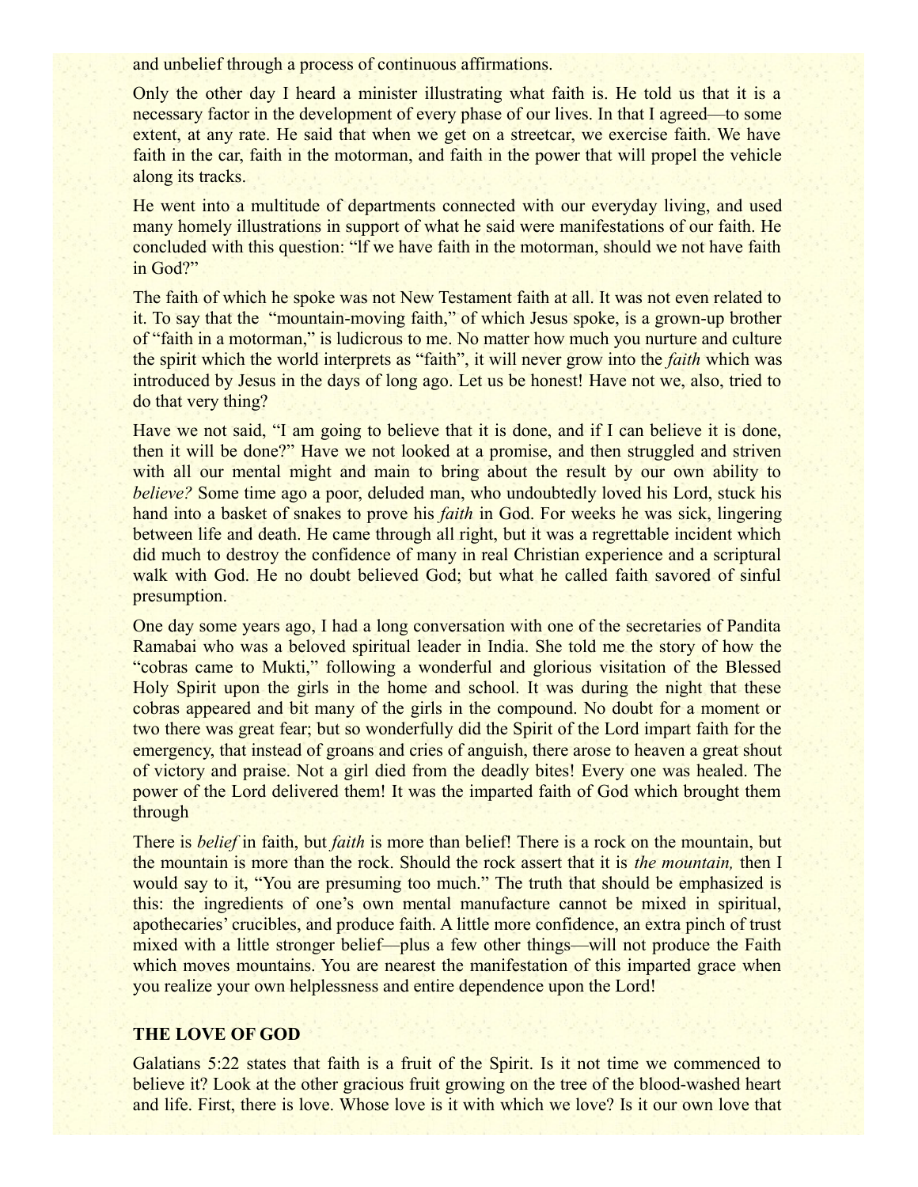and unbelief through a process of continuous affirmations.

Only the other day I heard a minister illustrating what faith is. He told us that it is a necessary factor in the development of every phase of our lives. In that I agreed—to some extent, at any rate. He said that when we get on a streetcar, we exercise faith. We have faith in the car, faith in the motorman, and faith in the power that will propel the vehicle along its tracks.

He went into a multitude of departments connected with our everyday living, and used many homely illustrations in support of what he said were manifestations of our faith. He concluded with this question: "lf we have faith in the motorman, should we not have faith in God?"

The faith of which he spoke was not New Testament faith at all. It was not even related to it. To say that the "mountain-moving faith," of which Jesus spoke, is a grown-up brother of "faith in a motorman," is ludicrous to me. No matter how much you nurture and culture the spirit which the world interprets as "faith", it will never grow into the *faith* which was introduced by Jesus in the days of long ago. Let us be honest! Have not we, also, tried to do that very thing?

Have we not said, "I am going to believe that it is done, and if I can believe it is done, then it will be done?" Have we not looked at a promise, and then struggled and striven with all our mental might and main to bring about the result by our own ability to *believe?* Some time ago a poor, deluded man, who undoubtedly loved his Lord, stuck his hand into a basket of snakes to prove his *faith* in God. For weeks he was sick, lingering between life and death. He came through all right, but it was a regrettable incident which did much to destroy the confidence of many in real Christian experience and a scriptural walk with God. He no doubt believed God; but what he called faith savored of sinful presumption.

One day some years ago, I had a long conversation with one of the secretaries of Pandita Ramabai who was a beloved spiritual leader in India. She told me the story of how the "cobras came to Mukti," following a wonderful and glorious visitation of the Blessed Holy Spirit upon the girls in the home and school. It was during the night that these cobras appeared and bit many of the girls in the compound. No doubt for a moment or two there was great fear; but so wonderfully did the Spirit of the Lord impart faith for the emergency, that instead of groans and cries of anguish, there arose to heaven a great shout of victory and praise. Not a girl died from the deadly bites! Every one was healed. The power of the Lord delivered them! It was the imparted faith of God which brought them through

There is *belief* in faith, but *faith* is more than belief! There is a rock on the mountain, but the mountain is more than the rock. Should the rock assert that it is *the mountain,* then I would say to it, "You are presuming too much." The truth that should be emphasized is this: the ingredients of one's own mental manufacture cannot be mixed in spiritual, apothecaries' crucibles, and produce faith. A little more confidence, an extra pinch of trust mixed with a little stronger belief—plus a few other things—will not produce the Faith which moves mountains. You are nearest the manifestation of this imparted grace when you realize your own helplessness and entire dependence upon the Lord!

### THE LOVE OF GOD

Galatians 5:22 states that faith is a fruit of the Spirit. Is it not time we commenced to believe it? Look at the other gracious fruit growing on the tree of the blood-washed heart and life. First, there is love. Whose love is it with which we love? Is it our own love that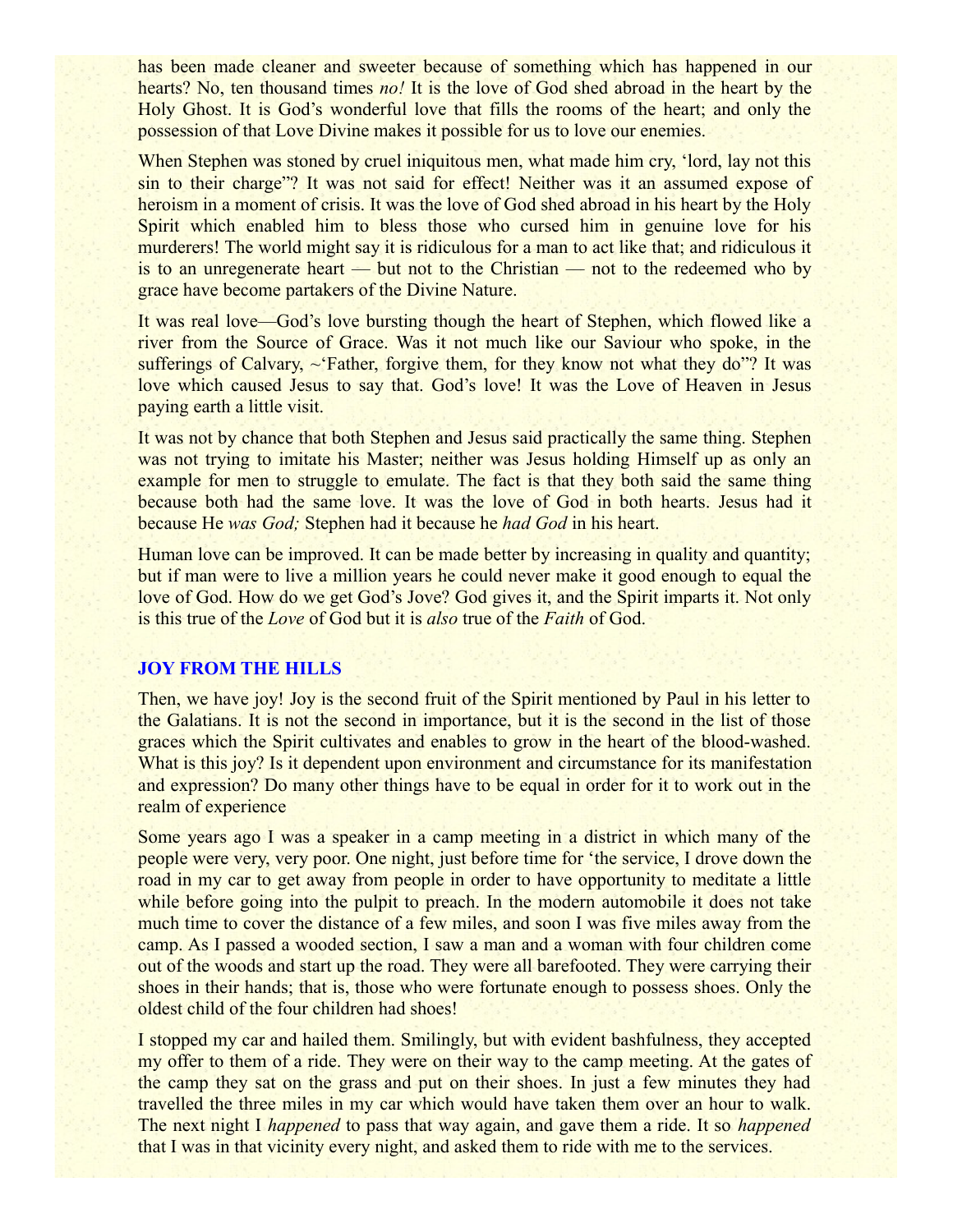has been made cleaner and sweeter because of something which has happened in our hearts? No, ten thousand times *no!* It is the love of God shed abroad in the heart by the Holy Ghost. It is God's wonderful love that fills the rooms of the heart; and only the possession of that Love Divine makes it possible for us to love our enemies.

When Stephen was stoned by cruel iniquitous men, what made him cry, 'lord, lay not this sin to their charge"? It was not said for effect! Neither was it an assumed expose of heroism in a moment of crisis. It was the love of God shed abroad in his heart by the Holy Spirit which enabled him to bless those who cursed him in genuine love for his murderers! The world might say it is ridiculous for a man to act like that; and ridiculous it is to an unregenerate heart — but not to the Christian — not to the redeemed who by grace have become partakers of the Divine Nature.

It was real love—God's love bursting though the heart of Stephen, which flowed like a river from the Source of Grace. Was it not much like our Saviour who spoke, in the sufferings of Calvary, ~'Father, forgive them, for they know not what they do"? It was love which caused Jesus to say that. God's love! It was the Love of Heaven in Jesus paying earth a little visit.

It was not by chance that both Stephen and Jesus said practically the same thing. Stephen was not trying to imitate his Master; neither was Jesus holding Himself up as only an example for men to struggle to emulate. The fact is that they both said the same thing because both had the same love. It was the love of God in both hearts. Jesus had it because He *was God;* Stephen had it because he *had God* in his heart.

Human love can be improved. It can be made better by increasing in quality and quantity; but if man were to live a million years he could never make it good enough to equal the love of God. How do we get God's Jove? God gives it, and the Spirit imparts it. Not only is this true of the *Love* of God but it is *also* true of the *Faith* of God.

## JOY FROM THE HILLS

Then, we have joy! Joy is the second fruit of the Spirit mentioned by Paul in his letter to the Galatians. It is not the second in importance, but it is the second in the list of those graces which the Spirit cultivates and enables to grow in the heart of the blood-washed. What is this joy? Is it dependent upon environment and circumstance for its manifestation and expression? Do many other things have to be equal in order for it to work out in the realm of experience

Some years ago I was a speaker in a camp meeting in a district in which many of the people were very, very poor. One night, just before time for 'the service, I drove down the road in my car to get away from people in order to have opportunity to meditate a little while before going into the pulpit to preach. In the modern automobile it does not take much time to cover the distance of a few miles, and soon I was five miles away from the camp. As I passed a wooded section, I saw a man and a woman with four children come out of the woods and start up the road. They were all barefooted. They were carrying their shoes in their hands; that is, those who were fortunate enough to possess shoes. Only the oldest child of the four children had shoes!

I stopped my car and hailed them. Smilingly, but with evident bashfulness, they accepted my offer to them of a ride. They were on their way to the camp meeting. At the gates of the camp they sat on the grass and put on their shoes. In just a few minutes they had travelled the three miles in my car which would have taken them over an hour to walk. The next night I *happened* to pass that way again, and gave them a ride. It so *happened* that I was in that vicinity every night, and asked them to ride with me to the services.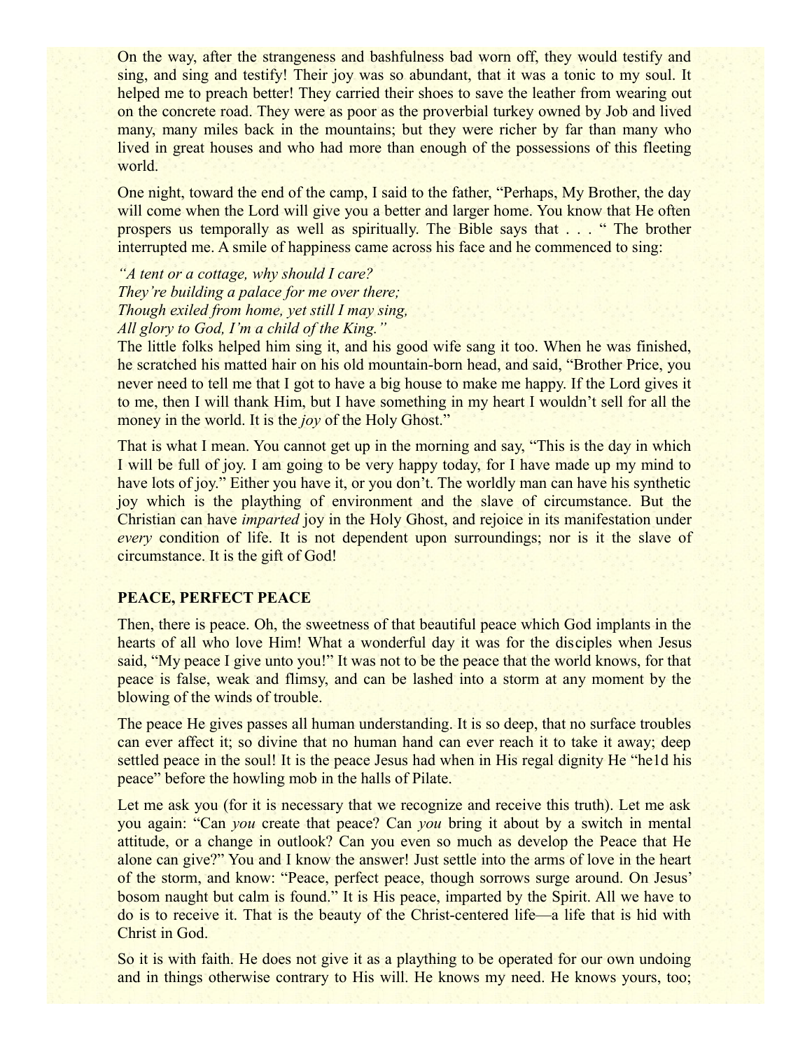On the way, after the strangeness and bashfulness bad worn off, they would testify and sing, and sing and testify! Their joy was so abundant, that it was a tonic to my soul. It helped me to preach better! They carried their shoes to save the leather from wearing out on the concrete road. They were as poor as the proverbial turkey owned by Job and lived many, many miles back in the mountains; but they were richer by far than many who lived in great houses and who had more than enough of the possessions of this fleeting world.

One night, toward the end of the camp, I said to the father, "Perhaps, My Brother, the day will come when the Lord will give you a better and larger home. You know that He often prospers us temporally as well as spiritually. The Bible says that . . . " The brother interrupted me. A smile of happiness came across his face and he commenced to sing:

*"A tent or a cottage, why should I care?*
*They're building a palace for me over there;*
*Though exiled from home, yet still I may sing,*
*All glory to God, I'm a child of the King."*

The little folks helped him sing it, and his good wife sang it too. When he was finished, he scratched his matted hair on his old mountain-born head, and said, "Brother Price, you never need to tell me that I got to have a big house to make me happy. If the Lord gives it to me, then I will thank Him, but I have something in my heart I wouldn't sell for all the money in the world. It is the *joy* of the Holy Ghost."

That is what I mean. You cannot get up in the morning and say, "This is the day in which I will be full of joy. I am going to be very happy today, for I have made up my mind to have lots of joy." Either you have it, or you don't. The worldly man can have his synthetic joy which is the plaything of environment and the slave of circumstance. But the Christian can have *imparted* joy in the Holy Ghost, and rejoice in its manifestation under *every* condition of life. It is not dependent upon surroundings; nor is it the slave of circumstance. It is the gift of God!

**PEACE, PERFECT PEACE**

Then, there is peace. Oh, the sweetness of that beautiful peace which God implants in the hearts of all who love Him! What a wonderful day it was for the disciples when Jesus said, "My peace I give unto you!" It was not to be the peace that the world knows, for that peace is false, weak and flimsy, and can be lashed into a storm at any moment by the blowing of the winds of trouble.

The peace He gives passes all human understanding. It is so deep, that no surface troubles can ever affect it; so divine that no human hand can ever reach it to take it away; deep settled peace in the soul! It is the peace Jesus had when in His regal dignity He "he1d his peace" before the howling mob in the halls of Pilate.

Let me ask you (for it is necessary that we recognize and receive this truth). Let me ask you again: "Can *you* create that peace? Can *you* bring it about by a switch in mental attitude, or a change in outlook? Can you even so much as develop the Peace that He alone can give?" You and I know the answer! Just settle into the arms of love in the heart of the storm, and know: "Peace, perfect peace, though sorrows surge around. On Jesus' bosom naught but calm is found." It is His peace, imparted by the Spirit. All we have to do is to receive it. That is the beauty of the Christ-centered life—a life that is hid with Christ in God.

So it is with faith. He does not give it as a plaything to be operated for our own undoing and in things otherwise contrary to His will. He knows my need. He knows yours, too;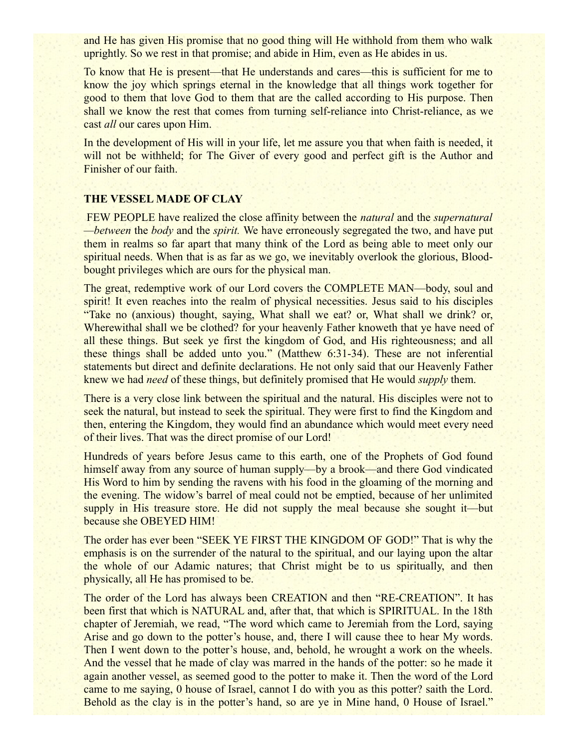and He has given His promise that no good thing will He withhold from them who walk uprightly. So we rest in that promise; and abide in Him, even as He abides in us.

To know that He is present—that He understands and cares—this is sufficient for me to know the joy which springs eternal in the knowledge that all things work together for good to them that love God to them that are the called according to His purpose. Then shall we know the rest that comes from turning self-reliance into Christ-reliance, as we cast *all* our cares upon Him.

In the development of His will in your life, let me assure you that when faith is needed, it will not be withheld; for The Giver of every good and perfect gift is the Author and Finisher of our faith.

## THE VESSEL MADE OF CLAY

FEW PEOPLE have realized the close affinity between the *natural* and the *supernatural —between* the *body* and the *spirit.* We have erroneously segregated the two, and have put them in realms so far apart that many think of the Lord as being able to meet only our spiritual needs. When that is as far as we go, we inevitably overlook the glorious, Blood-bought privileges which are ours for the physical man.

The great, redemptive work of our Lord covers the COMPLETE MAN—body, soul and spirit! It even reaches into the realm of physical necessities. Jesus said to his disciples "Take no (anxious) thought, saying, What shall we eat? or, What shall we drink? or, Wherewithal shall we be clothed? for your heavenly Father knoweth that ye have need of all these things. But seek ye first the kingdom of God, and His righteousness; and all these things shall be added unto you." (Matthew 6:31-34). These are not inferential statements but direct and definite declarations. He not only said that our Heavenly Father knew we had *need* of these things, but definitely promised that He would *supply* them.

There is a very close link between the spiritual and the natural. His disciples were not to seek the natural, but instead to seek the spiritual. They were first to find the Kingdom and then, entering the Kingdom, they would find an abundance which would meet every need of their lives. That was the direct promise of our Lord!

Hundreds of years before Jesus came to this earth, one of the Prophets of God found himself away from any source of human supply—by a brook—and there God vindicated His Word to him by sending the ravens with his food in the gloaming of the morning and the evening. The widow's barrel of meal could not be emptied, because of her unlimited supply in His treasure store. He did not supply the meal because she sought it—but because she OBEYED HIM!

The order has ever been "SEEK YE FIRST THE KINGDOM OF GOD!" That is why the emphasis is on the surrender of the natural to the spiritual, and our laying upon the altar the whole of our Adamic natures; that Christ might be to us spiritually, and then physically, all He has promised to be.

The order of the Lord has always been CREATION and then "RE-CREATION". It has been first that which is NATURAL and, after that, that which is SPIRITUAL. In the 18th chapter of Jeremiah, we read, "The word which came to Jeremiah from the Lord, saying Arise and go down to the potter's house, and, there I will cause thee to hear My words. Then I went down to the potter's house, and, behold, he wrought a work on the wheels. And the vessel that he made of clay was marred in the hands of the potter: so he made it again another vessel, as seemed good to the potter to make it. Then the word of the Lord came to me saying, 0 house of Israel, cannot I do with you as this potter? saith the Lord. Behold as the clay is in the potter's hand, so are ye in Mine hand, 0 House of Israel."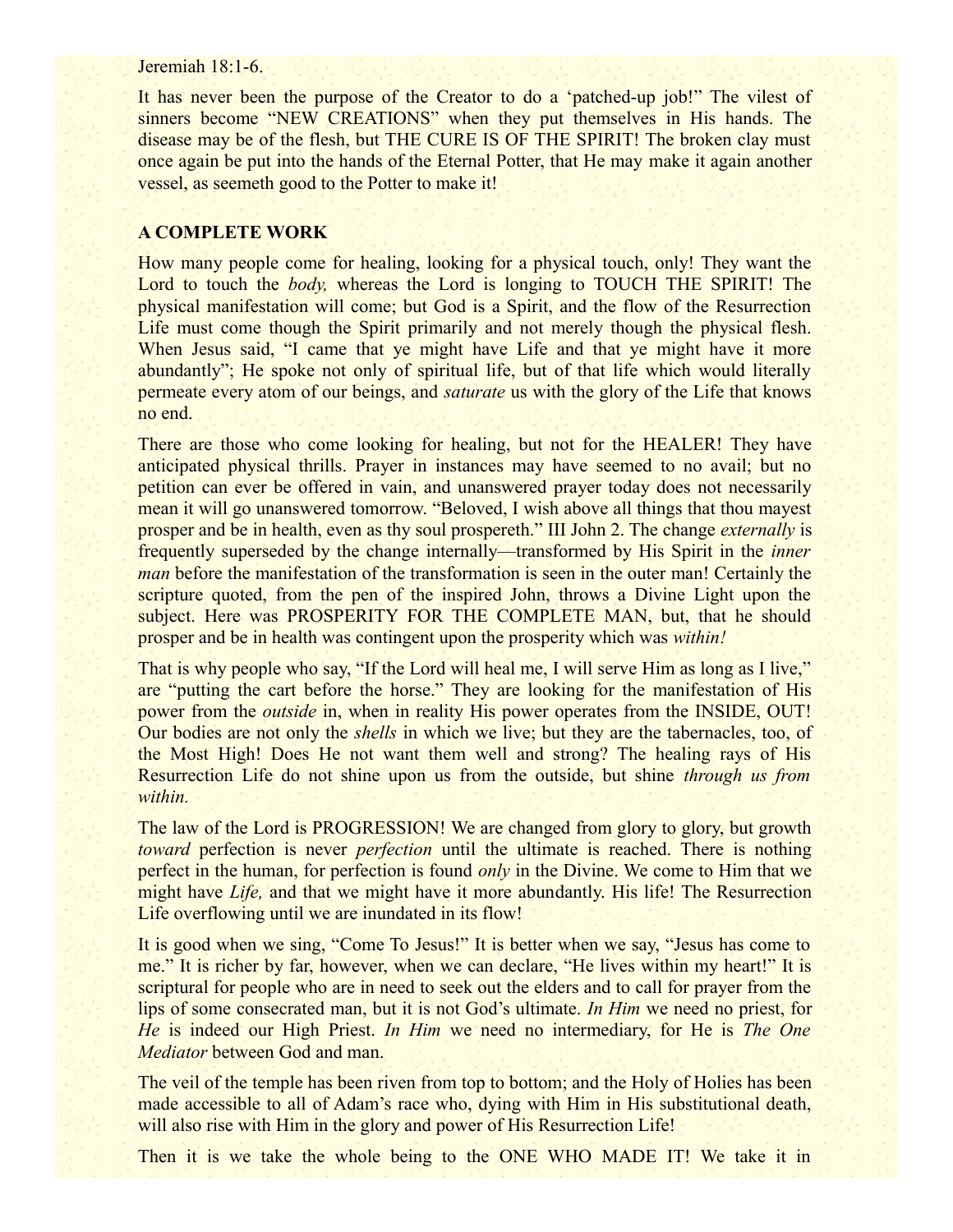Jeremiah 18:1-6.

It has never been the purpose of the Creator to do a 'patched-up job!" The vilest of sinners become "NEW CREATIONS" when they put themselves in His hands. The disease may be of the flesh, but THE CURE IS OF THE SPIRIT! The broken clay must once again be put into the hands of the Eternal Potter, that He may make it again another vessel, as seemeth good to the Potter to make it!

**A COMPLETE WORK**

How many people come for healing, looking for a physical touch, only! They want the Lord to touch the *body,* whereas the Lord is longing to TOUCH THE SPIRIT! The physical manifestation will come; but God is a Spirit, and the flow of the Resurrection Life must come though the Spirit primarily and not merely though the physical flesh. When Jesus said, "I came that ye might have Life and that ye might have it more abundantly"; He spoke not only of spiritual life, but of that life which would literally permeate every atom of our beings, and *saturate* us with the glory of the Life that knows no end.

There are those who come looking for healing, but not for the HEALER! They have anticipated physical thrills. Prayer in instances may have seemed to no avail; but no petition can ever be offered in vain, and unanswered prayer today does not necessarily mean it will go unanswered tomorrow. "Beloved, I wish above all things that thou mayest prosper and be in health, even as thy soul prospereth." III John 2. The change *externally* is frequently superseded by the change internally—transformed by His Spirit in the *inner man* before the manifestation of the transformation is seen in the outer man! Certainly the scripture quoted, from the pen of the inspired John, throws a Divine Light upon the subject. Here was PROSPERITY FOR THE COMPLETE MAN, but, that he should prosper and be in health was contingent upon the prosperity which was *within!*

That is why people who say, "If the Lord will heal me, I will serve Him as long as I live," are "putting the cart before the horse." They are looking for the manifestation of His power from the *outside* in, when in reality His power operates from the INSIDE, OUT! Our bodies are not only the *shells* in which we live; but they are the tabernacles, too, of the Most High! Does He not want them well and strong? The healing rays of His Resurrection Life do not shine upon us from the outside, but shine *through us from within.*

The law of the Lord is PROGRESSION! We are changed from glory to glory, but growth *toward* perfection is never *perfection* until the ultimate is reached. There is nothing perfect in the human, for perfection is found *only* in the Divine. We come to Him that we might have *Life,* and that we might have it more abundantly. His life! The Resurrection Life overflowing until we are inundated in its flow!

It is good when we sing, "Come To Jesus!" It is better when we say, "Jesus has come to me." It is richer by far, however, when we can declare, "He lives within my heart!" It is scriptural for people who are in need to seek out the elders and to call for prayer from the lips of some consecrated man, but it is not God's ultimate. *In Him* we need no priest, for *He* is indeed our High Priest. *In Him* we need no intermediary, for He is *The One Mediator* between God and man.

The veil of the temple has been riven from top to bottom; and the Holy of Holies has been made accessible to all of Adam's race who, dying with Him in His substitutional death, will also rise with Him in the glory and power of His Resurrection Life!

Then it is we take the whole being to the ONE WHO MADE IT! We take it in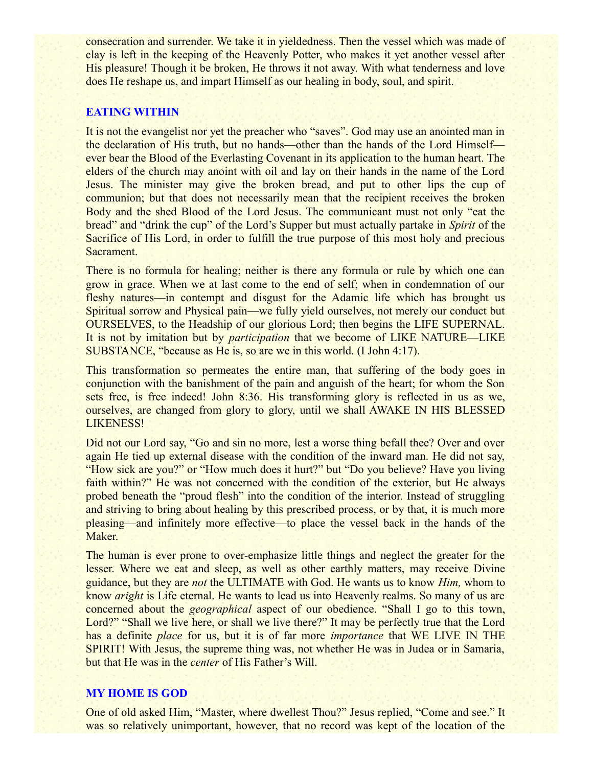consecration and surrender. We take it in yieldedness. Then the vessel which was made of clay is left in the keeping of the Heavenly Potter, who makes it yet another vessel after His pleasure! Though it be broken, He throws it not away. With what tenderness and love does He reshape us, and impart Himself as our healing in body, soul, and spirit.

## EATING WITHIN

It is not the evangelist nor yet the preacher who "saves". God may use an anointed man in the declaration of His truth, but no hands—other than the hands of the Lord Himself—ever bear the Blood of the Everlasting Covenant in its application to the human heart. The elders of the church may anoint with oil and lay on their hands in the name of the Lord Jesus. The minister may give the broken bread, and put to other lips the cup of communion; but that does not necessarily mean that the recipient receives the broken Body and the shed Blood of the Lord Jesus. The communicant must not only "eat the bread" and "drink the cup" of the Lord's Supper but must actually partake in *Spirit* of the Sacrifice of His Lord, in order to fulfill the true purpose of this most holy and precious Sacrament.

There is no formula for healing; neither is there any formula or rule by which one can grow in grace. When we at last come to the end of self; when in condemnation of our fleshy natures—in contempt and disgust for the Adamic life which has brought us Spiritual sorrow and Physical pain—we fully yield ourselves, not merely our conduct but OURSELVES, to the Headship of our glorious Lord; then begins the LIFE SUPERNAL. It is not by imitation but by *participation* that we become of LIKE NATURE—LIKE SUBSTANCE, "because as He is, so are we in this world. (I John 4:17).

This transformation so permeates the entire man, that suffering of the body goes in conjunction with the banishment of the pain and anguish of the heart; for whom the Son sets free, is free indeed! John 8:36. His transforming glory is reflected in us as we, ourselves, are changed from glory to glory, until we shall AWAKE IN HIS BLESSED LIKENESS!

Did not our Lord say, "Go and sin no more, lest a worse thing befall thee? Over and over again He tied up external disease with the condition of the inward man. He did not say, "How sick are you?" or "How much does it hurt?" but "Do you believe? Have you living faith within?" He was not concerned with the condition of the exterior, but He always probed beneath the "proud flesh" into the condition of the interior. Instead of struggling and striving to bring about healing by this prescribed process, or by that, it is much more pleasing—and infinitely more effective—to place the vessel back in the hands of the Maker.

The human is ever prone to over-emphasize little things and neglect the greater for the lesser. Where we eat and sleep, as well as other earthly matters, may receive Divine guidance, but they are *not* the ULTIMATE with God. He wants us to know *Him,* whom to know *aright* is Life eternal. He wants to lead us into Heavenly realms. So many of us are concerned about the *geographical* aspect of our obedience. "Shall I go to this town, Lord?" "Shall we live here, or shall we live there?" It may be perfectly true that the Lord has a definite *place* for us, but it is of far more *importance* that WE LIVE IN THE SPIRIT! With Jesus, the supreme thing was, not whether He was in Judea or in Samaria, but that He was in the *center* of His Father's Will.

## MY HOME IS GOD

One of old asked Him, "Master, where dwellest Thou?" Jesus replied, "Come and see." It was so relatively unimportant, however, that no record was kept of the location of the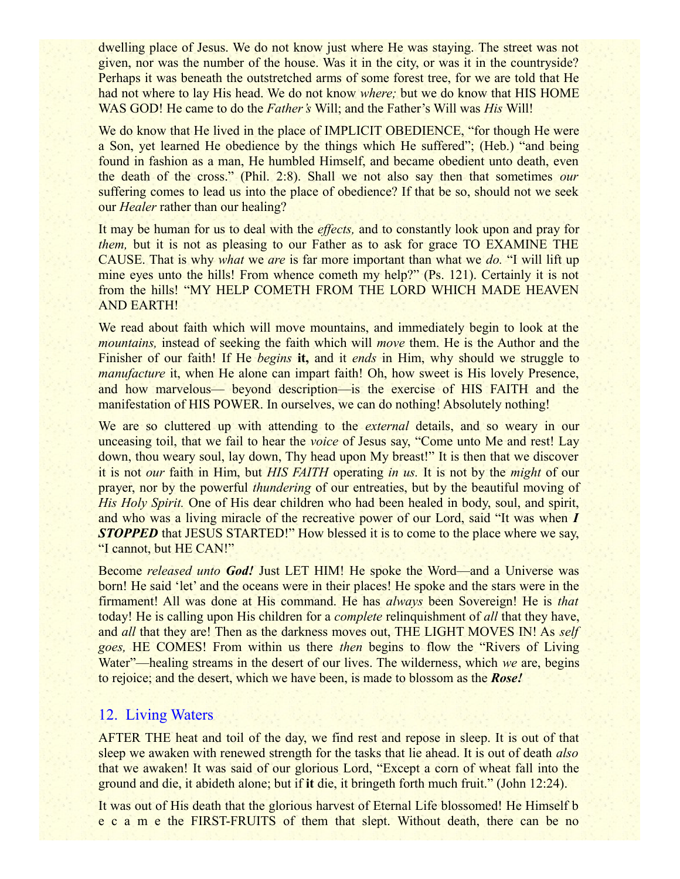dwelling place of Jesus. We do not know just where He was staying. The street was not given, nor was the number of the house. Was it in the city, or was it in the countryside? Perhaps it was beneath the outstretched arms of some forest tree, for we are told that He had not where to lay His head. We do not know *where;* but we do know that HIS HOME WAS GOD! He came to do the *Father's* Will; and the Father's Will was *His* Will!

We do know that He lived in the place of IMPLICIT OBEDIENCE, "for though He were a Son, yet learned He obedience by the things which He suffered"; (Heb.) "and being found in fashion as a man, He humbled Himself, and became obedient unto death, even the death of the cross." (Phil. 2:8). Shall we not also say then that sometimes *our* suffering comes to lead us into the place of obedience? If that be so, should not we seek our *Healer* rather than our healing?

It may be human for us to deal with the *effects,* and to constantly look upon and pray for *them,* but it is not as pleasing to our Father as to ask for grace TO EXAMINE THE CAUSE. That is why *what* we *are* is far more important than what we *do.* "I will lift up mine eyes unto the hills! From whence cometh my help?" (Ps. 121). Certainly it is not from the hills! "MY HELP COMETH FROM THE LORD WHICH MADE HEAVEN AND EARTH!

We read about faith which will move mountains, and immediately begin to look at the *mountains,* instead of seeking the faith which will *move* them. He is the Author and the Finisher of our faith! If He *begins* **it,** and it *ends* in Him, why should we struggle to *manufacture* it, when He alone can impart faith! Oh, how sweet is His lovely Presence, and how marvelous— beyond description—is the exercise of HIS FAITH and the manifestation of HIS POWER. In ourselves, we can do nothing! Absolutely nothing!

We are so cluttered up with attending to the *external* details, and so weary in our unceasing toil, that we fail to hear the *voice* of Jesus say, "Come unto Me and rest! Lay down, thou weary soul, lay down, Thy head upon My breast!" It is then that we discover it is not *our* faith in Him, but *HIS FAITH* operating *in us.* It is not by the *might* of our prayer, nor by the powerful *thundering* of our entreaties, but by the beautiful moving of *His Holy Spirit.* One of His dear children who had been healed in body, soul, and spirit, and who was a living miracle of the recreative power of our Lord, said "It was when ***I STOPPED*** that JESUS STARTED!" How blessed it is to come to the place where we say, "I cannot, but HE CAN!"

Become *released unto* ***God!*** Just LET HIM! He spoke the Word—and a Universe was born! He said 'let' and the oceans were in their places! He spoke and the stars were in the firmament! All was done at His command. He has *always* been Sovereign! He is *that* today! He is calling upon His children for a *complete* relinquishment of *all* that they have, and *all* that they are! Then as the darkness moves out, THE LIGHT MOVES IN! As *self goes,* HE COMES! From within us there *then* begins to flow the "Rivers of Living Water"—healing streams in the desert of our lives. The wilderness, which *we* are, begins to rejoice; and the desert, which we have been, is made to blossom as the ***Rose!***

## 12. Living Waters

AFTER THE heat and toil of the day, we find rest and repose in sleep. It is out of that sleep we awaken with renewed strength for the tasks that lie ahead. It is out of death *also* that we awaken! It was said of our glorious Lord, "Except a corn of wheat fall into the ground and die, it abideth alone; but if **it** die, it bringeth forth much fruit." (John 12:24).

It was out of His death that the glorious harvest of Eternal Life blossomed! He Himself became the FIRST-FRUITS of them that slept. Without death, there can be no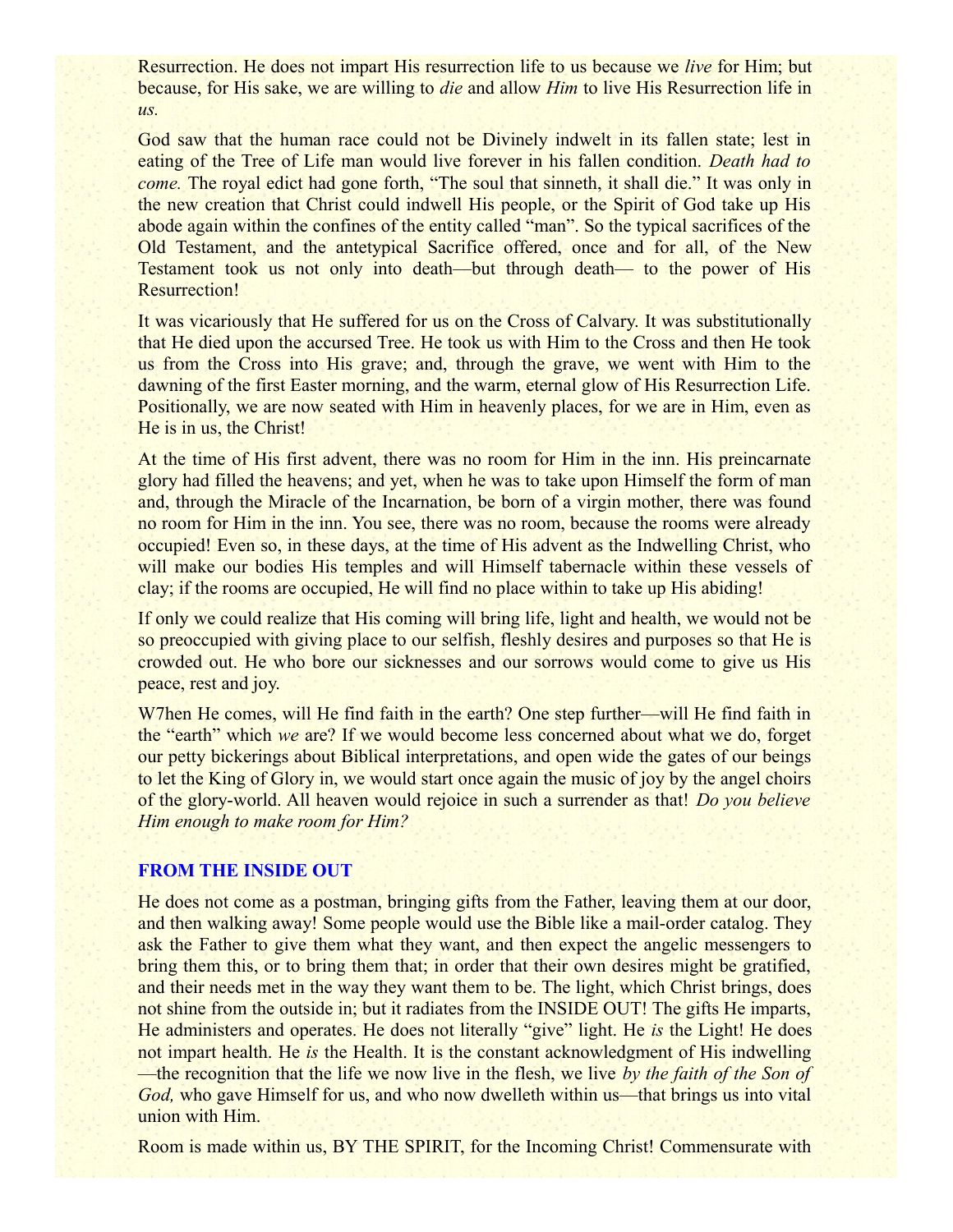Resurrection. He does not impart His resurrection life to us because we *live* for Him; but because, for His sake, we are willing to *die* and allow *Him* to live His Resurrection life in *us.*

God saw that the human race could not be Divinely indwelt in its fallen state; lest in eating of the Tree of Life man would live forever in his fallen condition. *Death had to come.* The royal edict had gone forth, "The soul that sinneth, it shall die." It was only in the new creation that Christ could indwell His people, or the Spirit of God take up His abode again within the confines of the entity called "man". So the typical sacrifices of the Old Testament, and the antetypical Sacrifice offered, once and for all, of the New Testament took us not only into death—but through death— to the power of His Resurrection!

It was vicariously that He suffered for us on the Cross of Calvary. It was substitutionally that He died upon the accursed Tree. He took us with Him to the Cross and then He took us from the Cross into His grave; and, through the grave, we went with Him to the dawning of the first Easter morning, and the warm, eternal glow of His Resurrection Life. Positionally, we are now seated with Him in heavenly places, for we are in Him, even as He is in us, the Christ!

At the time of His first advent, there was no room for Him in the inn. His preincarnate glory had filled the heavens; and yet, when he was to take upon Himself the form of man and, through the Miracle of the Incarnation, be born of a virgin mother, there was found no room for Him in the inn. You see, there was no room, because the rooms were already occupied! Even so, in these days, at the time of His advent as the Indwelling Christ, who will make our bodies His temples and will Himself tabernacle within these vessels of clay; if the rooms are occupied, He will find no place within to take up His abiding!

If only we could realize that His coming will bring life, light and health, we would not be so preoccupied with giving place to our selfish, fleshly desires and purposes so that He is crowded out. He who bore our sicknesses and our sorrows would come to give us His peace, rest and joy.

W7hen He comes, will He find faith in the earth? One step further—will He find faith in the "earth" which *we* are? If we would become less concerned about what we do, forget our petty bickerings about Biblical interpretations, and open wide the gates of our beings to let the King of Glory in, we would start once again the music of joy by the angel choirs of the glory-world. All heaven would rejoice in such a surrender as that! *Do you believe Him enough to make room for Him?*

## FROM THE INSIDE OUT

He does not come as a postman, bringing gifts from the Father, leaving them at our door, and then walking away! Some people would use the Bible like a mail-order catalog. They ask the Father to give them what they want, and then expect the angelic messengers to bring them this, or to bring them that; in order that their own desires might be gratified, and their needs met in the way they want them to be. The light, which Christ brings, does not shine from the outside in; but it radiates from the INSIDE OUT! The gifts He imparts, He administers and operates. He does not literally "give" light. He *is* the Light! He does not impart health. He *is* the Health. It is the constant acknowledgment of His indwelling—the recognition that the life we now live in the flesh, we live *by the faith of the Son of God,* who gave Himself for us, and who now dwelleth within us—that brings us into vital union with Him.

Room is made within us, BY THE SPIRIT, for the Incoming Christ! Commensurate with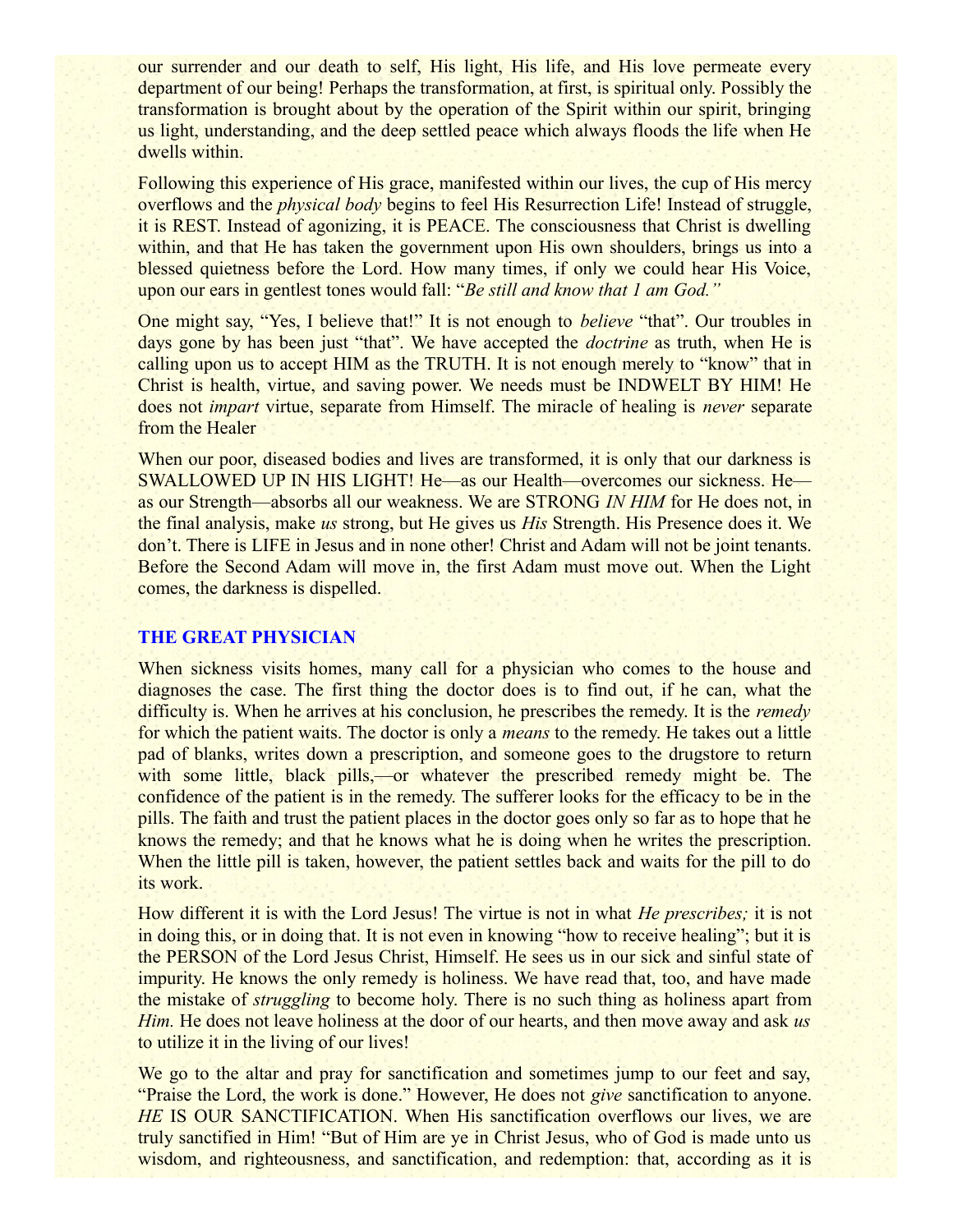our surrender and our death to self, His light, His life, and His love permeate every department of our being! Perhaps the transformation, at first, is spiritual only. Possibly the transformation is brought about by the operation of the Spirit within our spirit, bringing us light, understanding, and the deep settled peace which always floods the life when He dwells within.

Following this experience of His grace, manifested within our lives, the cup of His mercy overflows and the *physical body* begins to feel His Resurrection Life! Instead of struggle, it is REST. Instead of agonizing, it is PEACE. The consciousness that Christ is dwelling within, and that He has taken the government upon His own shoulders, brings us into a blessed quietness before the Lord. How many times, if only we could hear His Voice, upon our ears in gentlest tones would fall: "*Be still and know that 1 am God."*

One might say, "Yes, I believe that!" It is not enough to *believe* "that". Our troubles in days gone by has been just "that". We have accepted the *doctrine* as truth, when He is calling upon us to accept HIM as the TRUTH. It is not enough merely to "know" that in Christ is health, virtue, and saving power. We needs must be INDWELT BY HIM! He does not *impart* virtue, separate from Himself. The miracle of healing is *never* separate from the Healer

When our poor, diseased bodies and lives are transformed, it is only that our darkness is SWALLOWED UP IN HIS LIGHT! He—as our Health—overcomes our sickness. He—as our Strength—absorbs all our weakness. We are STRONG *IN HIM* for He does not, in the final analysis, make *us* strong, but He gives us *His* Strength. His Presence does it. We don't. There is LIFE in Jesus and in none other! Christ and Adam will not be joint tenants. Before the Second Adam will move in, the first Adam must move out. When the Light comes, the darkness is dispelled.

### THE GREAT PHYSICIAN

When sickness visits homes, many call for a physician who comes to the house and diagnoses the case. The first thing the doctor does is to find out, if he can, what the difficulty is. When he arrives at his conclusion, he prescribes the remedy. It is the *remedy* for which the patient waits. The doctor is only a *means* to the remedy. He takes out a little pad of blanks, writes down a prescription, and someone goes to the drugstore to return with some little, black pills,—or whatever the prescribed remedy might be. The confidence of the patient is in the remedy. The sufferer looks for the efficacy to be in the pills. The faith and trust the patient places in the doctor goes only so far as to hope that he knows the remedy; and that he knows what he is doing when he writes the prescription. When the little pill is taken, however, the patient settles back and waits for the pill to do its work.

How different it is with the Lord Jesus! The virtue is not in what *He prescribes;* it is not in doing this, or in doing that. It is not even in knowing "how to receive healing"; but it is the PERSON of the Lord Jesus Christ, Himself. He sees us in our sick and sinful state of impurity. He knows the only remedy is holiness. We have read that, too, and have made the mistake of *struggling* to become holy. There is no such thing as holiness apart from *Him.* He does not leave holiness at the door of our hearts, and then move away and ask *us* to utilize it in the living of our lives!

We go to the altar and pray for sanctification and sometimes jump to our feet and say, "Praise the Lord, the work is done." However, He does not *give* sanctification to anyone. *HE* IS OUR SANCTIFICATION. When His sanctification overflows our lives, we are truly sanctified in Him! "But of Him are ye in Christ Jesus, who of God is made unto us wisdom, and righteousness, and sanctification, and redemption: that, according as it is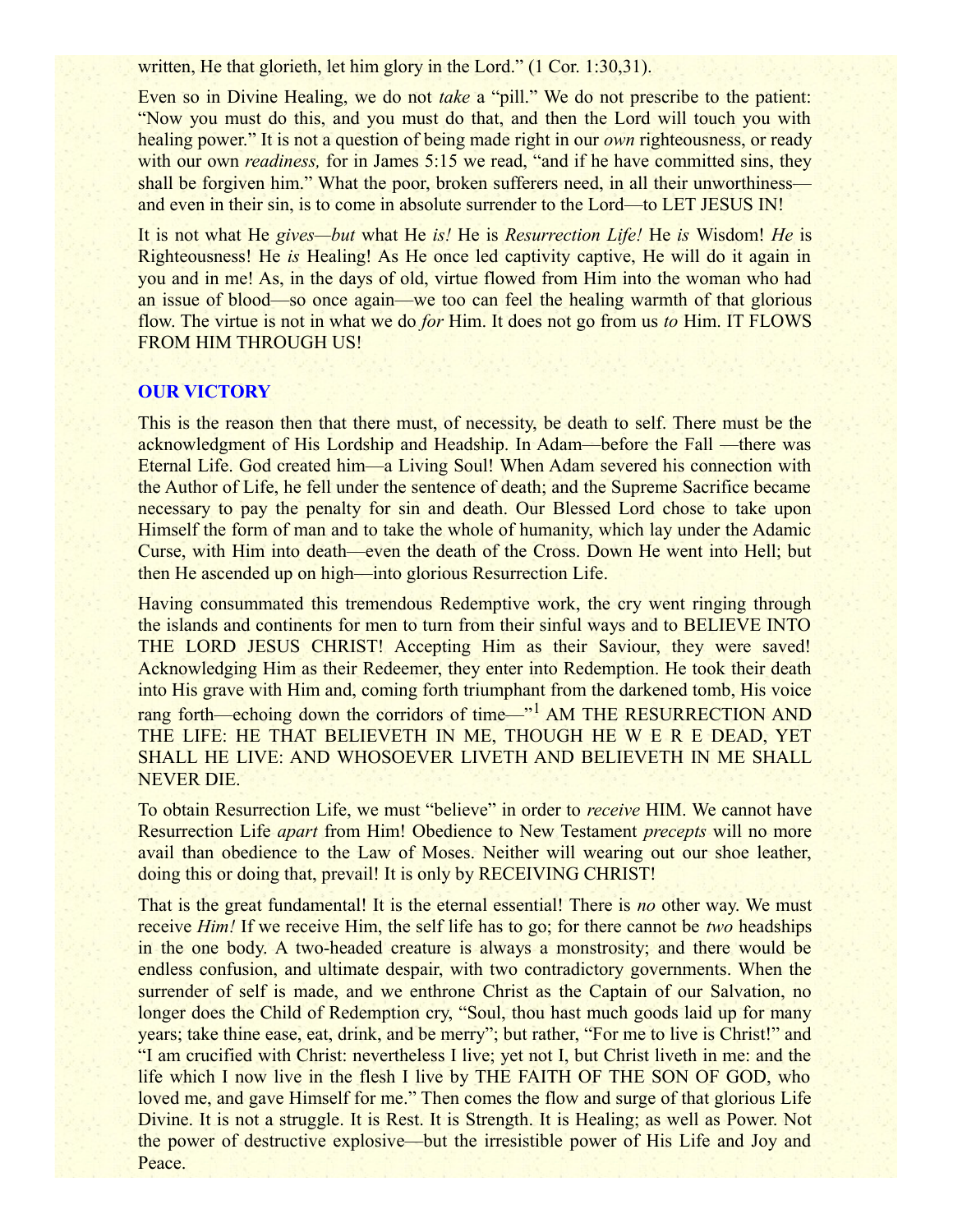written, He that glorieth, let him glory in the Lord." (1 Cor. 1:30,31).

Even so in Divine Healing, we do not *take* a "pill." We do not prescribe to the patient: "Now you must do this, and you must do that, and then the Lord will touch you with healing power." It is not a question of being made right in our *own* righteousness, or ready with our own *readiness,* for in James 5:15 we read, "and if he have committed sins, they shall be forgiven him." What the poor, broken sufferers need, in all their unworthiness—and even in their sin, is to come in absolute surrender to the Lord—to LET JESUS IN!

It is not what He *gives—but* what He *is!* He is *Resurrection Life!* He *is* Wisdom! *He* is Righteousness! He *is* Healing! As He once led captivity captive, He will do it again in you and in me! As, in the days of old, virtue flowed from Him into the woman who had an issue of blood—so once again—we too can feel the healing warmth of that glorious flow. The virtue is not in what we do *for* Him. It does not go from us *to* Him. IT FLOWS FROM HIM THROUGH US!

## OUR VICTORY

This is the reason then that there must, of necessity, be death to self. There must be the acknowledgment of His Lordship and Headship. In Adam—before the Fall —there was Eternal Life. God created him—a Living Soul! When Adam severed his connection with the Author of Life, he fell under the sentence of death; and the Supreme Sacrifice became necessary to pay the penalty for sin and death. Our Blessed Lord chose to take upon Himself the form of man and to take the whole of humanity, which lay under the Adamic Curse, with Him into death—even the death of the Cross. Down He went into Hell; but then He ascended up on high—into glorious Resurrection Life.

Having consummated this tremendous Redemptive work, the cry went ringing through the islands and continents for men to turn from their sinful ways and to BELIEVE INTO THE LORD JESUS CHRIST! Accepting Him as their Saviour, they were saved! Acknowledging Him as their Redeemer, they enter into Redemption. He took their death into His grave with Him and, coming forth triumphant from the darkened tomb, His voice rang forth—echoing down the corridors of time—"[1] AM THE RESURRECTION AND THE LIFE: HE THAT BELIEVETH IN ME, THOUGH HE W E R E DEAD, YET SHALL HE LIVE: AND WHOSOEVER LIVETH AND BELIEVETH IN ME SHALL NEVER DIE.

To obtain Resurrection Life, we must "believe" in order to *receive* HIM. We cannot have Resurrection Life *apart* from Him! Obedience to New Testament *precepts* will no more avail than obedience to the Law of Moses. Neither will wearing out our shoe leather, doing this or doing that, prevail! It is only by RECEIVING CHRIST!

That is the great fundamental! It is the eternal essential! There is *no* other way. We must receive *Him!* If we receive Him, the self life has to go; for there cannot be *two* headships in the one body. A two-headed creature is always a monstrosity; and there would be endless confusion, and ultimate despair, with two contradictory governments. When the surrender of self is made, and we enthrone Christ as the Captain of our Salvation, no longer does the Child of Redemption cry, "Soul, thou hast much goods laid up for many years; take thine ease, eat, drink, and be merry"; but rather, "For me to live is Christ!" and "I am crucified with Christ: nevertheless I live; yet not I, but Christ liveth in me: and the life which I now live in the flesh I live by THE FAITH OF THE SON OF GOD, who loved me, and gave Himself for me." Then comes the flow and surge of that glorious Life Divine. It is not a struggle. It is Rest. It is Strength. It is Healing; as well as Power. Not the power of destructive explosive—but the irresistible power of His Life and Joy and Peace.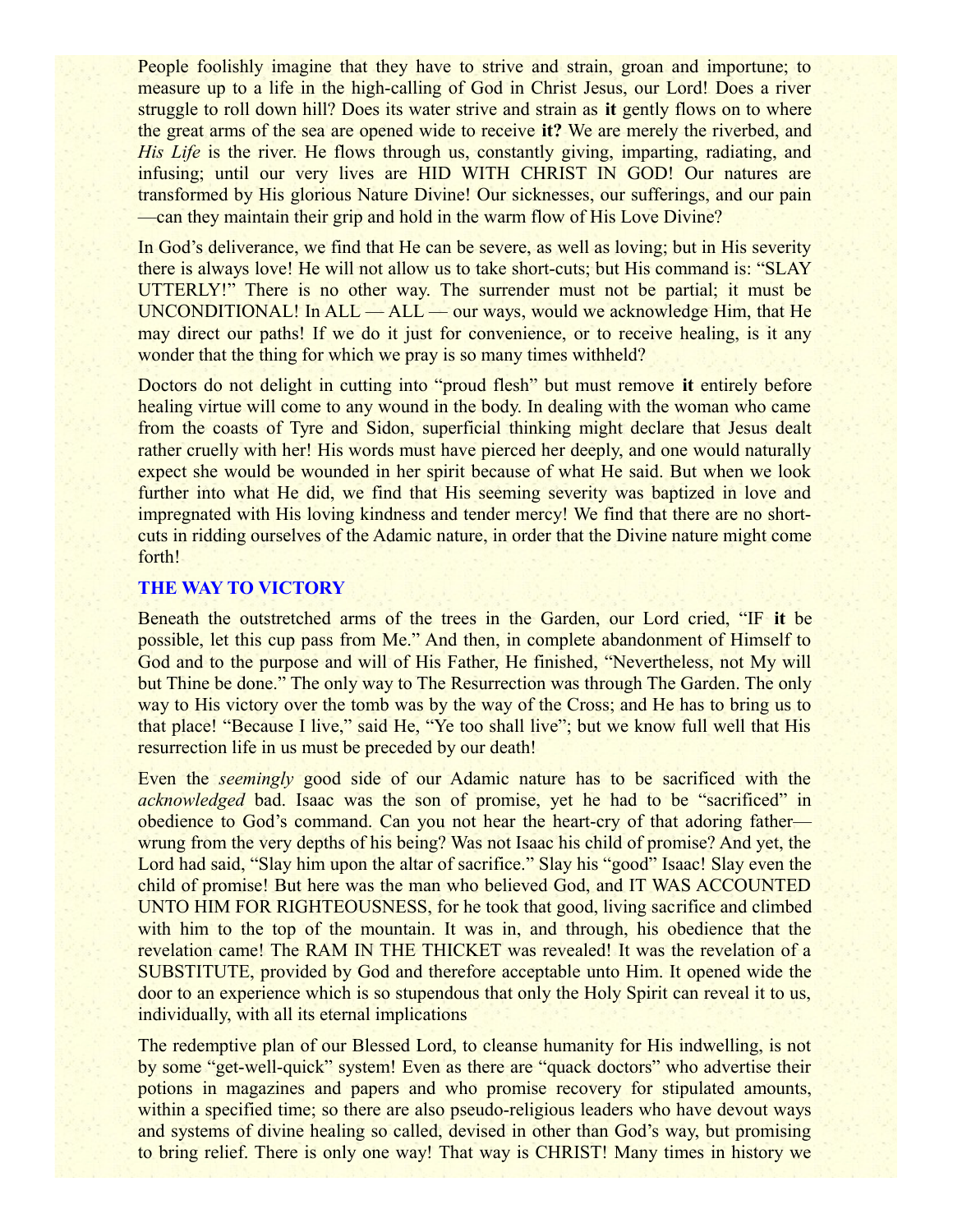People foolishly imagine that they have to strive and strain, groan and importune; to measure up to a life in the high-calling of God in Christ Jesus, our Lord! Does a river struggle to roll down hill? Does its water strive and strain as **it** gently flows on to where the great arms of the sea are opened wide to receive **it?** We are merely the riverbed, and *His Life* is the river. He flows through us, constantly giving, imparting, radiating, and infusing; until our very lives are HID WITH CHRIST IN GOD! Our natures are transformed by His glorious Nature Divine! Our sicknesses, our sufferings, and our pain—can they maintain their grip and hold in the warm flow of His Love Divine?

In God's deliverance, we find that He can be severe, as well as loving; but in His severity there is always love! He will not allow us to take short-cuts; but His command is: "SLAY UTTERLY!" There is no other way. The surrender must not be partial; it must be UNCONDITIONAL! In ALL — ALL — our ways, would we acknowledge Him, that He may direct our paths! If we do it just for convenience, or to receive healing, is it any wonder that the thing for which we pray is so many times withheld?

Doctors do not delight in cutting into "proud flesh" but must remove **it** entirely before healing virtue will come to any wound in the body. In dealing with the woman who came from the coasts of Tyre and Sidon, superficial thinking might declare that Jesus dealt rather cruelly with her! His words must have pierced her deeply, and one would naturally expect she would be wounded in her spirit because of what He said. But when we look further into what He did, we find that His seeming severity was baptized in love and impregnated with His loving kindness and tender mercy! We find that there are no short-cuts in ridding ourselves of the Adamic nature, in order that the Divine nature might come forth!

## THE WAY TO VICTORY

Beneath the outstretched arms of the trees in the Garden, our Lord cried, "IF **it** be possible, let this cup pass from Me." And then, in complete abandonment of Himself to God and to the purpose and will of His Father, He finished, "Nevertheless, not My will but Thine be done." The only way to The Resurrection was through The Garden. The only way to His victory over the tomb was by the way of the Cross; and He has to bring us to that place! "Because I live," said He, "Ye too shall live"; but we know full well that His resurrection life in us must be preceded by our death!

Even the *seemingly* good side of our Adamic nature has to be sacrificed with the *acknowledged* bad. Isaac was the son of promise, yet he had to be "sacrificed" in obedience to God's command. Can you not hear the heart-cry of that adoring father—wrung from the very depths of his being? Was not Isaac his child of promise? And yet, the Lord had said, "Slay him upon the altar of sacrifice." Slay his "good" Isaac! Slay even the child of promise! But here was the man who believed God, and IT WAS ACCOUNTED UNTO HIM FOR RIGHTEOUSNESS, for he took that good, living sacrifice and climbed with him to the top of the mountain. It was in, and through, his obedience that the revelation came! The RAM IN THE THICKET was revealed! It was the revelation of a SUBSTITUTE, provided by God and therefore acceptable unto Him. It opened wide the door to an experience which is so stupendous that only the Holy Spirit can reveal it to us, individually, with all its eternal implications

The redemptive plan of our Blessed Lord, to cleanse humanity for His indwelling, is not by some "get-well-quick" system! Even as there are "quack doctors" who advertise their potions in magazines and papers and who promise recovery for stipulated amounts, within a specified time; so there are also pseudo-religious leaders who have devout ways and systems of divine healing so called, devised in other than God's way, but promising to bring relief. There is only one way! That way is CHRIST! Many times in history we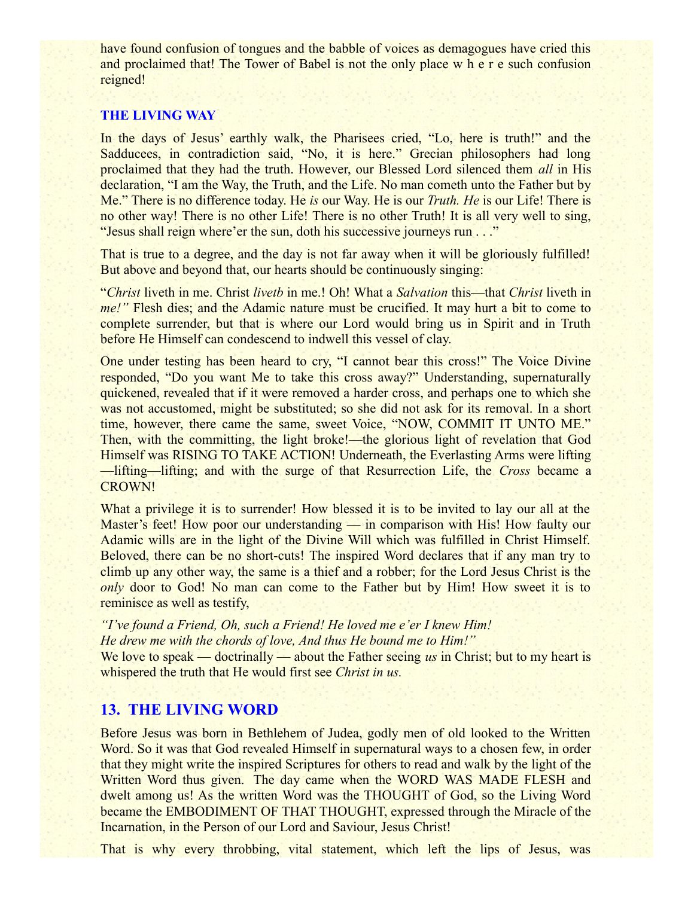have found confusion of tongues and the babble of voices as demagogues have cried this and proclaimed that! The Tower of Babel is not the only place w h e r e such confusion reigned!

### THE LIVING WAY

In the days of Jesus' earthly walk, the Pharisees cried, "Lo, here is truth!" and the Sadducees, in contradiction said, "No, it is here." Grecian philosophers had long proclaimed that they had the truth. However, our Blessed Lord silenced them *all* in His declaration, "I am the Way, the Truth, and the Life. No man cometh unto the Father but by Me." There is no difference today. He *is* our Way. He is our *Truth. He* is our Life! There is no other way! There is no other Life! There is no other Truth! It is all very well to sing, "Jesus shall reign where'er the sun, doth his successive journeys run . . ."

That is true to a degree, and the day is not far away when it will be gloriously fulfilled! But above and beyond that, our hearts should be continuously singing:

"*Christ* liveth in me. Christ *livetb* in me.! Oh! What a *Salvation* this—that *Christ* liveth in *me!"* Flesh dies; and the Adamic nature must be crucified. It may hurt a bit to come to complete surrender, but that is where our Lord would bring us in Spirit and in Truth before He Himself can condescend to indwell this vessel of clay.

One under testing has been heard to cry, "I cannot bear this cross!" The Voice Divine responded, "Do you want Me to take this cross away?" Understanding, supernaturally quickened, revealed that if it were removed a harder cross, and perhaps one to which she was not accustomed, might be substituted; so she did not ask for its removal. In a short time, however, there came the same, sweet Voice, "NOW, COMMIT IT UNTO ME." Then, with the committing, the light broke!—the glorious light of revelation that God Himself was RISING TO TAKE ACTION! Underneath, the Everlasting Arms were lifting—lifting—lifting; and with the surge of that Resurrection Life, the *Cross* became a CROWN!

What a privilege it is to surrender! How blessed it is to be invited to lay our all at the Master's feet! How poor our understanding — in comparison with His! How faulty our Adamic wills are in the light of the Divine Will which was fulfilled in Christ Himself. Beloved, there can be no short-cuts! The inspired Word declares that if any man try to climb up any other way, the same is a thief and a robber; for the Lord Jesus Christ is the *only* door to God! No man can come to the Father but by Him! How sweet it is to reminisce as well as testify,

*"I've found a Friend, Oh, such a Friend! He loved me e'er I knew Him!*
*He drew me with the chords of love, And thus He bound me to Him!"*

We love to speak — doctrinally — about the Father seeing *us* in Christ; but to my heart is whispered the truth that He would first see *Christ in us.*

## 13. THE LIVING WORD

Before Jesus was born in Bethlehem of Judea, godly men of old looked to the Written Word. So it was that God revealed Himself in supernatural ways to a chosen few, in order that they might write the inspired Scriptures for others to read and walk by the light of the Written Word thus given. The day came when the WORD WAS MADE FLESH and dwelt among us! As the written Word was the THOUGHT of God, so the Living Word became the EMBODIMENT OF THAT THOUGHT, expressed through the Miracle of the Incarnation, in the Person of our Lord and Saviour, Jesus Christ!

That is why every throbbing, vital statement, which left the lips of Jesus, was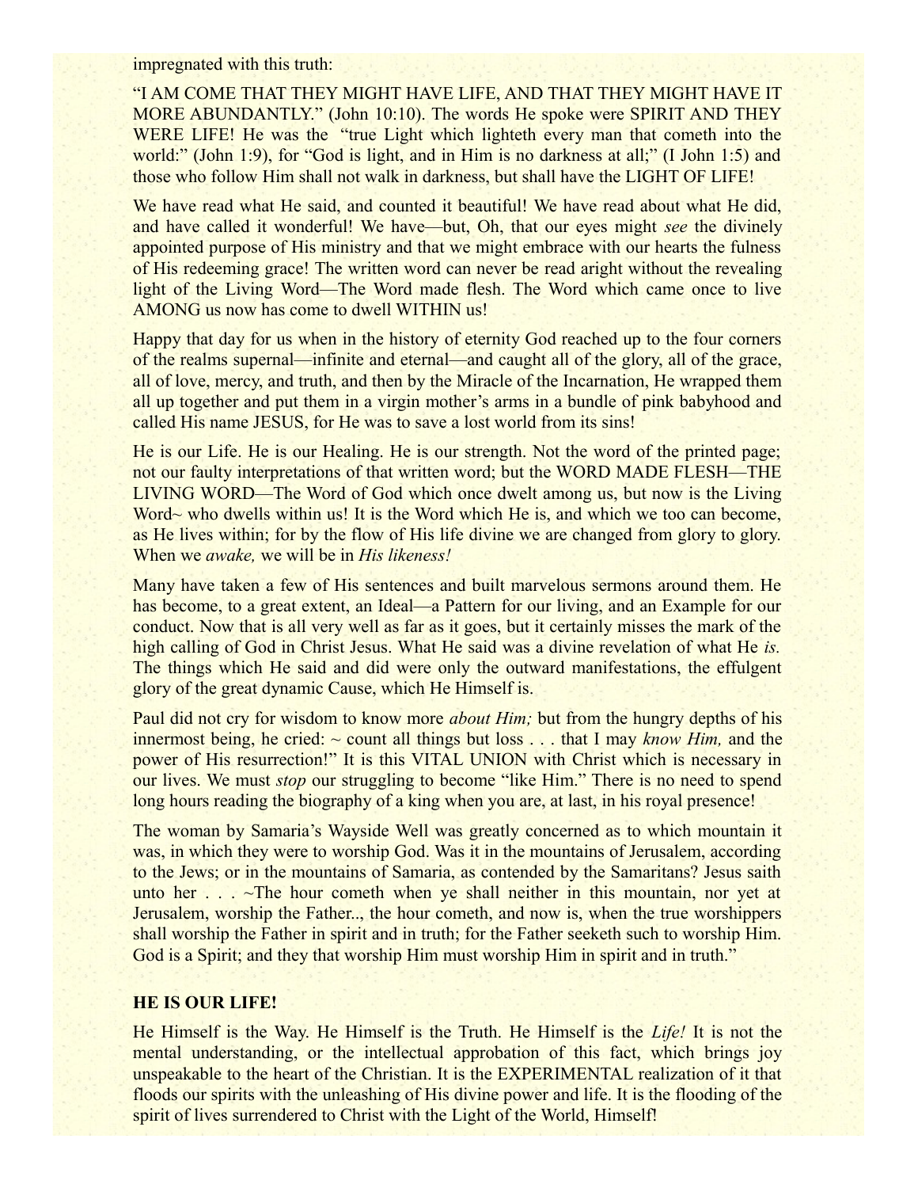impregnated with this truth:

“I AM COME THAT THEY MIGHT HAVE LIFE, AND THAT THEY MIGHT HAVE IT MORE ABUNDANTLY.” (John 10:10). The words He spoke were SPIRIT AND THEY WERE LIFE! He was the “true Light which lighteth every man that cometh into the world:” (John 1:9), for “God is light, and in Him is no darkness at all;” (I John 1:5) and those who follow Him shall not walk in darkness, but shall have the LIGHT OF LIFE!

We have read what He said, and counted it beautiful! We have read about what He did, and have called it wonderful! We have—but, Oh, that our eyes might *see* the divinely appointed purpose of His ministry and that we might embrace with our hearts the fulness of His redeeming grace! The written word can never be read aright without the revealing light of the Living Word—The Word made flesh. The Word which came once to live AMONG us now has come to dwell WITHIN us!

Happy that day for us when in the history of eternity God reached up to the four corners of the realms supernal—infinite and eternal—and caught all of the glory, all of the grace, all of love, mercy, and truth, and then by the Miracle of the Incarnation, He wrapped them all up together and put them in a virgin mother’s arms in a bundle of pink babyhood and called His name JESUS, for He was to save a lost world from its sins!

He is our Life. He is our Healing. He is our strength. Not the word of the printed page; not our faulty interpretations of that written word; but the WORD MADE FLESH—THE LIVING WORD—The Word of God which once dwelt among us, but now is the Living Word~ who dwells within us! It is the Word which He is, and which we too can become, as He lives within; for by the flow of His life divine we are changed from glory to glory. When we *awake,* we will be in *His likeness!*

Many have taken a few of His sentences and built marvelous sermons around them. He has become, to a great extent, an Ideal—a Pattern for our living, and an Example for our conduct. Now that is all very well as far as it goes, but it certainly misses the mark of the high calling of God in Christ Jesus. What He said was a divine revelation of what He *is.* The things which He said and did were only the outward manifestations, the effulgent glory of the great dynamic Cause, which He Himself is.

Paul did not cry for wisdom to know more *about Him;* but from the hungry depths of his innermost being, he cried: ~ count all things but loss . . . that I may *know Him,* and the power of His resurrection!” It is this VITAL UNION with Christ which is necessary in our lives. We must *stop* our struggling to become “like Him.” There is no need to spend long hours reading the biography of a king when you are, at last, in his royal presence!

The woman by Samaria’s Wayside Well was greatly concerned as to which mountain it was, in which they were to worship God. Was it in the mountains of Jerusalem, according to the Jews; or in the mountains of Samaria, as contended by the Samaritans? Jesus saith unto her . . . ~The hour cometh when ye shall neither in this mountain, nor yet at Jerusalem, worship the Father.., the hour cometh, and now is, when the true worshippers shall worship the Father in spirit and in truth; for the Father seeketh such to worship Him. God is a Spirit; and they that worship Him must worship Him in spirit and in truth.”

**HE IS OUR LIFE!**

He Himself is the Way. He Himself is the Truth. He Himself is the *Life!* It is not the mental understanding, or the intellectual approbation of this fact, which brings joy unspeakable to the heart of the Christian. It is the EXPERIMENTAL realization of it that floods our spirits with the unleashing of His divine power and life. It is the flooding of the spirit of lives surrendered to Christ with the Light of the World, Himself!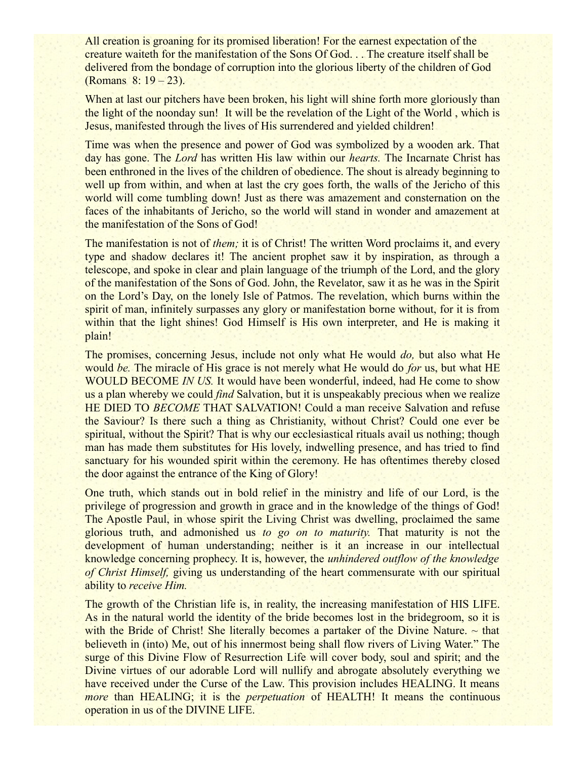All creation is groaning for its promised liberation! For the earnest expectation of the creature waiteth for the manifestation of the Sons Of God. . . The creature itself shall be delivered from the bondage of corruption into the glorious liberty of the children of God (Romans 8: 19 – 23).

When at last our pitchers have been broken, his light will shine forth more gloriously than the light of the noonday sun! It will be the revelation of the Light of the World , which is Jesus, manifested through the lives of His surrendered and yielded children!

Time was when the presence and power of God was symbolized by a wooden ark. That day has gone. The *Lord* has written His law within our *hearts.* The Incarnate Christ has been enthroned in the lives of the children of obedience. The shout is already beginning to well up from within, and when at last the cry goes forth, the walls of the Jericho of this world will come tumbling down! Just as there was amazement and consternation on the faces of the inhabitants of Jericho, so the world will stand in wonder and amazement at the manifestation of the Sons of God!

The manifestation is not of *them;* it is of Christ! The written Word proclaims it, and every type and shadow declares it! The ancient prophet saw it by inspiration, as through a telescope, and spoke in clear and plain language of the triumph of the Lord, and the glory of the manifestation of the Sons of God. John, the Revelator, saw it as he was in the Spirit on the Lord's Day, on the lonely Isle of Patmos. The revelation, which burns within the spirit of man, infinitely surpasses any glory or manifestation borne without, for it is from within that the light shines! God Himself is His own interpreter, and He is making it plain!

The promises, concerning Jesus, include not only what He would *do,* but also what He would *be.* The miracle of His grace is not merely what He would do *for* us, but what HE WOULD BECOME *IN US.* It would have been wonderful, indeed, had He come to show us a plan whereby we could *find* Salvation, but it is unspeakably precious when we realize HE DIED TO *BECOME* THAT SALVATION! Could a man receive Salvation and refuse the Saviour? Is there such a thing as Christianity, without Christ? Could one ever be spiritual, without the Spirit? That is why our ecclesiastical rituals avail us nothing; though man has made them substitutes for His lovely, indwelling presence, and has tried to find sanctuary for his wounded spirit within the ceremony. He has oftentimes thereby closed the door against the entrance of the King of Glory!

One truth, which stands out in bold relief in the ministry and life of our Lord, is the privilege of progression and growth in grace and in the knowledge of the things of God! The Apostle Paul, in whose spirit the Living Christ was dwelling, proclaimed the same glorious truth, and admonished us *to go on to maturity.* That maturity is not the development of human understanding; neither is it an increase in our intellectual knowledge concerning prophecy. It is, however, the *unhindered outflow of the knowledge of Christ Himself,* giving us understanding of the heart commensurate with our spiritual ability to *receive Him.*

The growth of the Christian life is, in reality, the increasing manifestation of HIS LIFE. As in the natural world the identity of the bride becomes lost in the bridegroom, so it is with the Bride of Christ! She literally becomes a partaker of the Divine Nature. ~ that believeth in (into) Me, out of his innermost being shall flow rivers of Living Water." The surge of this Divine Flow of Resurrection Life will cover body, soul and spirit; and the Divine virtues of our adorable Lord will nullify and abrogate absolutely everything we have received under the Curse of the Law. This provision includes HEALING. It means *more* than HEALING; it is the *perpetuation* of HEALTH! It means the continuous operation in us of the DIVINE LIFE.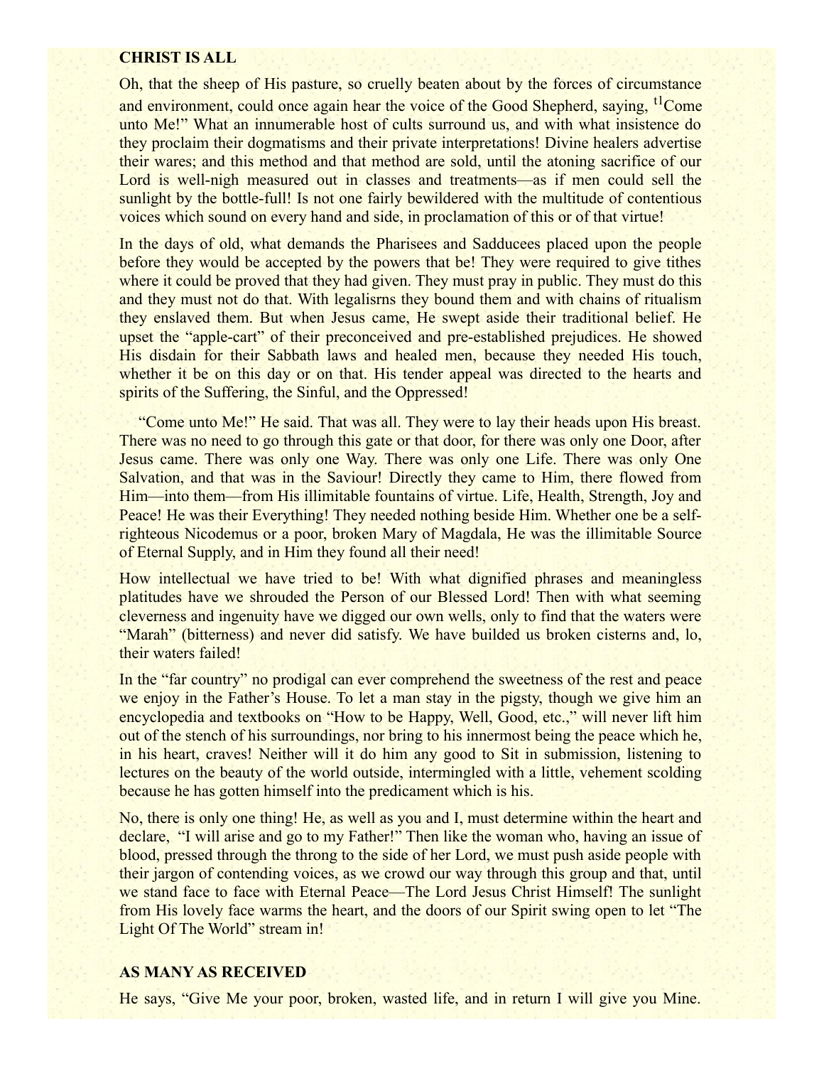**CHRIST IS ALL**

Oh, that the sheep of His pasture, so cruelly beaten about by the forces of circumstance and environment, could once again hear the voice of the Good Shepherd, saying, [t1]Come unto Me!" What an innumerable host of cults surround us, and with what insistence do they proclaim their dogmatisms and their private interpretations! Divine healers advertise their wares; and this method and that method are sold, until the atoning sacrifice of our Lord is well-nigh measured out in classes and treatments—as if men could sell the sunlight by the bottle-full! Is not one fairly bewildered with the multitude of contentious voices which sound on every hand and side, in proclamation of this or of that virtue!

In the days of old, what demands the Pharisees and Sadducees placed upon the people before they would be accepted by the powers that be! They were required to give tithes where it could be proved that they had given. They must pray in public. They must do this and they must not do that. With legalisrns they bound them and with chains of ritualism they enslaved them. But when Jesus came, He swept aside their traditional belief. He upset the "apple-cart" of their preconceived and pre-established prejudices. He showed His disdain for their Sabbath laws and healed men, because they needed His touch, whether it be on this day or on that. His tender appeal was directed to the hearts and spirits of the Suffering, the Sinful, and the Oppressed!

"Come unto Me!" He said. That was all. They were to lay their heads upon His breast. There was no need to go through this gate or that door, for there was only one Door, after Jesus came. There was only one Way. There was only one Life. There was only One Salvation, and that was in the Saviour! Directly they came to Him, there flowed from Him—into them—from His illimitable fountains of virtue. Life, Health, Strength, Joy and Peace! He was their Everything! They needed nothing beside Him. Whether one be a self-righteous Nicodemus or a poor, broken Mary of Magdala, He was the illimitable Source of Eternal Supply, and in Him they found all their need!

How intellectual we have tried to be! With what dignified phrases and meaningless platitudes have we shrouded the Person of our Blessed Lord! Then with what seeming cleverness and ingenuity have we digged our own wells, only to find that the waters were "Marah" (bitterness) and never did satisfy. We have builded us broken cisterns and, lo, their waters failed!

In the "far country" no prodigal can ever comprehend the sweetness of the rest and peace we enjoy in the Father's House. To let a man stay in the pigsty, though we give him an encyclopedia and textbooks on "How to be Happy, Well, Good, etc.," will never lift him out of the stench of his surroundings, nor bring to his innermost being the peace which he, in his heart, craves! Neither will it do him any good to Sit in submission, listening to lectures on the beauty of the world outside, intermingled with a little, vehement scolding because he has gotten himself into the predicament which is his.

No, there is only one thing! He, as well as you and I, must determine within the heart and declare, "I will arise and go to my Father!" Then like the woman who, having an issue of blood, pressed through the throng to the side of her Lord, we must push aside people with their jargon of contending voices, as we crowd our way through this group and that, until we stand face to face with Eternal Peace—The Lord Jesus Christ Himself! The sunlight from His lovely face warms the heart, and the doors of our Spirit swing open to let "The Light Of The World" stream in!

**AS MANY AS RECEIVED**

He says, "Give Me your poor, broken, wasted life, and in return I will give you Mine.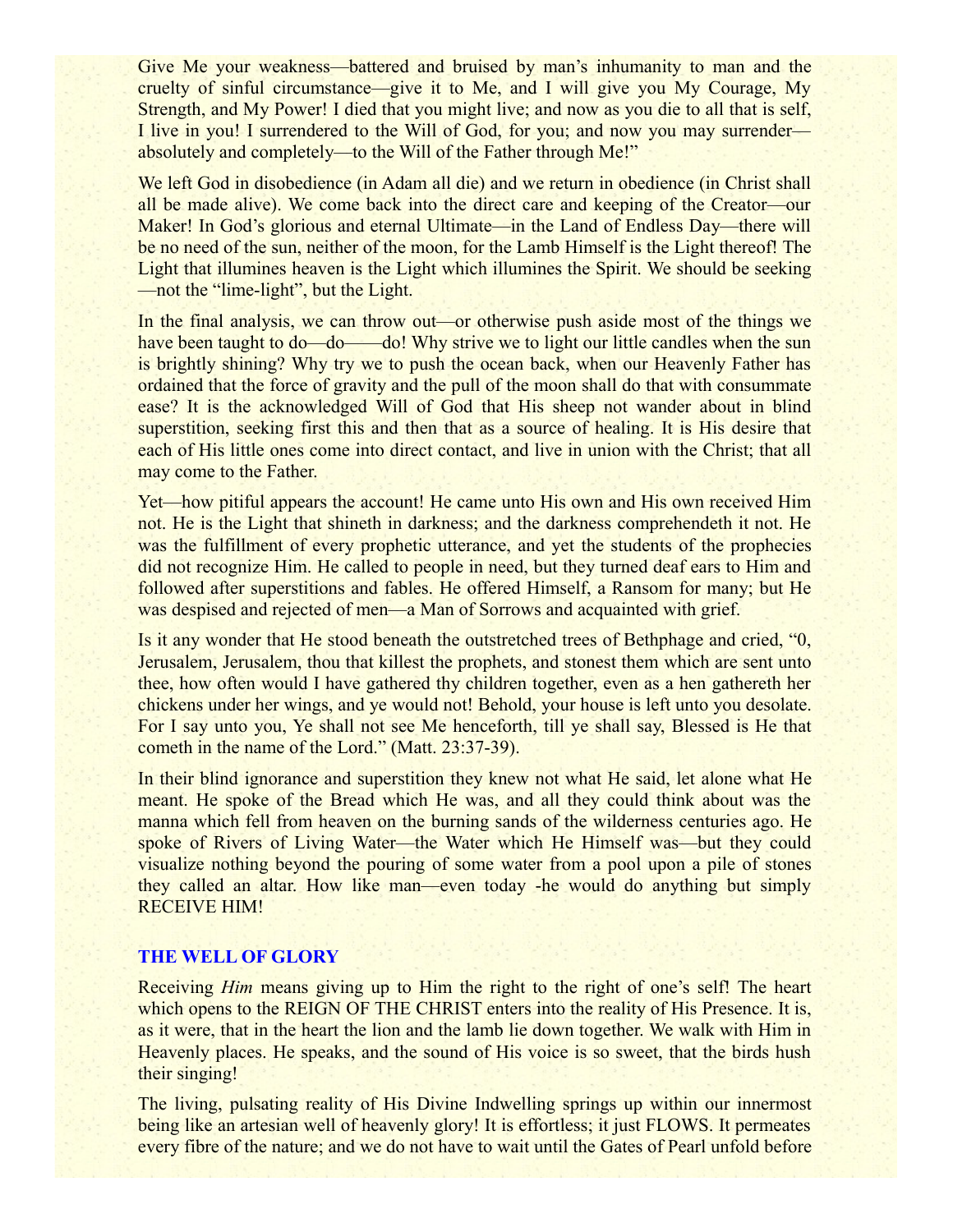Give Me your weakness—battered and bruised by man's inhumanity to man and the cruelty of sinful circumstance—give it to Me, and I will give you My Courage, My Strength, and My Power! I died that you might live; and now as you die to all that is self, I live in you! I surrendered to the Will of God, for you; and now you may surrender—absolutely and completely—to the Will of the Father through Me!"

We left God in disobedience (in Adam all die) and we return in obedience (in Christ shall all be made alive). We come back into the direct care and keeping of the Creator—our Maker! In God's glorious and eternal Ultimate—in the Land of Endless Day—there will be no need of the sun, neither of the moon, for the Lamb Himself is the Light thereof! The Light that illumines heaven is the Light which illumines the Spirit. We should be seeking—not the "lime-light", but the Light.

In the final analysis, we can throw out—or otherwise push aside most of the things we have been taught to do—do——do! Why strive we to light our little candles when the sun is brightly shining? Why try we to push the ocean back, when our Heavenly Father has ordained that the force of gravity and the pull of the moon shall do that with consummate ease? It is the acknowledged Will of God that His sheep not wander about in blind superstition, seeking first this and then that as a source of healing. It is His desire that each of His little ones come into direct contact, and live in union with the Christ; that all may come to the Father.

Yet—how pitiful appears the account! He came unto His own and His own received Him not. He is the Light that shineth in darkness; and the darkness comprehendeth it not. He was the fulfillment of every prophetic utterance, and yet the students of the prophecies did not recognize Him. He called to people in need, but they turned deaf ears to Him and followed after superstitions and fables. He offered Himself, a Ransom for many; but He was despised and rejected of men—a Man of Sorrows and acquainted with grief.

Is it any wonder that He stood beneath the outstretched trees of Bethphage and cried, "0, Jerusalem, Jerusalem, thou that killest the prophets, and stonest them which are sent unto thee, how often would I have gathered thy children together, even as a hen gathereth her chickens under her wings, and ye would not! Behold, your house is left unto you desolate. For I say unto you, Ye shall not see Me henceforth, till ye shall say, Blessed is He that cometh in the name of the Lord." (Matt. 23:37-39).

In their blind ignorance and superstition they knew not what He said, let alone what He meant. He spoke of the Bread which He was, and all they could think about was the manna which fell from heaven on the burning sands of the wilderness centuries ago. He spoke of Rivers of Living Water—the Water which He Himself was—but they could visualize nothing beyond the pouring of some water from a pool upon a pile of stones they called an altar. How like man—even today -he would do anything but simply RECEIVE HIM!

### THE WELL OF GLORY

Receiving *Him* means giving up to Him the right to the right of one's self! The heart which opens to the REIGN OF THE CHRIST enters into the reality of His Presence. It is, as it were, that in the heart the lion and the lamb lie down together. We walk with Him in Heavenly places. He speaks, and the sound of His voice is so sweet, that the birds hush their singing!

The living, pulsating reality of His Divine Indwelling springs up within our innermost being like an artesian well of heavenly glory! It is effortless; it just FLOWS. It permeates every fibre of the nature; and we do not have to wait until the Gates of Pearl unfold before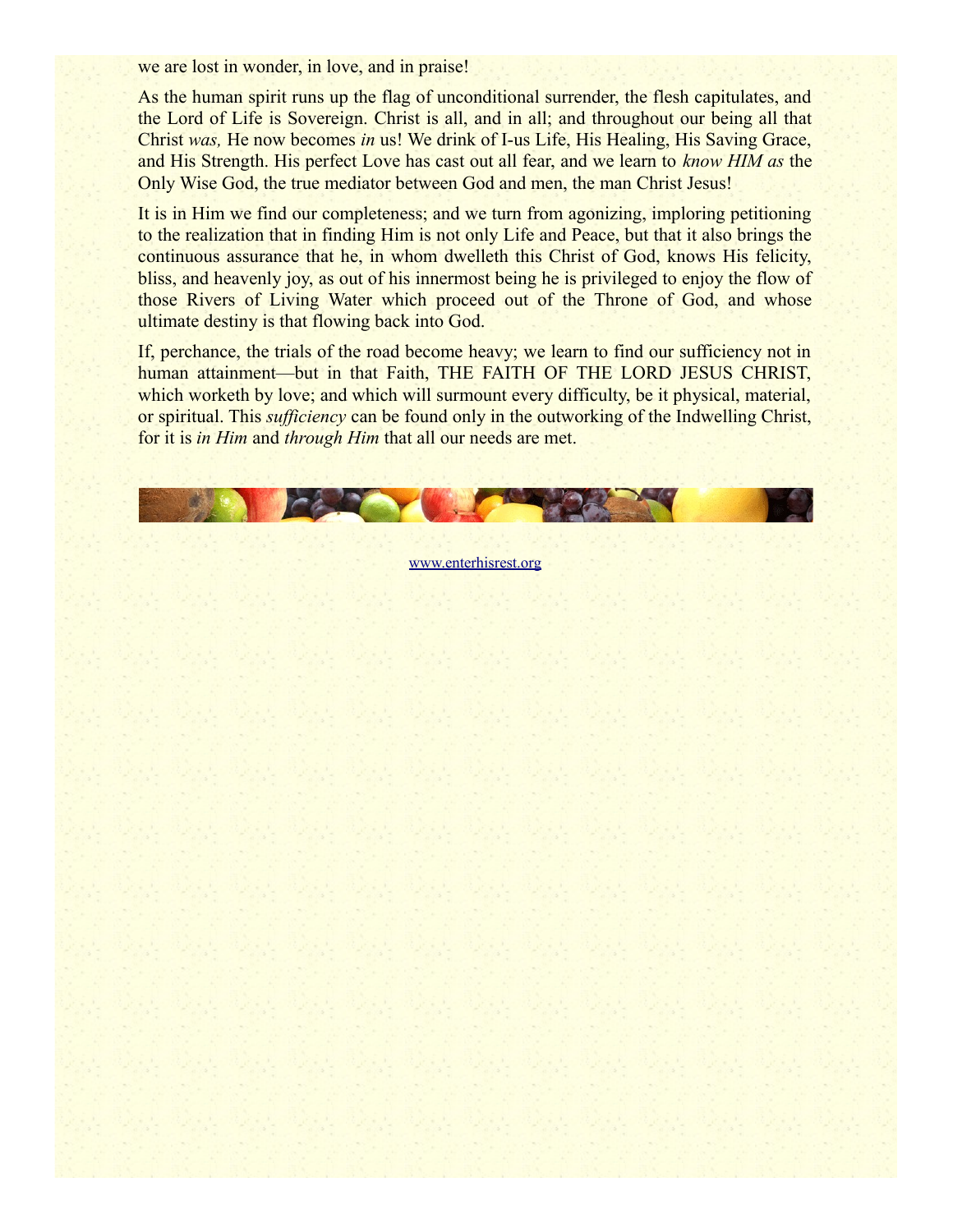we are lost in wonder, in love, and in praise!

As the human spirit runs up the flag of unconditional surrender, the flesh capitulates, and the Lord of Life is Sovereign. Christ is all, and in all; and throughout our being all that Christ *was,* He now becomes *in* us! We drink of I-us Life, His Healing, His Saving Grace, and His Strength. His perfect Love has cast out all fear, and we learn to *know HIM as* the Only Wise God, the true mediator between God and men, the man Christ Jesus!

It is in Him we find our completeness; and we turn from agonizing, imploring petitioning to the realization that in finding Him is not only Life and Peace, but that it also brings the continuous assurance that he, in whom dwelleth this Christ of God, knows His felicity, bliss, and heavenly joy, as out of his innermost being he is privileged to enjoy the flow of those Rivers of Living Water which proceed out of the Throne of God, and whose ultimate destiny is that flowing back into God.

If, perchance, the trials of the road become heavy; we learn to find our sufficiency not in human attainment—but in that Faith, THE FAITH OF THE LORD JESUS CHRIST, which worketh by love; and which will surmount every difficulty, be it physical, material, or spiritual. This *sufficiency* can be found only in the outworking of the Indwelling Christ, for it is *in Him* and *through Him* that all our needs are met.

www.enterhisrest.org